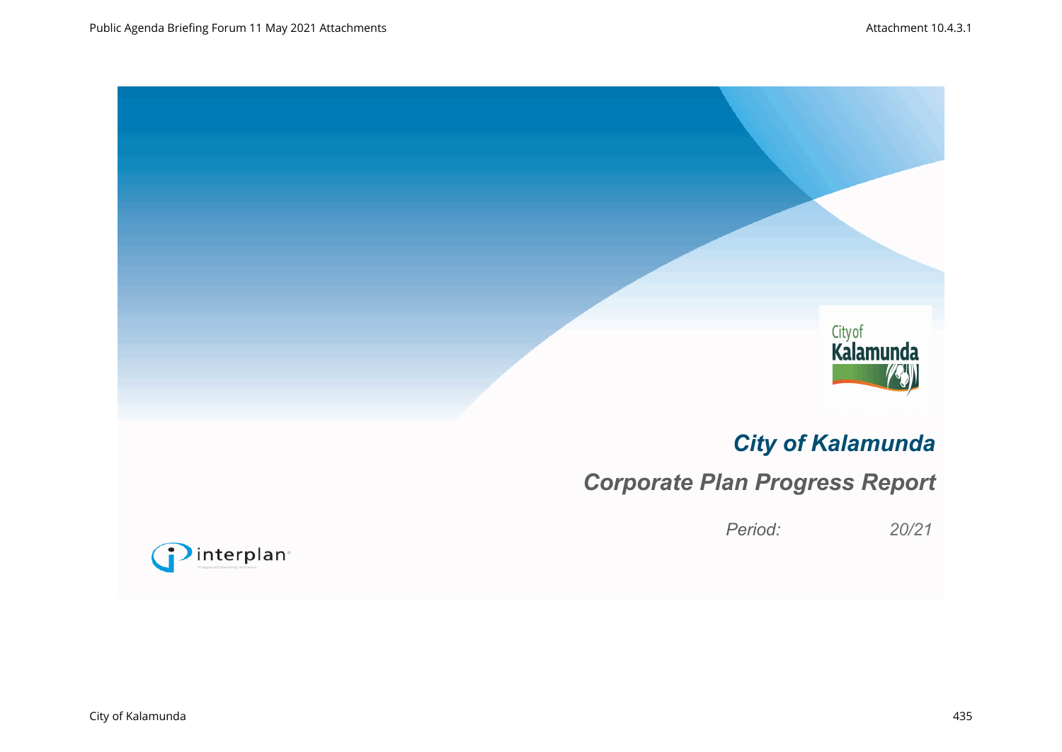City of Kalamunda

# City of Kalamunda

## Corporate Plan Progress Report

*Period: 20/21*

interplan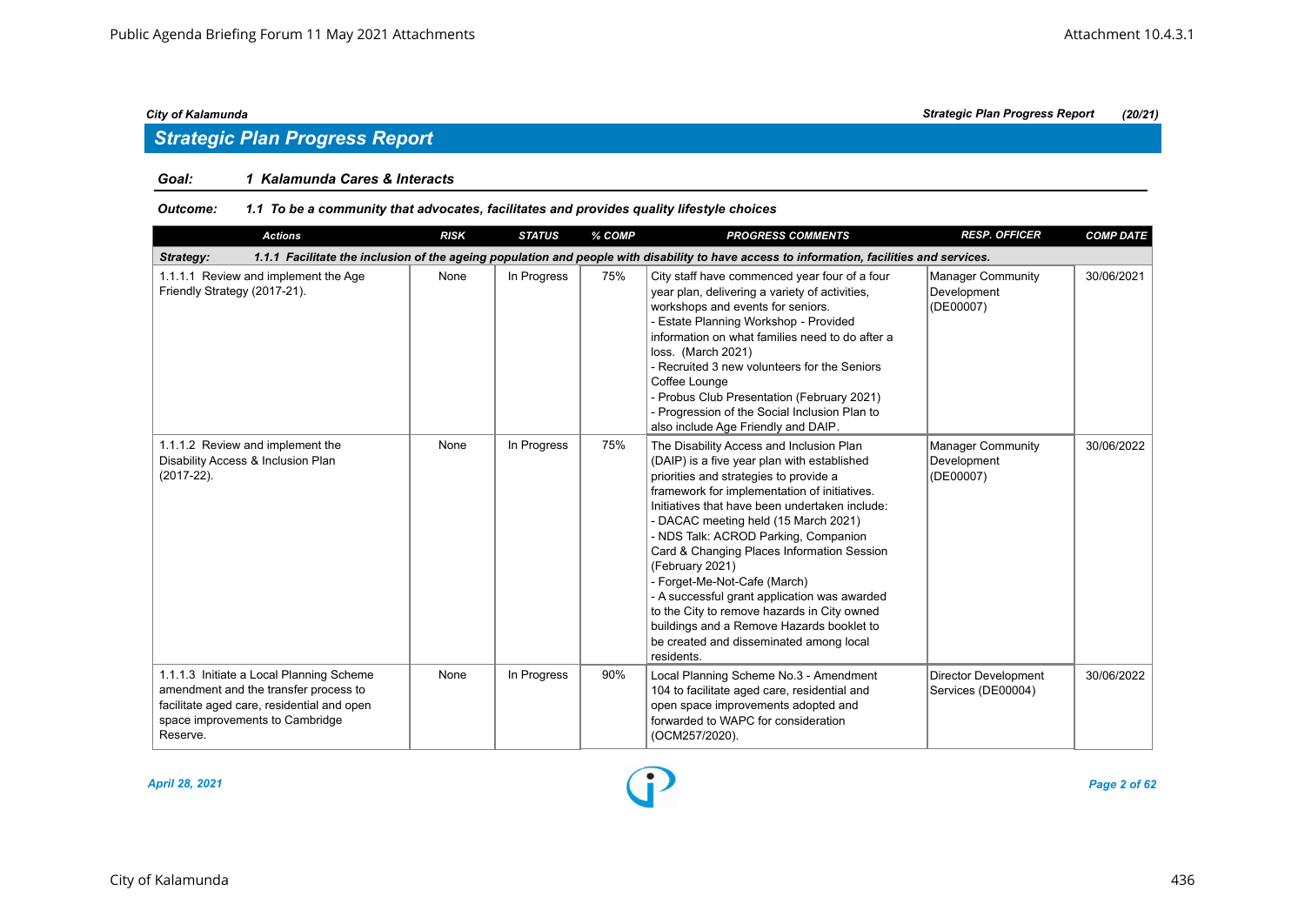## Strategic Plan Progress Report

**Goal:** **1 Kalamunda Cares & Interacts**

**Outcome:** **1.1 To be a community that advocates, facilitates and provides quality lifestyle choices**

| Actions | RISK | STATUS | % COMP | PROGRESS COMMENTS | RESP. OFFICER | COMP DATE |
|---|---|---|---|---|---|---|
| **Strategy: 1.1.1 Facilitate the inclusion of the ageing population and people with disability to have access to information, facilities and services.** | | | | | | |
| 1.1.1.1 Review and implement the Age Friendly Strategy (2017-21). | None | In Progress | 75% | City staff have commenced year four of a four year plan, delivering a variety of activities, workshops and events for seniors.<br>- Estate Planning Workshop - Provided information on what families need to do after a loss. (March 2021)<br>- Recruited 3 new volunteers for the Seniors Coffee Lounge<br>- Probus Club Presentation (February 2021)<br>- Progression of the Social Inclusion Plan to also include Age Friendly and DAIP. | Manager Community Development (DE00007) | 30/06/2021 |
| 1.1.1.2 Review and implement the Disability Access & Inclusion Plan (2017-22). | None | In Progress | 75% | The Disability Access and Inclusion Plan (DAIP) is a five year plan with established priorities and strategies to provide a framework for implementation of initiatives. Initiatives that have been undertaken include:<br>- DACAC meeting held (15 March 2021)<br>- NDS Talk: ACROD Parking, Companion Card & Changing Places Information Session (February 2021)<br>- Forget-Me-Not-Cafe (March)<br>- A successful grant application was awarded to the City to remove hazards in City owned buildings and a Remove Hazards booklet to be created and disseminated among local residents. | Manager Community Development (DE00007) | 30/06/2022 |
| 1.1.1.3 Initiate a Local Planning Scheme amendment and the transfer process to facilitate aged care, residential and open space improvements to Cambridge Reserve. | None | In Progress | 90% | Local Planning Scheme No.3 - Amendment 104 to facilitate aged care, residential and open space improvements adopted and forwarded to WAPC for consideration (OCM257/2020). | Director Development Services (DE00004) | 30/06/2022 |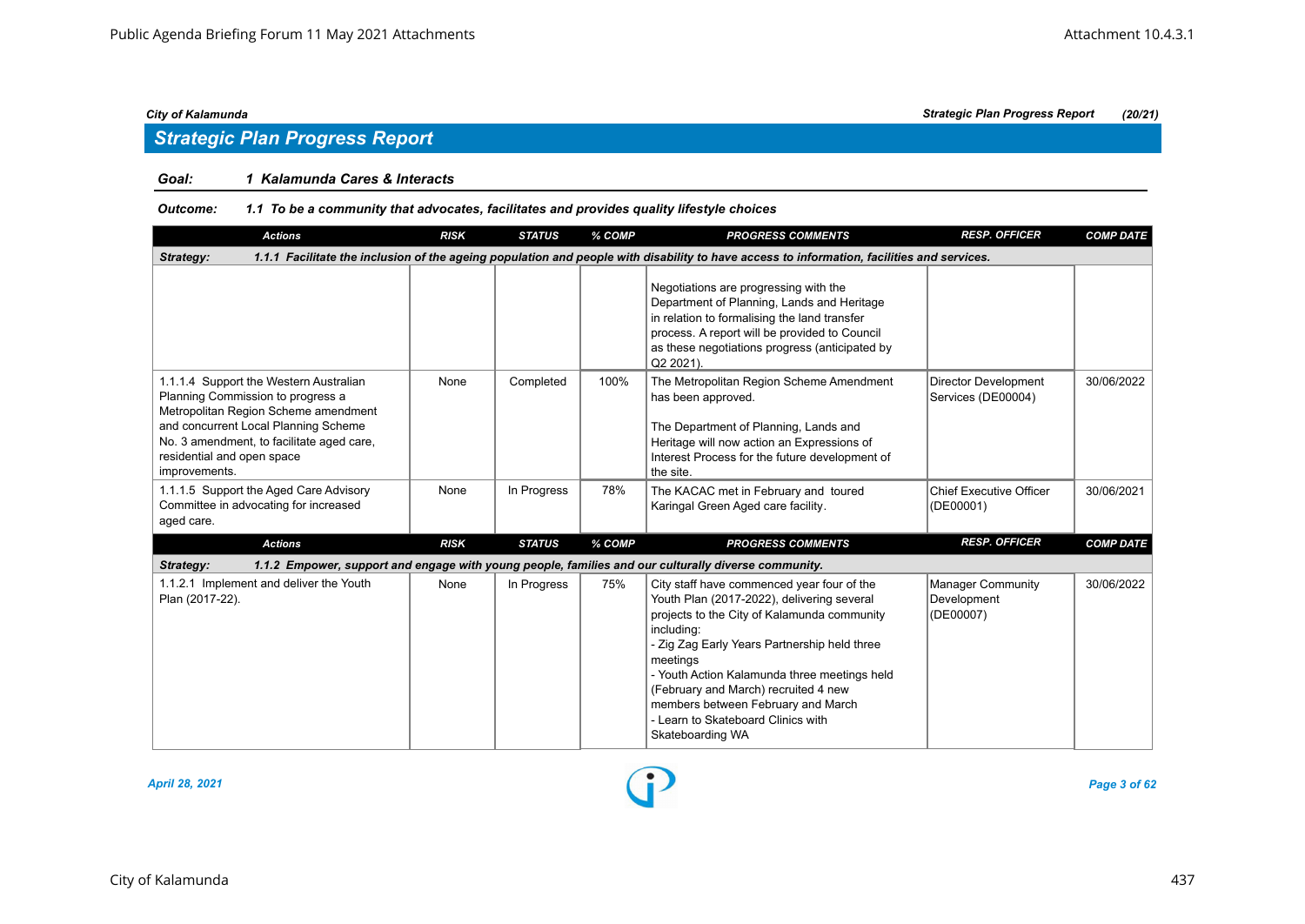*City of Kalamunda* | *Strategic Plan Progress Report* | *(20/21)*

## Strategic Plan Progress Report

**Goal: 1 Kalamunda Cares & Interacts**

**Outcome: 1.1 To be a community that advocates, facilitates and provides quality lifestyle choices**

| Actions | RISK | STATUS | % COMP | PROGRESS COMMENTS | RESP. OFFICER | COMP DATE |
|---|---|---|---|---|---|---|
| **Strategy: 1.1.1 Facilitate the inclusion of the ageing population and people with disability to have access to information, facilities and services.** | | | | | | |
| | | | | Negotiations are progressing with the Department of Planning, Lands and Heritage in relation to formalising the land transfer process. A report will be provided to Council as these negotiations progress (anticipated by Q2 2021). | | |
| 1.1.1.4 Support the Western Australian Planning Commission to progress a Metropolitan Region Scheme amendment and concurrent Local Planning Scheme No. 3 amendment, to facilitate aged care, residential and open space improvements. | None | Completed | 100% | The Metropolitan Region Scheme Amendment has been approved.<br><br>The Department of Planning, Lands and Heritage will now action an Expressions of Interest Process for the future development of the site. | Director Development Services (DE00004) | 30/06/2022 |
| 1.1.1.5 Support the Aged Care Advisory Committee in advocating for increased aged care. | None | In Progress | 78% | The KACAC met in February and toured Karingal Green Aged care facility. | Chief Executive Officer (DE00001) | 30/06/2021 |

| Actions | RISK | STATUS | % COMP | PROGRESS COMMENTS | RESP. OFFICER | COMP DATE |
|---|---|---|---|---|---|---|
| **Strategy: 1.1.2 Empower, support and engage with young people, families and our culturally diverse community.** | | | | | | |
| 1.1.2.1 Implement and deliver the Youth Plan (2017-22). | None | In Progress | 75% | City staff have commenced year four of the Youth Plan (2017-2022), delivering several projects to the City of Kalamunda community including:<br>- Zig Zag Early Years Partnership held three meetings<br>- Youth Action Kalamunda three meetings held (February and March) recruited 4 new members between February and March<br>- Learn to Skateboard Clinics with Skateboarding WA | Manager Community Development (DE00007) | 30/06/2022 |

*April 28, 2021*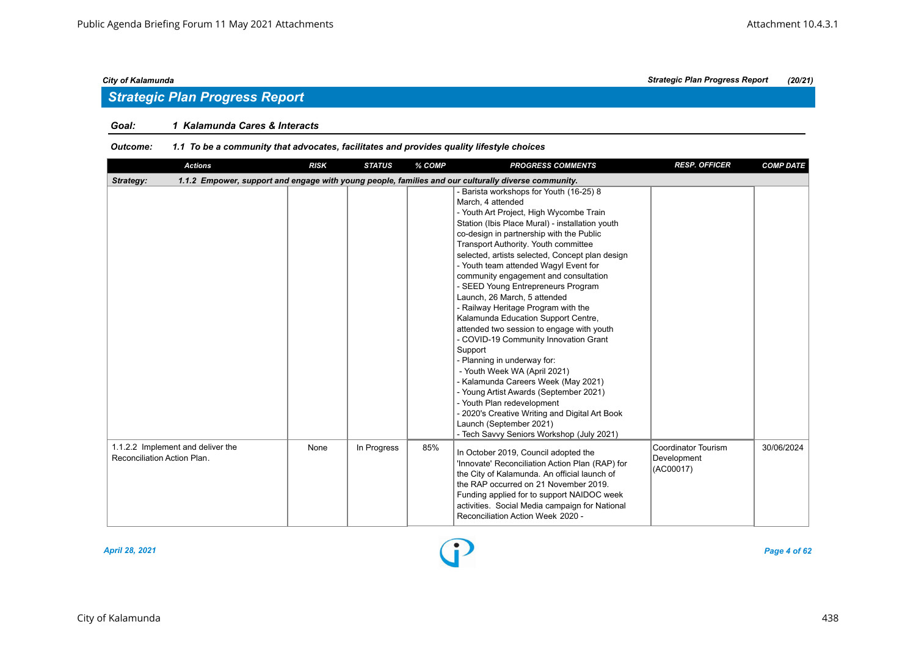## Strategic Plan Progress Report

**Goal:** **1 Kalamunda Cares & Interacts**

**Outcome:** **1.1 To be a community that advocates, facilitates and provides quality lifestyle choices**

| Actions | RISK | STATUS | % COMP | PROGRESS COMMENTS | RESP. OFFICER | COMP DATE |
|---|---|---|---|---|---|---|
| **Strategy:** **1.1.2 Empower, support and engage with young people, families and our culturally diverse community.** | | | | | | |
| | | | | - Barista workshops for Youth (16-25) 8 March, 4 attended<br>- Youth Art Project, High Wycombe Train Station (Ibis Place Mural) - installation youth co-design in partnership with the Public Transport Authority. Youth committee selected, artists selected, Concept plan design<br>- Youth team attended Wagyl Event for community engagement and consultation<br>- SEED Young Entrepreneurs Program Launch, 26 March, 5 attended<br>- Railway Heritage Program with the Kalamunda Education Support Centre, attended two session to engage with youth<br>- COVID-19 Community Innovation Grant Support<br>- Planning in underway for:<br>- Youth Week WA (April 2021)<br>- Kalamunda Careers Week (May 2021)<br>- Young Artist Awards (September 2021)<br>- Youth Plan redevelopment<br>- 2020's Creative Writing and Digital Art Book Launch (September 2021)<br>- Tech Savvy Seniors Workshop (July 2021) | | |
| 1.1.2.2 Implement and deliver the Reconciliation Action Plan. | None | In Progress | 85% | In October 2019, Council adopted the 'Innovate' Reconciliation Action Plan (RAP) for the City of Kalamunda. An official launch of the RAP occurred on 21 November 2019. Funding applied for to support NAIDOC week activities. Social Media campaign for National Reconciliation Action Week 2020 - | Coordinator Tourism Development (AC00017) | 30/06/2024 |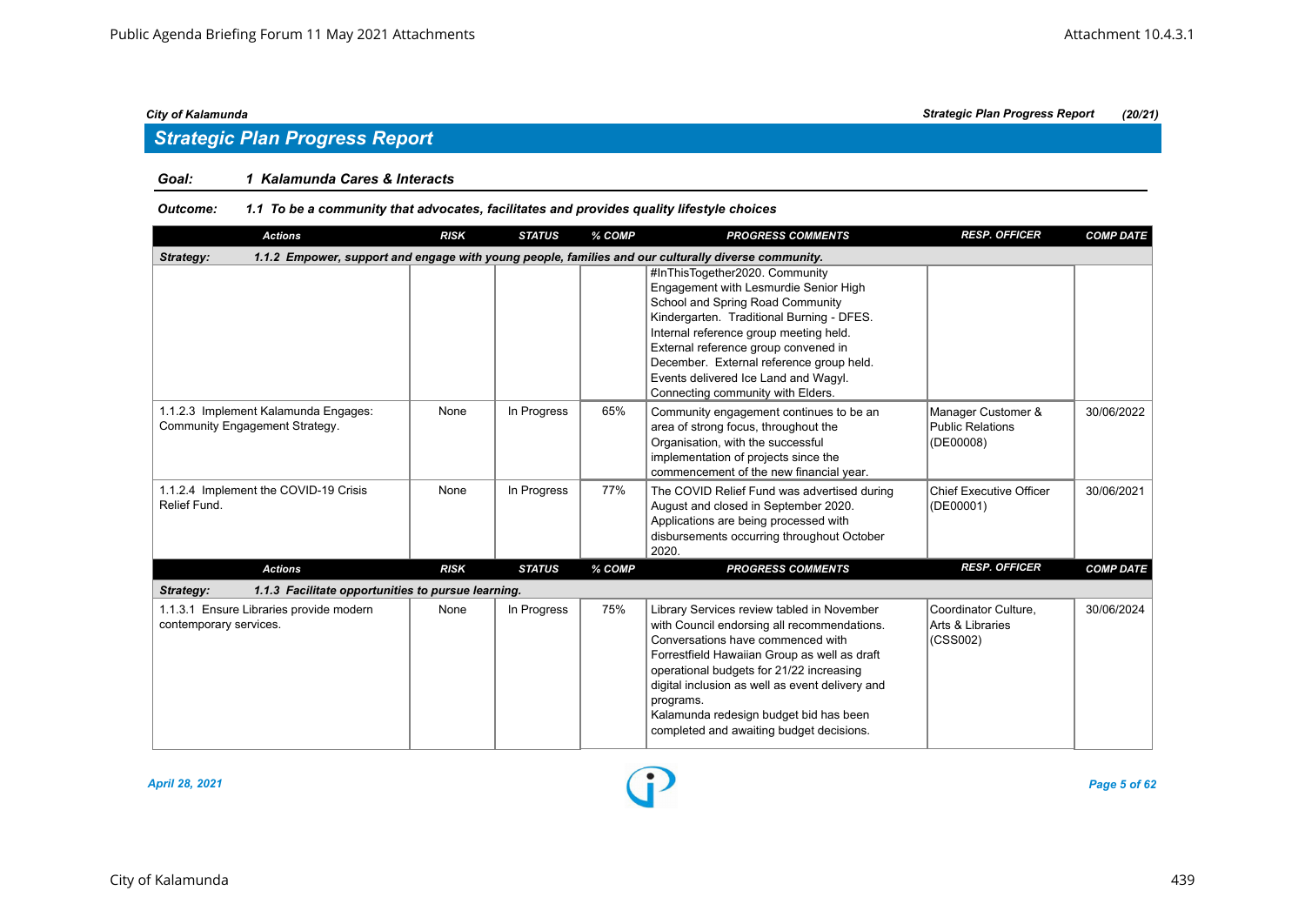## Strategic Plan Progress Report

**Goal:** *1 Kalamunda Cares & Interacts*

**Outcome:** *1.1 To be a community that advocates, facilitates and provides quality lifestyle choices*

| Actions | RISK | STATUS | % COMP | PROGRESS COMMENTS | RESP. OFFICER | COMP DATE |
|---|---|---|---|---|---|---|
| ***Strategy: 1.1.2 Empower, support and engage with young people, families and our culturally diverse community.*** | | | | | | |
| | | | | #InThisTogether2020. Community Engagement with Lesmurdie Senior High School and Spring Road Community Kindergarten. Traditional Burning - DFES. Internal reference group meeting held. External reference group convened in December. External reference group held. Events delivered Ice Land and Wagyl. Connecting community with Elders. | | |
| 1.1.2.3 Implement Kalamunda Engages: Community Engagement Strategy. | None | In Progress | 65% | Community engagement continues to be an area of strong focus, throughout the Organisation, with the successful implementation of projects since the commencement of the new financial year. | Manager Customer & Public Relations (DE00008) | 30/06/2022 |
| 1.1.2.4 Implement the COVID-19 Crisis Relief Fund. | None | In Progress | 77% | The COVID Relief Fund was advertised during August and closed in September 2020. Applications are being processed with disbursements occurring throughout October 2020. | Chief Executive Officer (DE00001) | 30/06/2021 |

| Actions | RISK | STATUS | % COMP | PROGRESS COMMENTS | RESP. OFFICER | COMP DATE |
|---|---|---|---|---|---|---|
| ***Strategy: 1.1.3 Facilitate opportunities to pursue learning.*** | | | | | | |
| 1.1.3.1 Ensure Libraries provide modern contemporary services. | None | In Progress | 75% | Library Services review tabled in November with Council endorsing all recommendations. Conversations have commenced with Forrestfield Hawaiian Group as well as draft operational budgets for 21/22 increasing digital inclusion as well as event delivery and programs.<br>Kalamunda redesign budget bid has been completed and awaiting budget decisions. | Coordinator Culture, Arts & Libraries (CSS002) | 30/06/2024 |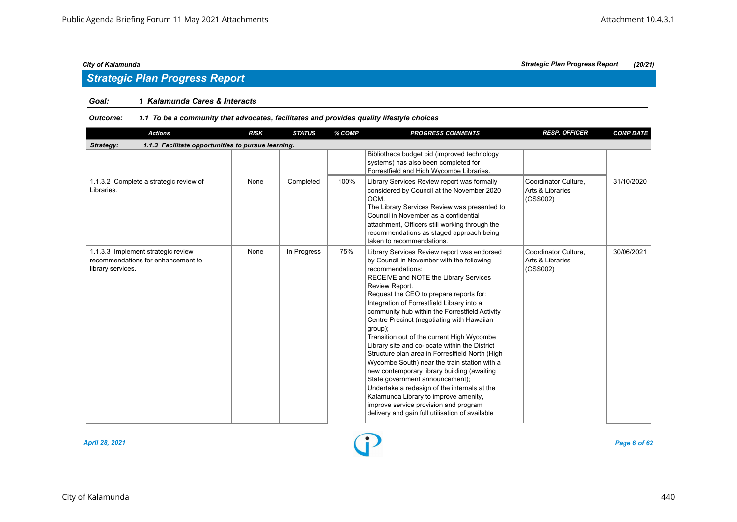## Strategic Plan Progress Report

**Goal:** *1 Kalamunda Cares & Interacts*

**Outcome:** *1.1 To be a community that advocates, facilitates and provides quality lifestyle choices*

| Actions | RISK | STATUS | % COMP | PROGRESS COMMENTS | RESP. OFFICER | COMP DATE |
|---|---|---|---|---|---|---|
| **Strategy: 1.1.3 Facilitate opportunities to pursue learning.** | | | | | | |
| | | | | Bibliotheca budget bid (improved technology systems) has also been completed for Forrestfield and High Wycombe Libraries. | | |
| 1.1.3.2 Complete a strategic review of Libraries. | None | Completed | 100% | Library Services Review report was formally considered by Council at the November 2020 OCM. The Library Services Review was presented to Council in November as a confidential attachment, Officers still working through the recommendations as staged approach being taken to recommendations. | Coordinator Culture, Arts & Libraries (CSS002) | 31/10/2020 |
| 1.1.3.3 Implement strategic review recommendations for enhancement to library services. | None | In Progress | 75% | Library Services Review report was endorsed by Council in November with the following recommendations: RECEIVE and NOTE the Library Services Review Report. Request the CEO to prepare reports for: Integration of Forrestfield Library into a community hub within the Forrestfield Activity Centre Precinct (negotiating with Hawaiian group); Transition out of the current High Wycombe Library site and co-locate within the District Structure plan area in Forrestfield North (High Wycombe South) near the train station with a new contemporary library building (awaiting State government announcement); Undertake a redesign of the internals at the Kalamunda Library to improve amenity, improve service provision and program delivery and gain full utilisation of available | Coordinator Culture, Arts & Libraries (CSS002) | 30/06/2021 |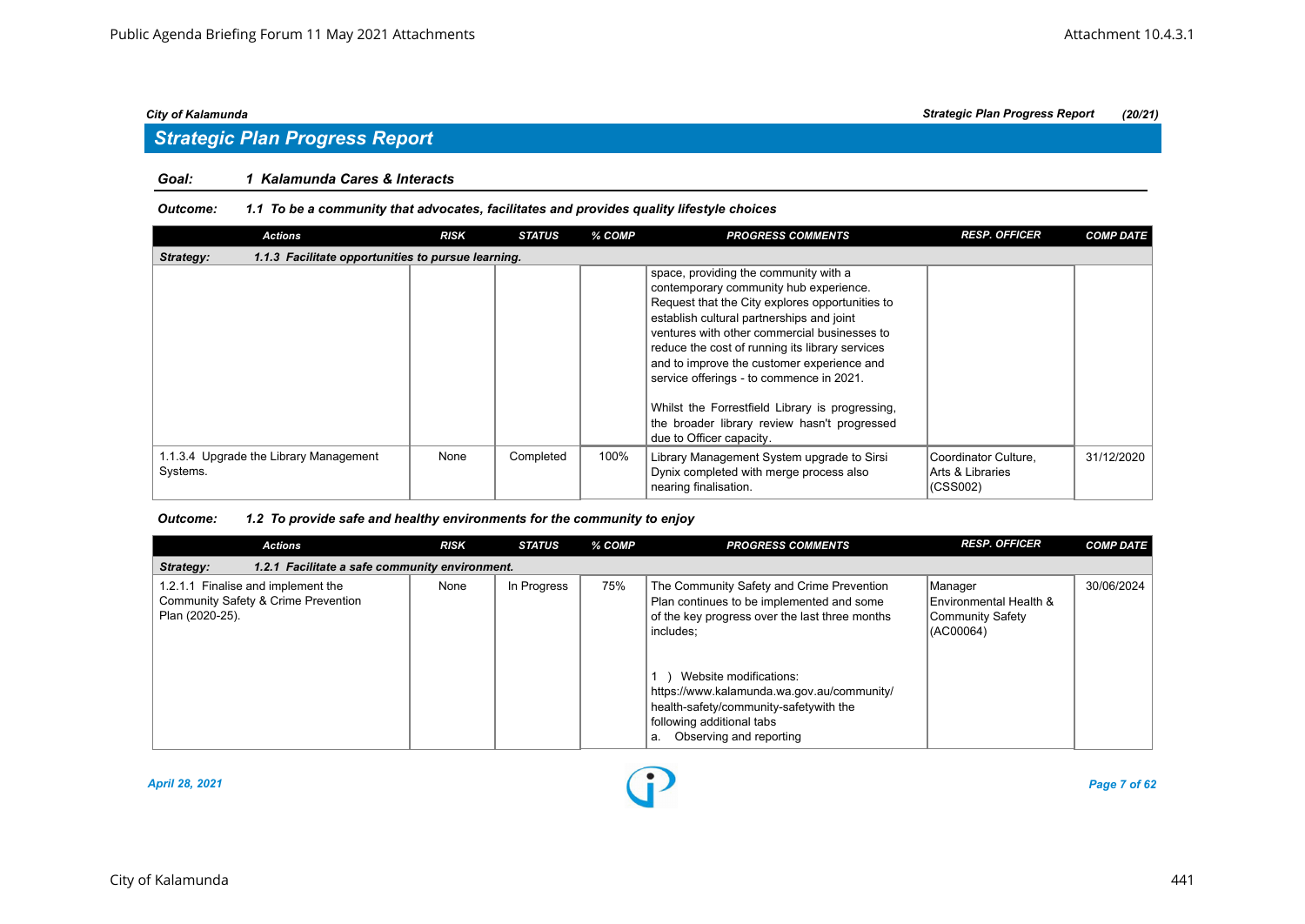## Strategic Plan Progress Report

**Goal:** **1 Kalamunda Cares & Interacts**

**Outcome:** **1.1 To be a community that advocates, facilitates and provides quality lifestyle choices**

| Actions | RISK | STATUS | % COMP | PROGRESS COMMENTS | RESP. OFFICER | COMP DATE |
|---|---|---|---|---|---|---|
| **Strategy: 1.1.3 Facilitate opportunities to pursue learning.** | | | | | | |
| | | | | space, providing the community with a contemporary community hub experience. Request that the City explores opportunities to establish cultural partnerships and joint ventures with other commercial businesses to reduce the cost of running its library services and to improve the customer experience and service offerings - to commence in 2021.<br><br>Whilst the Forrestfield Library is progressing, the broader library review hasn't progressed due to Officer capacity. | | |
| 1.1.3.4 Upgrade the Library Management Systems. | None | Completed | 100% | Library Management System upgrade to Sirsi Dynix completed with merge process also nearing finalisation. | Coordinator Culture, Arts & Libraries (CSS002) | 31/12/2020 |

**Outcome:** **1.2 To provide safe and healthy environments for the community to enjoy**

| Actions | RISK | STATUS | % COMP | PROGRESS COMMENTS | RESP. OFFICER | COMP DATE |
|---|---|---|---|---|---|---|
| **Strategy: 1.2.1 Facilitate a safe community environment.** | | | | | | |
| 1.2.1.1 Finalise and implement the Community Safety & Crime Prevention Plan (2020-25). | None | In Progress | 75% | The Community Safety and Crime Prevention Plan continues to be implemented and some of the key progress over the last three months includes;<br><br>1 ) Website modifications: https://www.kalamunda.wa.gov.au/community/health-safety/community-safetywith the following additional tabs<br>a. Observing and reporting | Manager Environmental Health & Community Safety (AC00064) | 30/06/2024 |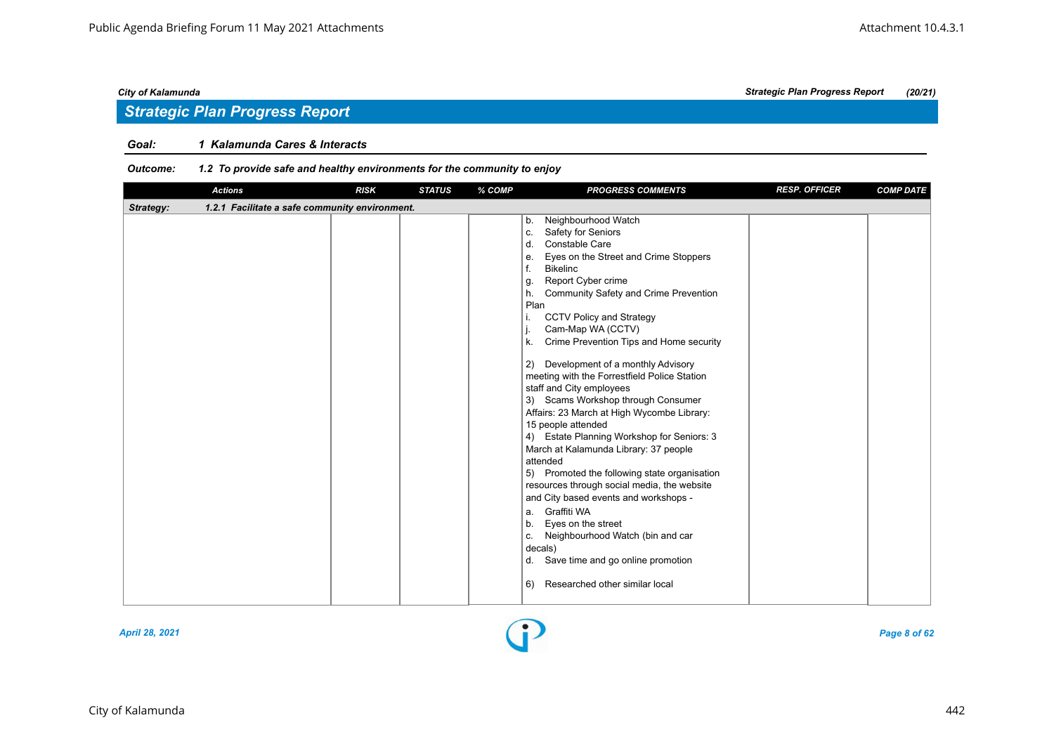## Strategic Plan Progress Report

**Goal:** 1 Kalamunda Cares & Interacts

**Outcome:** 1.2 To provide safe and healthy environments for the community to enjoy

| Actions | RISK | STATUS | % COMP | PROGRESS COMMENTS | RESP. OFFICER | COMP DATE |
|---|---|---|---|---|---|---|
| **Strategy:** 1.2.1 Facilitate a safe community environment. | | | | | | |
| | | | | b. Neighbourhood Watch<br>c. Safety for Seniors<br>d. Constable Care<br>e. Eyes on the Street and Crime Stoppers<br>f. Bikelinc<br>g. Report Cyber crime<br>h. Community Safety and Crime Prevention Plan<br>i. CCTV Policy and Strategy<br>j. Cam-Map WA (CCTV)<br>k. Crime Prevention Tips and Home security<br><br>2) Development of a monthly Advisory meeting with the Forrestfield Police Station staff and City employees<br>3) Scams Workshop through Consumer Affairs: 23 March at High Wycombe Library: 15 people attended<br>4) Estate Planning Workshop for Seniors: 3 March at Kalamunda Library: 37 people attended<br>5) Promoted the following state organisation resources through social media, the website and City based events and workshops -<br>a. Graffiti WA<br>b. Eyes on the street<br>c. Neighbourhood Watch (bin and car decals)<br>d. Save time and go online promotion<br><br>6) Researched other similar local | | |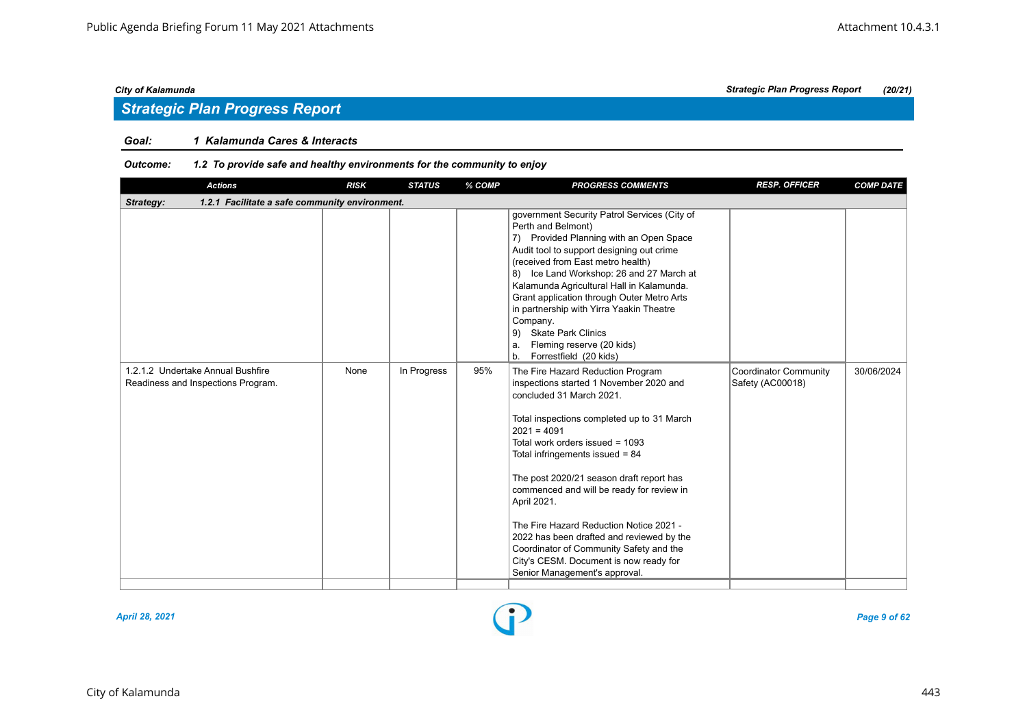*City of Kalamunda* *Strategic Plan Progress Report* *(20/21)*

## *Strategic Plan Progress Report*

**Goal:** ***1 Kalamunda Cares & Interacts***

**Outcome:** ***1.2 To provide safe and healthy environments for the community to enjoy***

| Actions | RISK | STATUS | % COMP | PROGRESS COMMENTS | RESP. OFFICER | COMP DATE |
|---|---|---|---|---|---|---|
| **Strategy: 1.2.1 Facilitate a safe community environment.** | | | | | | |
| | | | | government Security Patrol Services (City of Perth and Belmont)<br>7) Provided Planning with an Open Space Audit tool to support designing out crime (received from East metro health)<br>8) Ice Land Workshop: 26 and 27 March at Kalamunda Agricultural Hall in Kalamunda. Grant application through Outer Metro Arts in partnership with Yirra Yaakin Theatre Company.<br>9) Skate Park Clinics<br>a. Fleming reserve (20 kids)<br>b. Forrestfield (20 kids) | | |
| 1.2.1.2 Undertake Annual Bushfire Readiness and Inspections Program. | None | In Progress | 95% | The Fire Hazard Reduction Program inspections started 1 November 2020 and concluded 31 March 2021.<br><br>Total inspections completed up to 31 March 2021 = 4091<br>Total work orders issued = 1093<br>Total infringements issued = 84<br><br>The post 2020/21 season draft report has commenced and will be ready for review in April 2021.<br><br>The Fire Hazard Reduction Notice 2021 - 2022 has been drafted and reviewed by the Coordinator of Community Safety and the City's CESM. Document is now ready for Senior Management's approval. | Coordinator Community Safety (AC00018) | 30/06/2024 |

*April 28, 2021*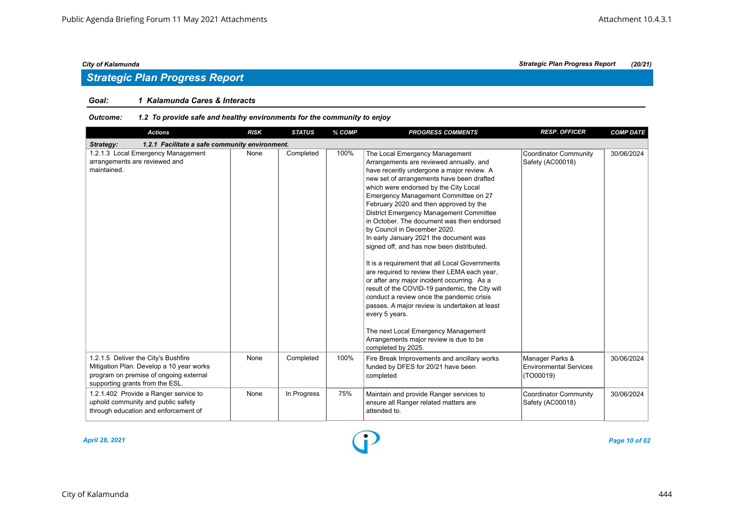## Strategic Plan Progress Report

**Goal:** ***1 Kalamunda Cares & Interacts***

**Outcome:** ***1.2 To provide safe and healthy environments for the community to enjoy***

| Actions | RISK | STATUS | % COMP | PROGRESS COMMENTS | RESP. OFFICER | COMP DATE |
|---|---|---|---|---|---|---|
| ***Strategy: 1.2.1 Facilitate a safe community environment.*** | | | | | | |
| 1.2.1.3 Local Emergency Management arrangements are reviewed and maintained. | None | Completed | 100% | The Local Emergency Management Arrangements are reviewed annually, and have recently undergone a major review. A new set of arrangements have been drafted which were endorsed by the City Local Emergency Management Committee on 27 February 2020 and then approved by the District Emergency Management Committee in October. The document was then endorsed by Council in December 2020. In early January 2021 the document was signed off, and has now been distributed.<br><br>It is a requirement that all Local Governments are required to review their LEMA each year, or after any major incident occurring. As a result of the COVID-19 pandemic, the City will conduct a review once the pandemic crisis passes. A major review is undertaken at least every 5 years.<br><br>The next Local Emergency Management Arrangements major review is due to be completed by 2025. | Coordinator Community Safety (AC00018) | 30/06/2024 |
| 1.2.1.5 Deliver the City's Bushfire Mitigation Plan. Develop a 10 year works program on premise of ongoing external supporting grants from the ESL. | None | Completed | 100% | Fire Break Improvements and ancillary works funded by DFES for 20/21 have been completed | Manager Parks & Environmental Services (TO00019) | 30/06/2024 |
| 1.2.1.402 Provide a Ranger service to uphold community and public safety through education and enforcement of | None | In Progress | 75% | Maintain and provide Ranger services to ensure all Ranger related matters are attended to. | Coordinator Community Safety (AC00018) | 30/06/2024 |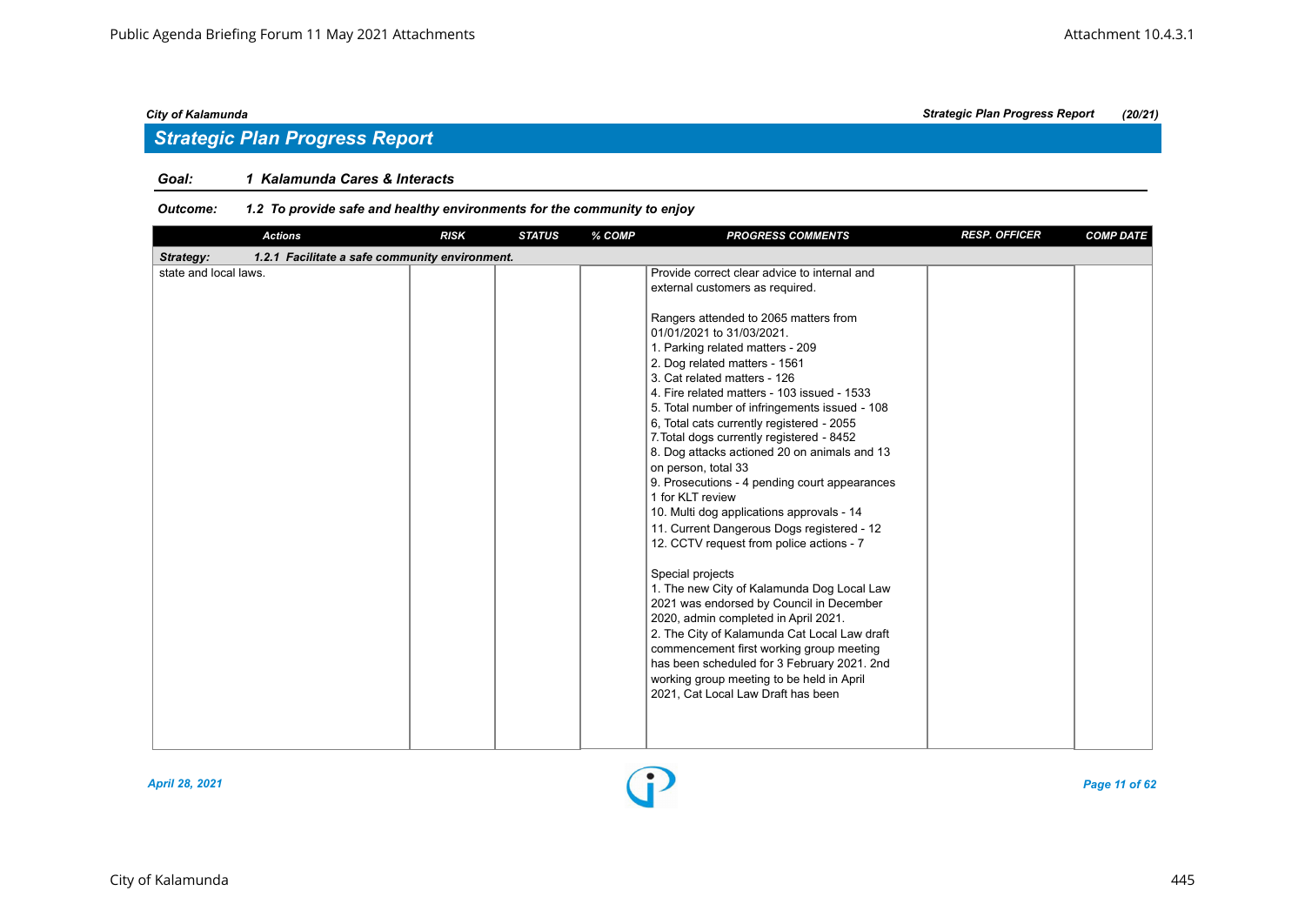## Strategic Plan Progress Report

**Goal:** *1 Kalamunda Cares & Interacts*

**Outcome:** *1.2 To provide safe and healthy environments for the community to enjoy*

| Actions | RISK | STATUS | % COMP | PROGRESS COMMENTS | RESP. OFFICER | COMP DATE |
|---|---|---|---|---|---|---|
| **Strategy: 1.2.1 Facilitate a safe community environment.** | | | | | | |
| state and local laws. | | | | Provide correct clear advice to internal and external customers as required.<br><br>Rangers attended to 2065 matters from 01/01/2021 to 31/03/2021.<br>1. Parking related matters - 209<br>2. Dog related matters - 1561<br>3. Cat related matters - 126<br>4. Fire related matters - 103 issued - 1533<br>5. Total number of infringements issued - 108<br>6, Total cats currently registered - 2055<br>7.Total dogs currently registered - 8452<br>8. Dog attacks actioned 20 on animals and 13 on person, total 33<br>9. Prosecutions - 4 pending court appearances 1 for KLT review<br>10. Multi dog applications approvals - 14<br>11. Current Dangerous Dogs registered - 12<br>12. CCTV request from police actions - 7<br><br>Special projects<br>1. The new City of Kalamunda Dog Local Law 2021 was endorsed by Council in December 2020, admin completed in April 2021.<br>2. The City of Kalamunda Cat Local Law draft commencement first working group meeting has been scheduled for 3 February 2021. 2nd working group meeting to be held in April 2021, Cat Local Law Draft has been | | |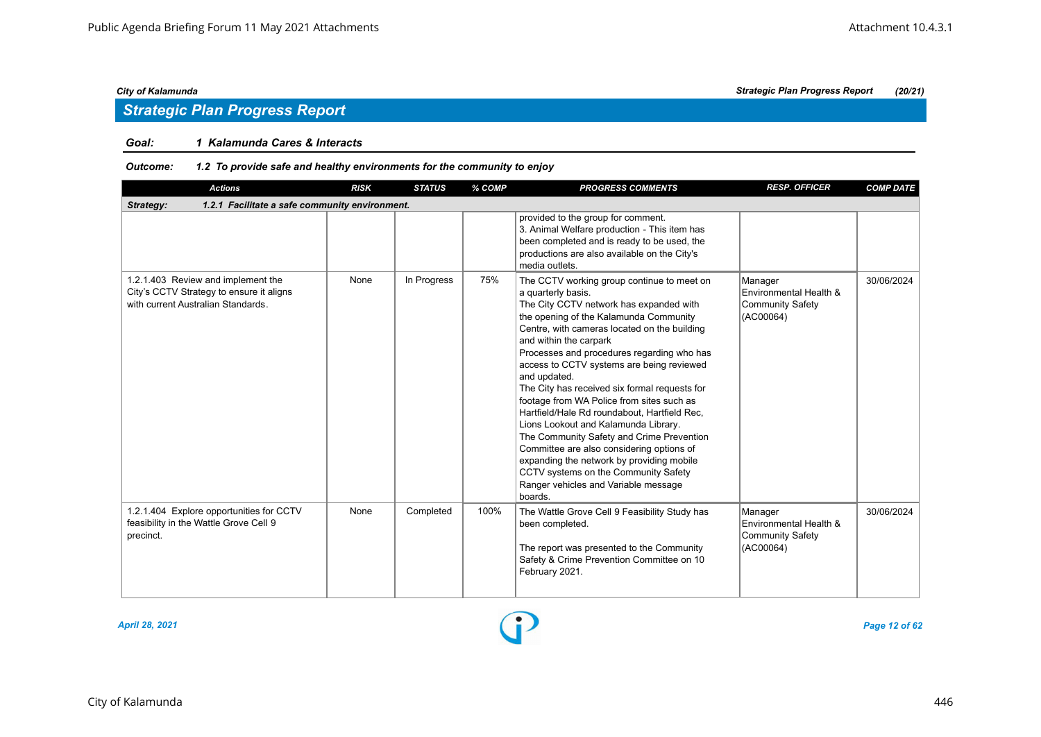## Strategic Plan Progress Report

**Goal:** *1 Kalamunda Cares & Interacts*

**Outcome:** *1.2 To provide safe and healthy environments for the community to enjoy*

| Actions | RISK | STATUS | % COMP | PROGRESS COMMENTS | RESP. OFFICER | COMP DATE |
|---|---|---|---|---|---|---|
| **Strategy: 1.2.1 Facilitate a safe community environment.** | | | | | | |
| | | | | provided to the group for comment.<br>3. Animal Welfare production - This item has been completed and is ready to be used, the productions are also available on the City's media outlets. | | |
| 1.2.1.403 Review and implement the City's CCTV Strategy to ensure it aligns with current Australian Standards. | None | In Progress | 75% | The CCTV working group continue to meet on a quarterly basis.<br>The City CCTV network has expanded with the opening of the Kalamunda Community Centre, with cameras located on the building and within the carpark<br>Processes and procedures regarding who has access to CCTV systems are being reviewed and updated.<br>The City has received six formal requests for footage from WA Police from sites such as Hartfield/Hale Rd roundabout, Hartfield Rec, Lions Lookout and Kalamunda Library.<br>The Community Safety and Crime Prevention Committee are also considering options of expanding the network by providing mobile CCTV systems on the Community Safety Ranger vehicles and Variable message boards. | Manager Environmental Health & Community Safety (AC00064) | 30/06/2024 |
| 1.2.1.404 Explore opportunities for CCTV feasibility in the Wattle Grove Cell 9 precinct. | None | Completed | 100% | The Wattle Grove Cell 9 Feasibility Study has been completed.<br><br>The report was presented to the Community Safety & Crime Prevention Committee on 10 February 2021. | Manager Environmental Health & Community Safety (AC00064) | 30/06/2024 |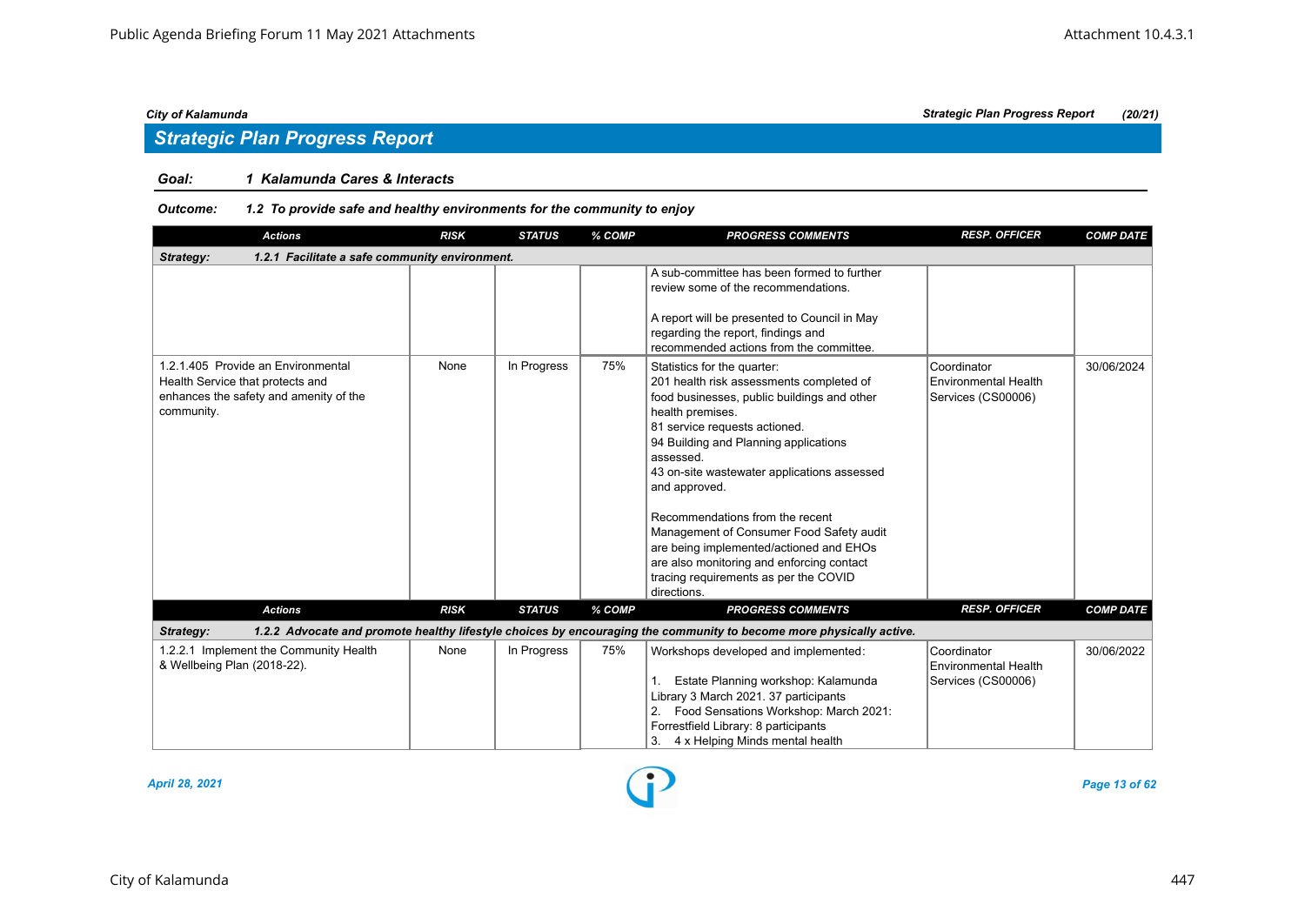City of Kalamunda — Strategic Plan Progress Report (20/21)

## Strategic Plan Progress Report

**Goal: 1 Kalamunda Cares & Interacts**

***Outcome: 1.2 To provide safe and healthy environments for the community to enjoy***

| Actions | RISK | STATUS | % COMP | PROGRESS COMMENTS | RESP. OFFICER | COMP DATE |
|---|---|---|---|---|---|---|
| ***Strategy: 1.2.1 Facilitate a safe community environment.*** | | | | | | |
| | | | | A sub-committee has been formed to further review some of the recommendations.<br><br>A report will be presented to Council in May regarding the report, findings and recommended actions from the committee. | | |
| 1.2.1.405 Provide an Environmental Health Service that protects and enhances the safety and amenity of the community. | None | In Progress | 75% | Statistics for the quarter:<br>201 health risk assessments completed of food businesses, public buildings and other health premises.<br>81 service requests actioned.<br>94 Building and Planning applications assessed.<br>43 on-site wastewater applications assessed and approved.<br><br>Recommendations from the recent Management of Consumer Food Safety audit are being implemented/actioned and EHOs are also monitoring and enforcing contact tracing requirements as per the COVID directions. | Coordinator Environmental Health Services (CS00006) | 30/06/2024 |
| ***Strategy: 1.2.2 Advocate and promote healthy lifestyle choices by encouraging the community to become more physically active.*** | | | | | | |
| 1.2.2.1 Implement the Community Health & Wellbeing Plan (2018-22). | None | In Progress | 75% | Workshops developed and implemented:<br><br>1. Estate Planning workshop: Kalamunda Library 3 March 2021. 37 participants<br>2. Food Sensations Workshop: March 2021: Forrestfield Library: 8 participants<br>3. 4 x Helping Minds mental health | Coordinator Environmental Health Services (CS00006) | 30/06/2022 |

*April 28, 2021*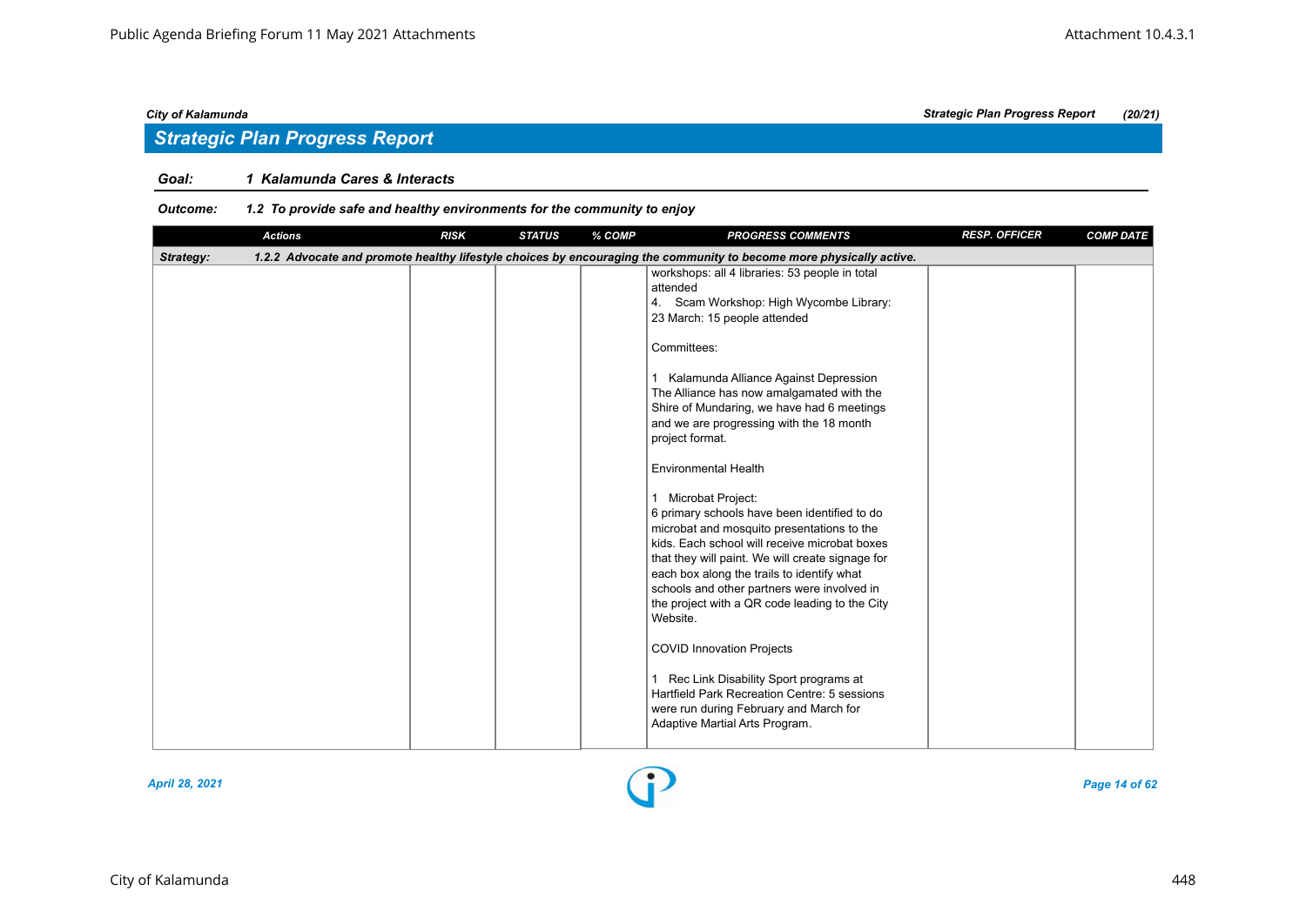City of Kalamunda

## Strategic Plan Progress Report

**Goal:** **1 Kalamunda Cares & Interacts**

**Outcome:** **1.2 To provide safe and healthy environments for the community to enjoy**

| Actions | RISK | STATUS | % COMP | PROGRESS COMMENTS | RESP. OFFICER | COMP DATE |
|---|---|---|---|---|---|---|
| **Strategy:** 1.2.2 Advocate and promote healthy lifestyle choices by encouraging the community to become more physically active. | | | | | | |
| | | | | workshops: all 4 libraries: 53 people in total attended<br>4. Scam Workshop: High Wycombe Library: 23 March: 15 people attended<br><br>Committees:<br><br>1 Kalamunda Alliance Against Depression<br>The Alliance has now amalgamated with the Shire of Mundaring, we have had 6 meetings and we are progressing with the 18 month project format.<br><br>Environmental Health<br><br>1 Microbat Project:<br>6 primary schools have been identified to do microbat and mosquito presentations to the kids. Each school will receive microbat boxes that they will paint. We will create signage for each box along the trails to identify what schools and other partners were involved in the project with a QR code leading to the City Website.<br><br>COVID Innovation Projects<br><br>1 Rec Link Disability Sport programs at Hartfield Park Recreation Centre: 5 sessions were run during February and March for Adaptive Martial Arts Program. | | |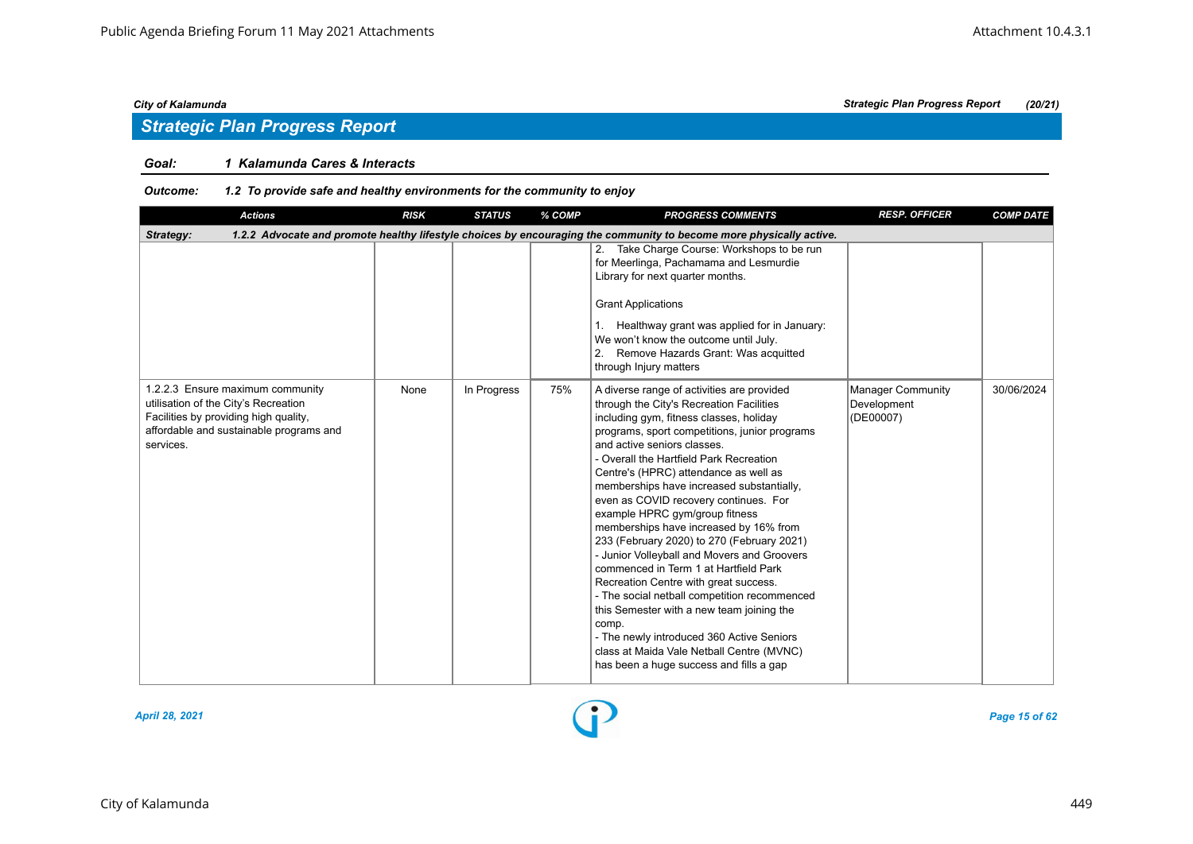## Strategic Plan Progress Report

**Goal: 1 Kalamunda Cares & Interacts**

**Outcome: 1.2 To provide safe and healthy environments for the community to enjoy**

| Actions | RISK | STATUS | % COMP | PROGRESS COMMENTS | RESP. OFFICER | COMP DATE |
|---|---|---|---|---|---|---|
| **Strategy: 1.2.2 Advocate and promote healthy lifestyle choices by encouraging the community to become more physically active.** | | | | | | |
| | | | | 2. Take Charge Course: Workshops to be run for Meerlinga, Pachamama and Lesmurdie Library for next quarter months.<br><br>Grant Applications<br><br>1. Healthway grant was applied for in January: We won't know the outcome until July.<br>2. Remove Hazards Grant: Was acquitted through Injury matters | | |
| 1.2.2.3 Ensure maximum community utilisation of the City's Recreation Facilities by providing high quality, affordable and sustainable programs and services. | None | In Progress | 75% | A diverse range of activities are provided through the City's Recreation Facilities including gym, fitness classes, holiday programs, sport competitions, junior programs and active seniors classes.<br>- Overall the Hartfield Park Recreation Centre's (HPRC) attendance as well as memberships have increased substantially, even as COVID recovery continues. For example HPRC gym/group fitness memberships have increased by 16% from 233 (February 2020) to 270 (February 2021)<br>- Junior Volleyball and Movers and Groovers commenced in Term 1 at Hartfield Park Recreation Centre with great success.<br>- The social netball competition recommenced this Semester with a new team joining the comp.<br>- The newly introduced 360 Active Seniors class at Maida Vale Netball Centre (MVNC) has been a huge success and fills a gap | Manager Community Development (DE00007) | 30/06/2024 |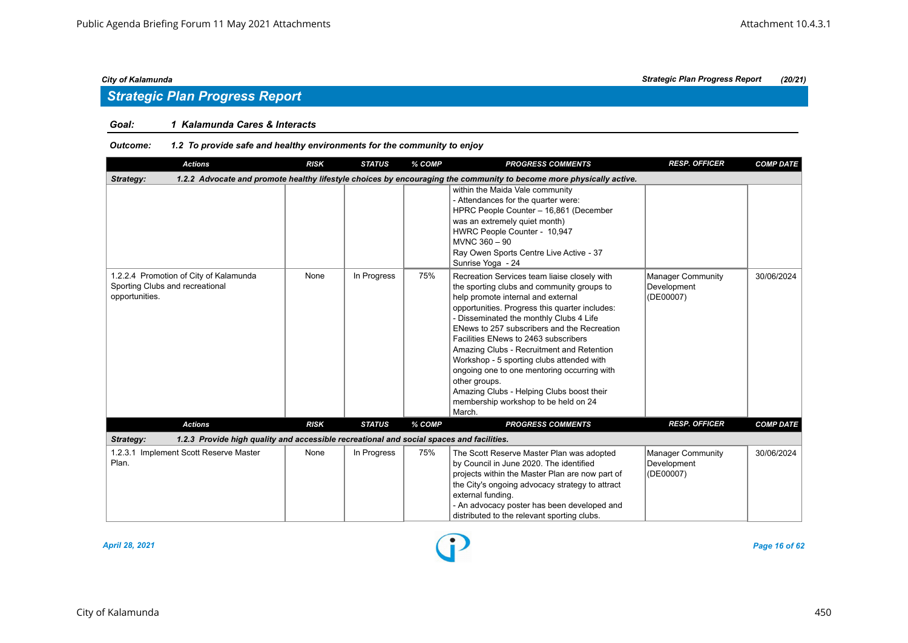## Strategic Plan Progress Report

**Goal:** 1 Kalamunda Cares & Interacts

**Outcome:** 1.2 To provide safe and healthy environments for the community to enjoy

| Actions | RISK | STATUS | % COMP | PROGRESS COMMENTS | RESP. OFFICER | COMP DATE |
|---|---|---|---|---|---|---|
| **Strategy: 1.2.2 Advocate and promote healthy lifestyle choices by encouraging the community to become more physically active.** | | | | | | |
| | | | | within the Maida Vale community<br>- Attendances for the quarter were:<br>HPRC People Counter – 16,861 (December was an extremely quiet month)<br>HWRC People Counter - 10,947<br>MVNC 360 – 90<br>Ray Owen Sports Centre Live Active - 37<br>Sunrise Yoga - 24 | | |
| 1.2.2.4 Promotion of City of Kalamunda Sporting Clubs and recreational opportunities. | None | In Progress | 75% | Recreation Services team liaise closely with the sporting clubs and community groups to help promote internal and external opportunities. Progress this quarter includes:<br>- Disseminated the monthly Clubs 4 Life ENews to 257 subscribers and the Recreation Facilities ENews to 2463 subscribers<br>Amazing Clubs - Recruitment and Retention Workshop - 5 sporting clubs attended with ongoing one to one mentoring occurring with other groups.<br>Amazing Clubs - Helping Clubs boost their membership workshop to be held on 24 March. | Manager Community Development (DE00007) | 30/06/2024 |

| Actions | RISK | STATUS | % COMP | PROGRESS COMMENTS | RESP. OFFICER | COMP DATE |
|---|---|---|---|---|---|---|
| **Strategy: 1.2.3 Provide high quality and accessible recreational and social spaces and facilities.** | | | | | | |
| 1.2.3.1 Implement Scott Reserve Master Plan. | None | In Progress | 75% | The Scott Reserve Master Plan was adopted by Council in June 2020. The identified projects within the Master Plan are now part of the City's ongoing advocacy strategy to attract external funding.<br>- An advocacy poster has been developed and distributed to the relevant sporting clubs. | Manager Community Development (DE00007) | 30/06/2024 |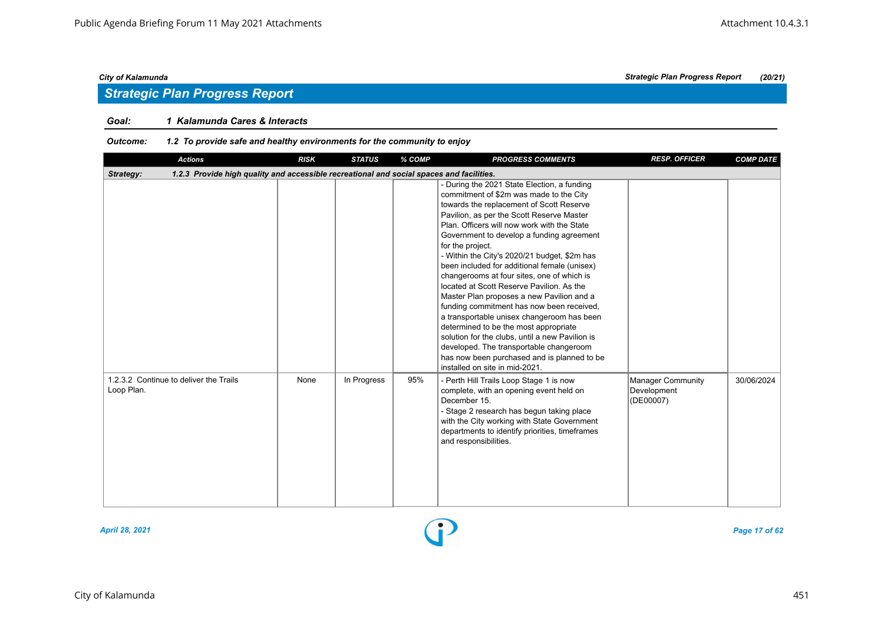## Strategic Plan Progress Report

**Goal:** ***1 Kalamunda Cares & Interacts***

**Outcome:** ***1.2 To provide safe and healthy environments for the community to enjoy***

| Actions | RISK | STATUS | % COMP | PROGRESS COMMENTS | RESP. OFFICER | COMP DATE |
|---|---|---|---|---|---|---|
| ***Strategy: 1.2.3 Provide high quality and accessible recreational and social spaces and facilities.*** | | | | | | |
| | | | | - During the 2021 State Election, a funding commitment of $2m was made to the City towards the replacement of Scott Reserve Pavilion, as per the Scott Reserve Master Plan. Officers will now work with the State Government to develop a funding agreement for the project.<br>- Within the City's 2020/21 budget, $2m has been included for additional female (unisex) changerooms at four sites, one of which is located at Scott Reserve Pavilion. As the Master Plan proposes a new Pavilion and a funding commitment has now been received, a transportable unisex changeroom has been determined to be the most appropriate solution for the clubs, until a new Pavilion is developed. The transportable changeroom has now been purchased and is planned to be installed on site in mid-2021. | | |
| 1.2.3.2 Continue to deliver the Trails Loop Plan. | None | In Progress | 95% | - Perth Hill Trails Loop Stage 1 is now complete, with an opening event held on December 15.<br>- Stage 2 research has begun taking place with the City working with State Government departments to identify priorities, timeframes and responsibilities. | Manager Community Development (DE00007) | 30/06/2024 |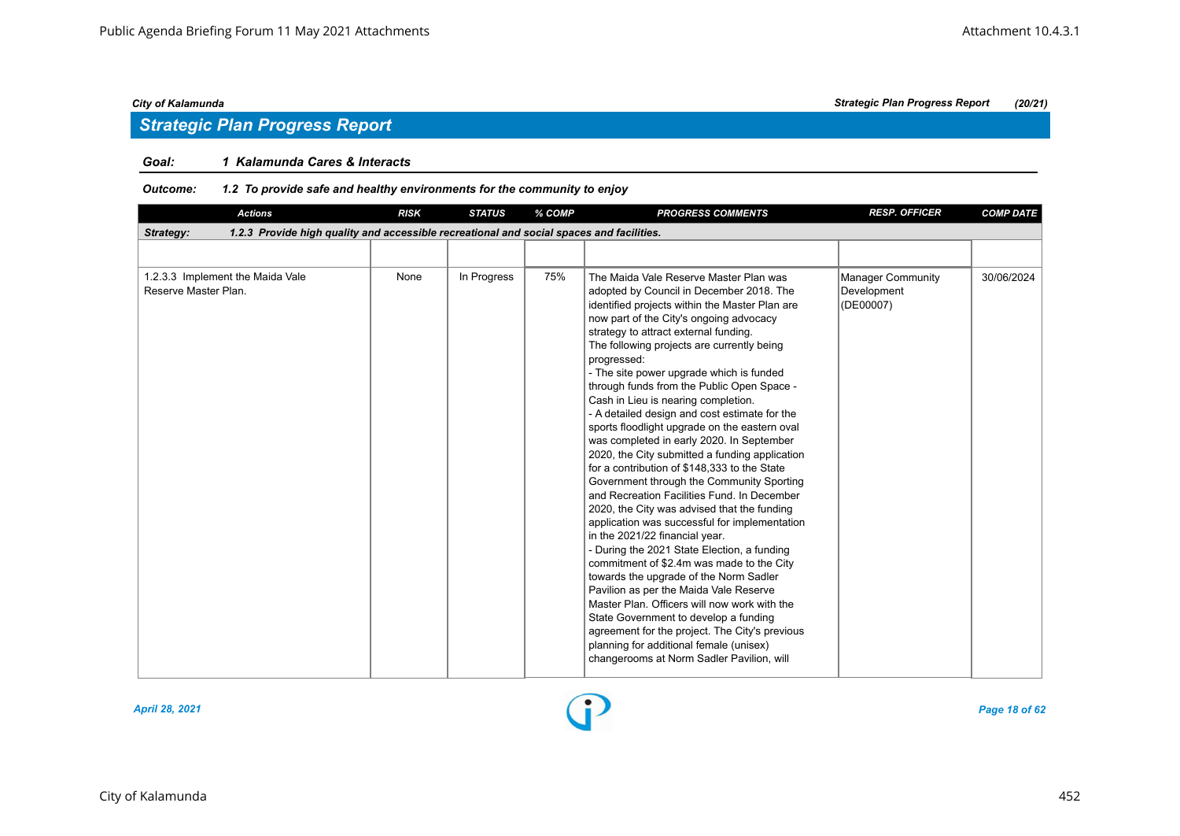## Strategic Plan Progress Report

**Goal:** *1 Kalamunda Cares & Interacts*

**Outcome:** *1.2 To provide safe and healthy environments for the community to enjoy*

| Actions | RISK | STATUS | % COMP | PROGRESS COMMENTS | RESP. OFFICER | COMP DATE |
|---|---|---|---|---|---|---|
| **Strategy:** **1.2.3 Provide high quality and accessible recreational and social spaces and facilities.** | | | | | | |
| | | | | | | |
| 1.2.3.3 Implement the Maida Vale Reserve Master Plan. | None | In Progress | 75% | The Maida Vale Reserve Master Plan was adopted by Council in December 2018. The identified projects within the Master Plan are now part of the City's ongoing advocacy strategy to attract external funding.<br>The following projects are currently being progressed:<br>- The site power upgrade which is funded through funds from the Public Open Space - Cash in Lieu is nearing completion.<br>- A detailed design and cost estimate for the sports floodlight upgrade on the eastern oval was completed in early 2020. In September 2020, the City submitted a funding application for a contribution of $148,333 to the State Government through the Community Sporting and Recreation Facilities Fund. In December 2020, the City was advised that the funding application was successful for implementation in the 2021/22 financial year.<br>- During the 2021 State Election, a funding commitment of $2.4m was made to the City towards the upgrade of the Norm Sadler Pavilion as per the Maida Vale Reserve Master Plan. Officers will now work with the State Government to develop a funding agreement for the project. The City's previous planning for additional female (unisex) changerooms at Norm Sadler Pavilion, will | Manager Community Development (DE00007) | 30/06/2024 |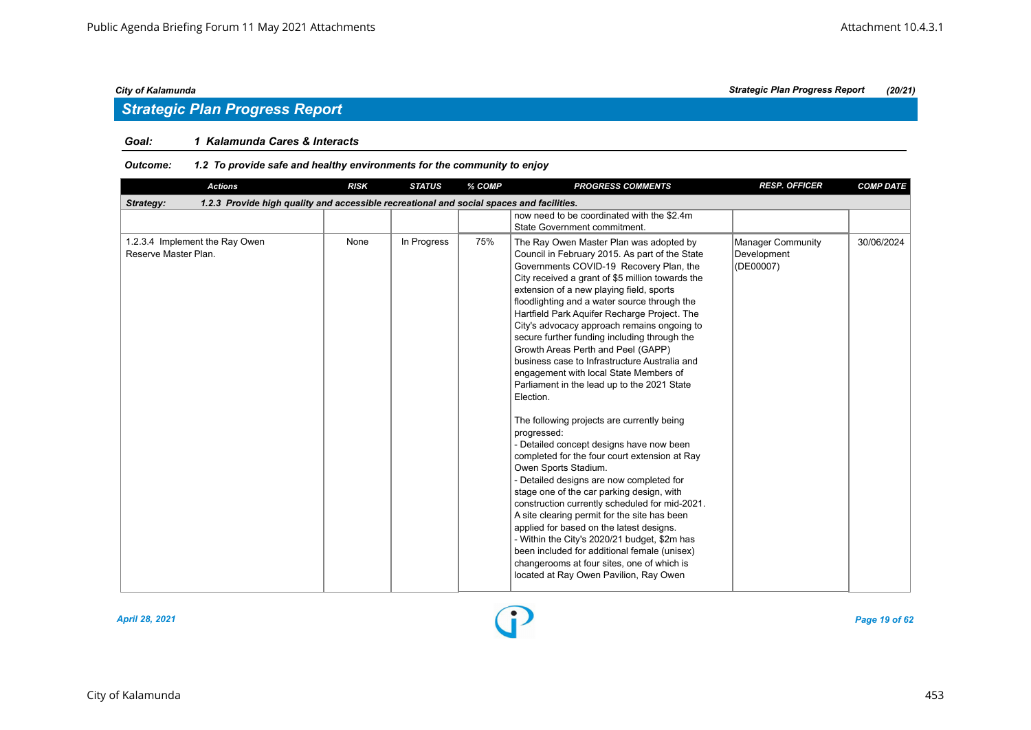## Strategic Plan Progress Report

**Goal:** *1 Kalamunda Cares & Interacts*

**Outcome:** *1.2 To provide safe and healthy environments for the community to enjoy*

| Actions | RISK | STATUS | % COMP | PROGRESS COMMENTS | RESP. OFFICER | COMP DATE |
|---|---|---|---|---|---|---|
| **Strategy:** **1.2.3 Provide high quality and accessible recreational and social spaces and facilities.** | | | | | | |
| | | | | now need to be coordinated with the $2.4m State Government commitment. | | |
| 1.2.3.4 Implement the Ray Owen Reserve Master Plan. | None | In Progress | 75% | The Ray Owen Master Plan was adopted by Council in February 2015. As part of the State Governments COVID-19 Recovery Plan, the City received a grant of $5 million towards the extension of a new playing field, sports floodlighting and a water source through the Hartfield Park Aquifer Recharge Project. The City's advocacy approach remains ongoing to secure further funding including through the Growth Areas Perth and Peel (GAPP) business case to Infrastructure Australia and engagement with local State Members of Parliament in the lead up to the 2021 State Election.<br><br>The following projects are currently being progressed:<br>- Detailed concept designs have now been completed for the four court extension at Ray Owen Sports Stadium.<br>- Detailed designs are now completed for stage one of the car parking design, with construction currently scheduled for mid-2021. A site clearing permit for the site has been applied for based on the latest designs.<br>- Within the City's 2020/21 budget, $2m has been included for additional female (unisex) changerooms at four sites, one of which is located at Ray Owen Pavilion, Ray Owen | Manager Community Development (DE00007) | 30/06/2024 |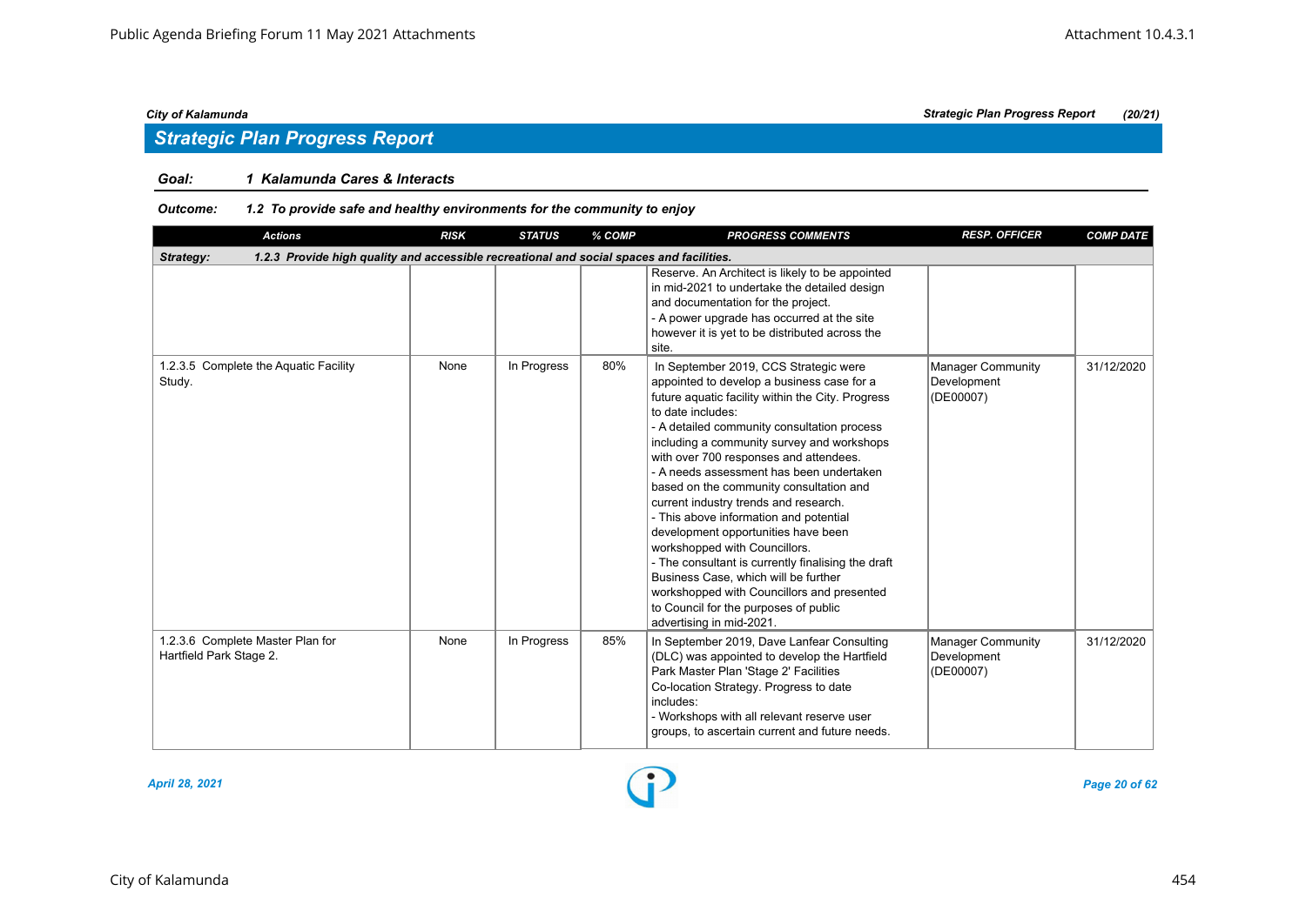## Strategic Plan Progress Report

**Goal:** **1 Kalamunda Cares & Interacts**

**Outcome:** **1.2 To provide safe and healthy environments for the community to enjoy**

| Actions | RISK | STATUS | % COMP | PROGRESS COMMENTS | RESP. OFFICER | COMP DATE |
|---|---|---|---|---|---|---|
| **Strategy:** **1.2.3 Provide high quality and accessible recreational and social spaces and facilities.** | | | | | | |
| | | | | Reserve. An Architect is likely to be appointed in mid-2021 to undertake the detailed design and documentation for the project.<br>- A power upgrade has occurred at the site however it is yet to be distributed across the site. | | |
| 1.2.3.5 Complete the Aquatic Facility Study. | None | In Progress | 80% | In September 2019, CCS Strategic were appointed to develop a business case for a future aquatic facility within the City. Progress to date includes:<br>- A detailed community consultation process including a community survey and workshops with over 700 responses and attendees.<br>- A needs assessment has been undertaken based on the community consultation and current industry trends and research.<br>- This above information and potential development opportunities have been workshopped with Councillors.<br>- The consultant is currently finalising the draft Business Case, which will be further workshopped with Councillors and presented to Council for the purposes of public advertising in mid-2021. | Manager Community Development (DE00007) | 31/12/2020 |
| 1.2.3.6 Complete Master Plan for Hartfield Park Stage 2. | None | In Progress | 85% | In September 2019, Dave Lanfear Consulting (DLC) was appointed to develop the Hartfield Park Master Plan 'Stage 2' Facilities Co-location Strategy. Progress to date includes:<br>- Workshops with all relevant reserve user groups, to ascertain current and future needs. | Manager Community Development (DE00007) | 31/12/2020 |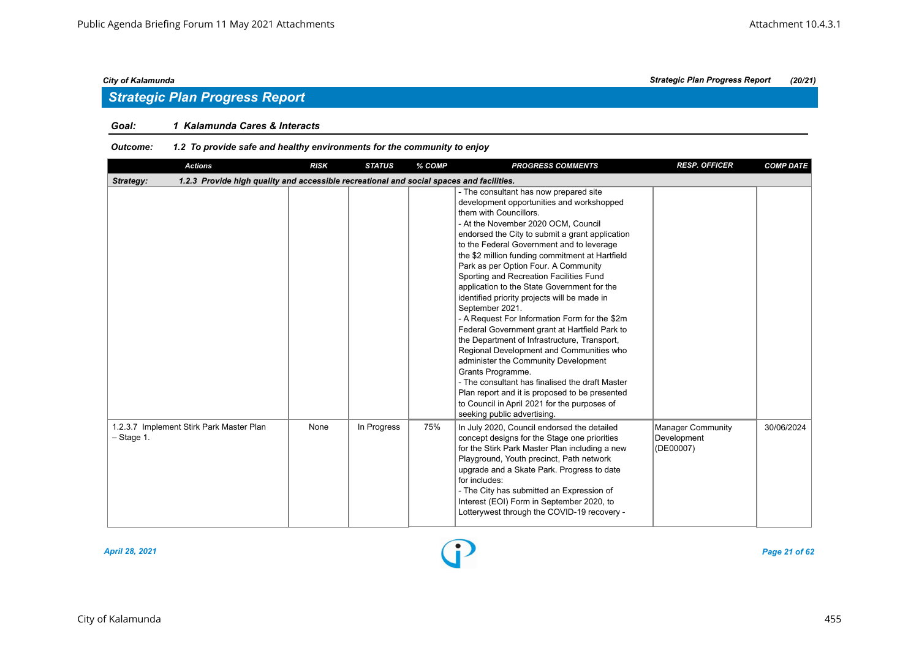## Strategic Plan Progress Report

**Goal: 1 Kalamunda Cares & Interacts**

**Outcome: 1.2 To provide safe and healthy environments for the community to enjoy**

| Actions | RISK | STATUS | % COMP | PROGRESS COMMENTS | RESP. OFFICER | COMP DATE |
|---|---|---|---|---|---|---|
| **Strategy: 1.2.3 Provide high quality and accessible recreational and social spaces and facilities.** | | | | | | |
| | | | | - The consultant has now prepared site development opportunities and workshopped them with Councillors.<br>- At the November 2020 OCM, Council endorsed the City to submit a grant application to the Federal Government and to leverage the $2 million funding commitment at Hartfield Park as per Option Four. A Community Sporting and Recreation Facilities Fund application to the State Government for the identified priority projects will be made in September 2021.<br>- A Request For Information Form for the $2m Federal Government grant at Hartfield Park to the Department of Infrastructure, Transport, Regional Development and Communities who administer the Community Development Grants Programme.<br>- The consultant has finalised the draft Master Plan report and it is proposed to be presented to Council in April 2021 for the purposes of seeking public advertising. | | |
| 1.2.3.7 Implement Stirk Park Master Plan – Stage 1. | None | In Progress | 75% | In July 2020, Council endorsed the detailed concept designs for the Stage one priorities for the Stirk Park Master Plan including a new Playground, Youth precinct, Path network upgrade and a Skate Park. Progress to date for includes:<br>- The City has submitted an Expression of Interest (EOI) Form in September 2020, to Lotterywest through the COVID-19 recovery - | Manager Community Development (DE00007) | 30/06/2024 |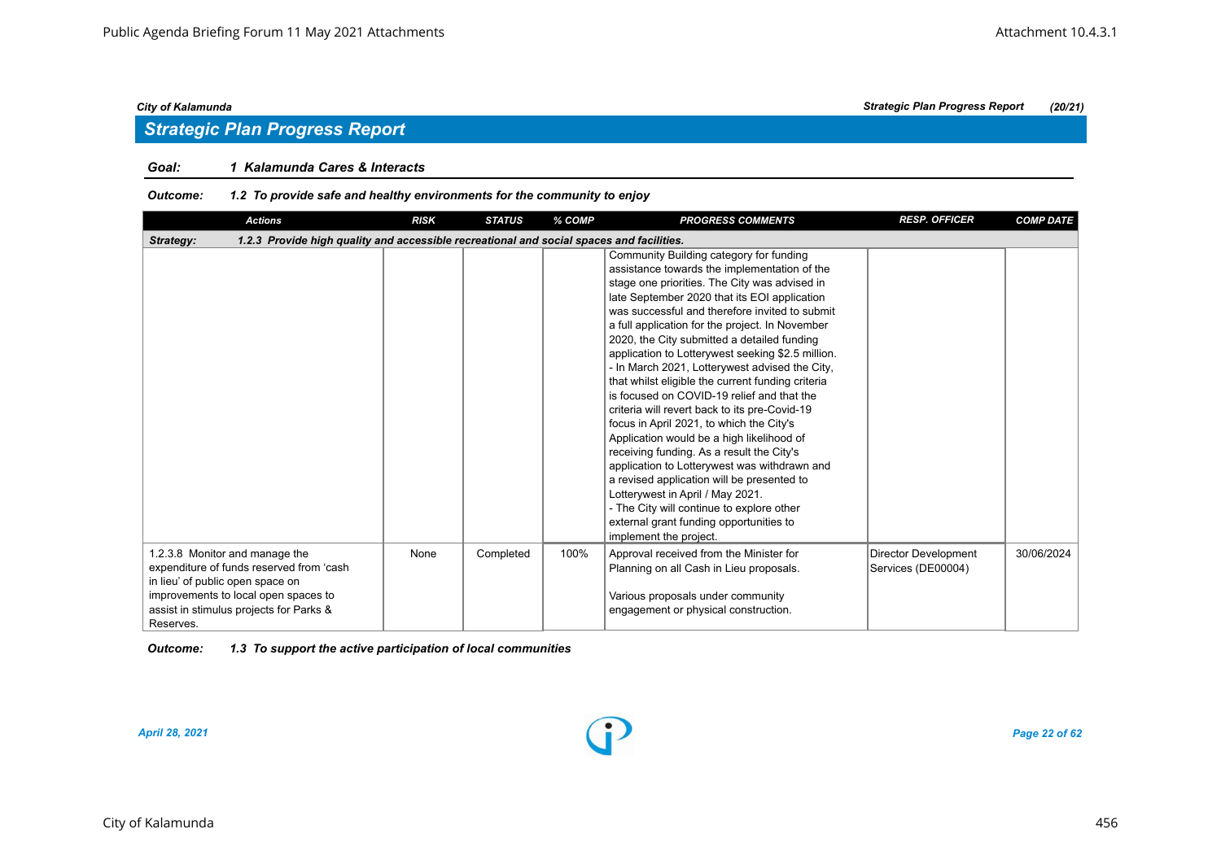*City of Kalamunda* *Strategic Plan Progress Report (20/21)*

## *Strategic Plan Progress Report*

***Goal: 1 Kalamunda Cares & Interacts***

***Outcome: 1.2 To provide safe and healthy environments for the community to enjoy***

| Actions | RISK | STATUS | % COMP | PROGRESS COMMENTS | RESP. OFFICER | COMP DATE |
|---|---|---|---|---|---|---|
| ***Strategy: 1.2.3 Provide high quality and accessible recreational and social spaces and facilities.*** | | | | | | |
| | | | | Community Building category for funding assistance towards the implementation of the stage one priorities. The City was advised in late September 2020 that its EOI application was successful and therefore invited to submit a full application for the project. In November 2020, the City submitted a detailed funding application to Lotterywest seeking $2.5 million. - In March 2021, Lotterywest advised the City, that whilst eligible the current funding criteria is focused on COVID-19 relief and that the criteria will revert back to its pre-Covid-19 focus in April 2021, to which the City's Application would be a high likelihood of receiving funding. As a result the City's application to Lotterywest was withdrawn and a revised application will be presented to Lotterywest in April / May 2021. - The City will continue to explore other external grant funding opportunities to implement the project. | | |
| 1.2.3.8 Monitor and manage the expenditure of funds reserved from 'cash in lieu' of public open space on improvements to local open spaces to assist in stimulus projects for Parks & Reserves. | None | Completed | 100% | Approval received from the Minister for Planning on all Cash in Lieu proposals.<br><br>Various proposals under community engagement or physical construction. | Director Development Services (DE00004) | 30/06/2024 |

***Outcome: 1.3 To support the active participation of local communities***

*April 28, 2021*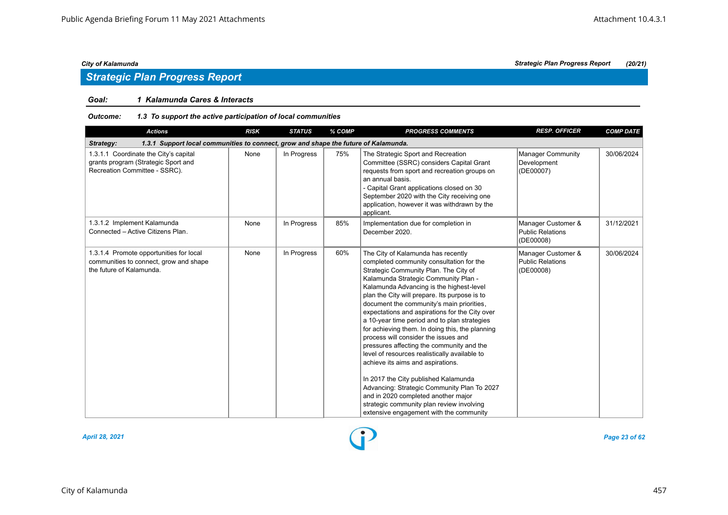## Strategic Plan Progress Report

**Goal:** 1 Kalamunda Cares & Interacts

**Outcome:** 1.3 To support the active participation of local communities

| Actions | RISK | STATUS | % COMP | PROGRESS COMMENTS | RESP. OFFICER | COMP DATE |
|---|---|---|---|---|---|---|
| **Strategy: 1.3.1 Support local communities to connect, grow and shape the future of Kalamunda.** | | | | | | |
| 1.3.1.1 Coordinate the City's capital grants program (Strategic Sport and Recreation Committee - SSRC). | None | In Progress | 75% | The Strategic Sport and Recreation Committee (SSRC) considers Capital Grant requests from sport and recreation groups on an annual basis.<br>- Capital Grant applications closed on 30 September 2020 with the City receiving one application, however it was withdrawn by the applicant. | Manager Community Development (DE00007) | 30/06/2024 |
| 1.3.1.2 Implement Kalamunda Connected – Active Citizens Plan. | None | In Progress | 85% | Implementation due for completion in December 2020. | Manager Customer & Public Relations (DE00008) | 31/12/2021 |
| 1.3.1.4 Promote opportunities for local communities to connect, grow and shape the future of Kalamunda. | None | In Progress | 60% | The City of Kalamunda has recently completed community consultation for the Strategic Community Plan. The City of Kalamunda Strategic Community Plan - Kalamunda Advancing is the highest-level plan the City will prepare. Its purpose is to document the community's main priorities, expectations and aspirations for the City over a 10-year time period and to plan strategies for achieving them. In doing this, the planning process will consider the issues and pressures affecting the community and the level of resources realistically available to achieve its aims and aspirations.<br><br>In 2017 the City published Kalamunda Advancing: Strategic Community Plan To 2027 and in 2020 completed another major strategic community plan review involving extensive engagement with the community | Manager Customer & Public Relations (DE00008) | 30/06/2024 |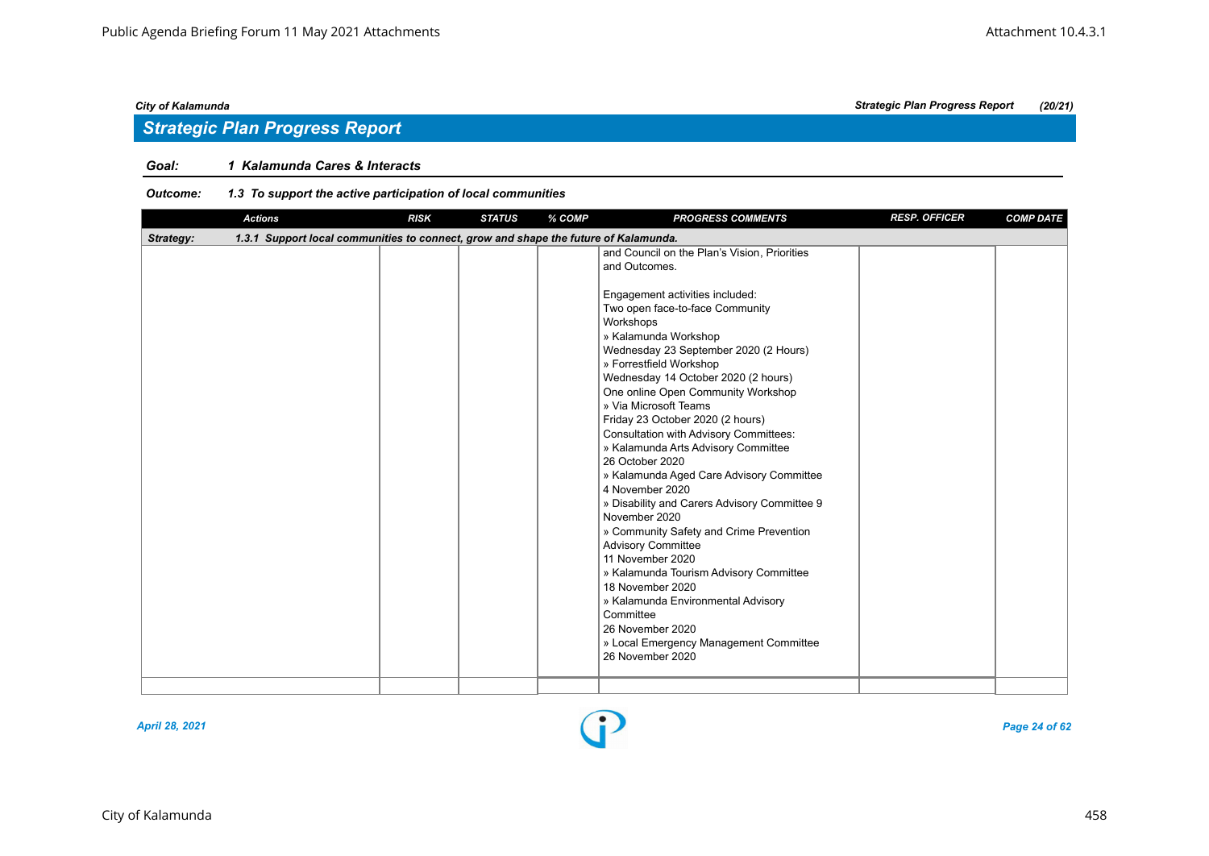## Strategic Plan Progress Report

**Goal:** 1 Kalamunda Cares & Interacts

**Outcome:** 1.3 To support the active participation of local communities

| Actions | RISK | STATUS | % COMP | PROGRESS COMMENTS | RESP. OFFICER | COMP DATE |
|---|---|---|---|---|---|---|
| **Strategy:** 1.3.1 Support local communities to connect, grow and shape the future of Kalamunda. | | | | | | |
| | | | | and Council on the Plan's Vision, Priorities and Outcomes.<br><br>Engagement activities included:<br>Two open face-to-face Community Workshops<br>» Kalamunda Workshop<br>Wednesday 23 September 2020 (2 Hours)<br>» Forrestfield Workshop<br>Wednesday 14 October 2020 (2 hours)<br>One online Open Community Workshop<br>» Via Microsoft Teams<br>Friday 23 October 2020 (2 hours)<br>Consultation with Advisory Committees:<br>» Kalamunda Arts Advisory Committee<br>26 October 2020<br>» Kalamunda Aged Care Advisory Committee<br>4 November 2020<br>» Disability and Carers Advisory Committee 9 November 2020<br>» Community Safety and Crime Prevention Advisory Committee<br>11 November 2020<br>» Kalamunda Tourism Advisory Committee<br>18 November 2020<br>» Kalamunda Environmental Advisory Committee<br>26 November 2020<br>» Local Emergency Management Committee<br>26 November 2020 | | |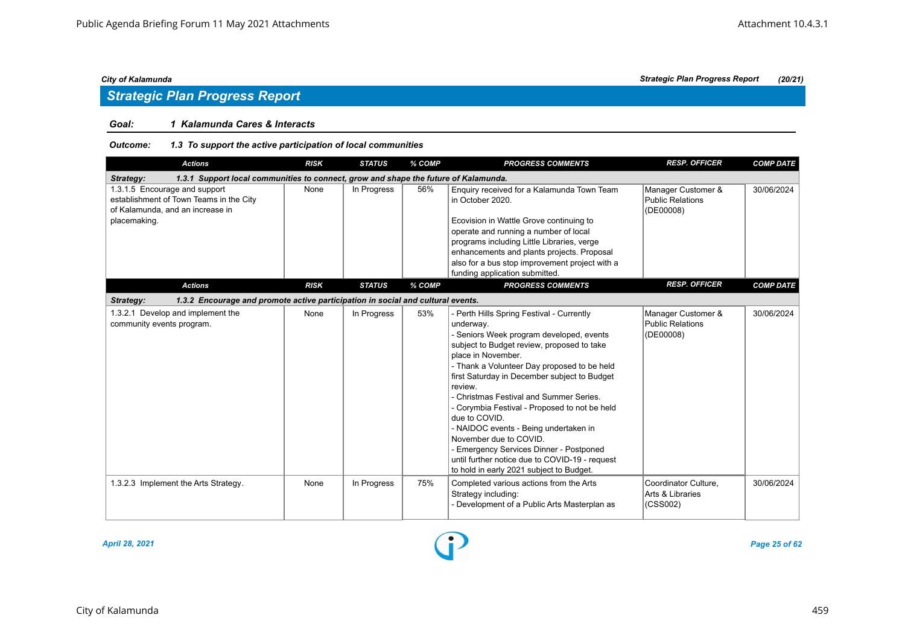## Strategic Plan Progress Report

**Goal:** *1 Kalamunda Cares & Interacts*

**Outcome:** *1.3 To support the active participation of local communities*

| Actions | RISK | STATUS | % COMP | PROGRESS COMMENTS | RESP. OFFICER | COMP DATE |
|---|---|---|---|---|---|---|
| **Strategy: 1.3.1 Support local communities to connect, grow and shape the future of Kalamunda.** | | | | | | |
| 1.3.1.5 Encourage and support establishment of Town Teams in the City of Kalamunda, and an increase in placemaking. | None | In Progress | 56% | Enquiry received for a Kalamunda Town Team in October 2020.<br><br>Ecovision in Wattle Grove continuing to operate and running a number of local programs including Little Libraries, verge enhancements and plants projects. Proposal also for a bus stop improvement project with a funding application submitted. | Manager Customer & Public Relations (DE00008) | 30/06/2024 |
| **Strategy: 1.3.2 Encourage and promote active participation in social and cultural events.** | | | | | | |
| 1.3.2.1 Develop and implement the community events program. | None | In Progress | 53% | - Perth Hills Spring Festival - Currently underway.<br>- Seniors Week program developed, events subject to Budget review, proposed to take place in November.<br>- Thank a Volunteer Day proposed to be held first Saturday in December subject to Budget review.<br>- Christmas Festival and Summer Series.<br>- Corymbia Festival - Proposed to not be held due to COVID.<br>- NAIDOC events - Being undertaken in November due to COVID.<br>- Emergency Services Dinner - Postponed until further notice due to COVID-19 - request to hold in early 2021 subject to Budget. | Manager Customer & Public Relations (DE00008) | 30/06/2024 |
| 1.3.2.3 Implement the Arts Strategy. | None | In Progress | 75% | Completed various actions from the Arts Strategy including:<br>- Development of a Public Arts Masterplan as | Coordinator Culture, Arts & Libraries (CSS002) | 30/06/2024 |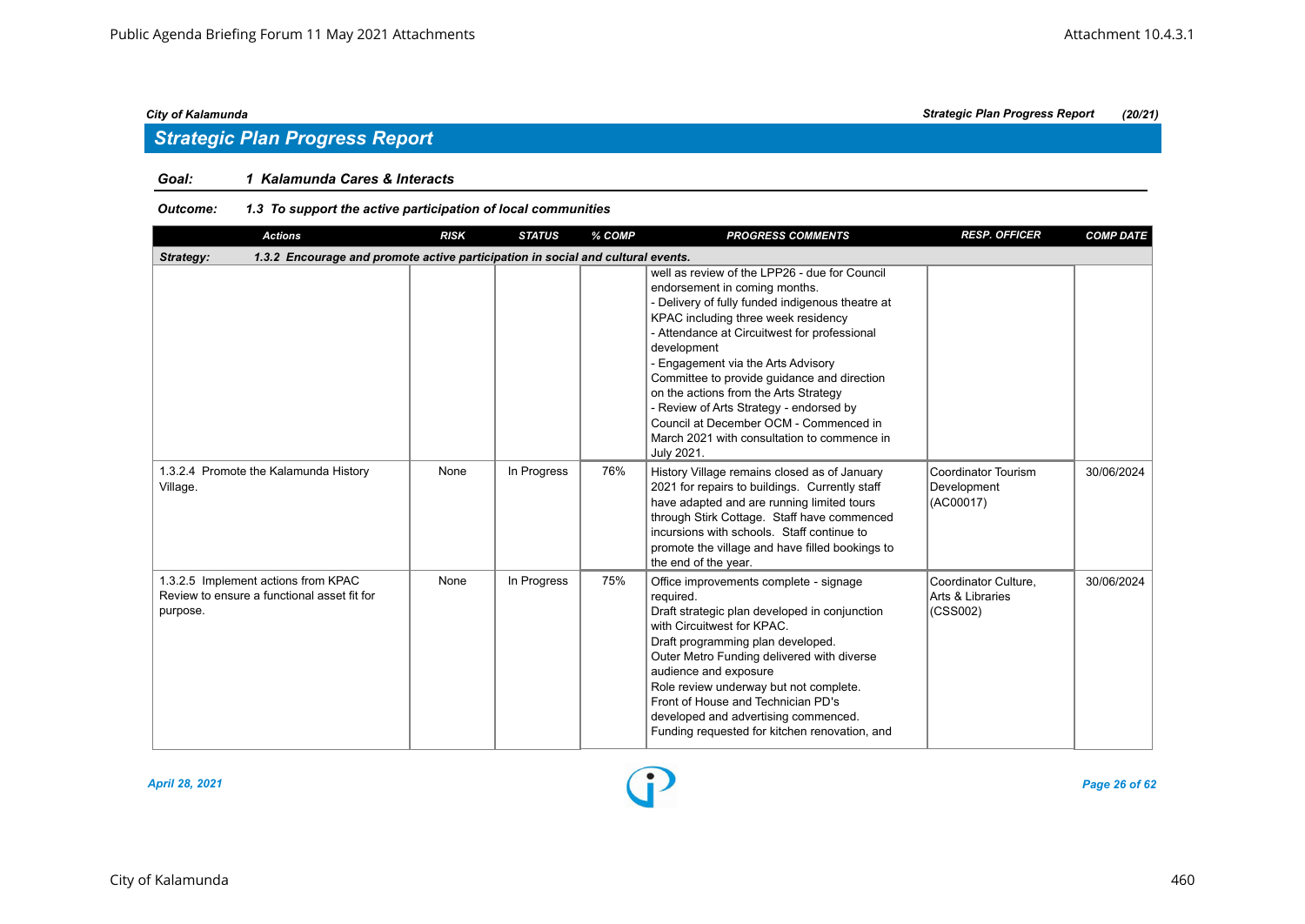## Strategic Plan Progress Report

**Goal:** 1 Kalamunda Cares & Interacts

**Outcome:** 1.3 To support the active participation of local communities

| Actions | RISK | STATUS | % COMP | PROGRESS COMMENTS | RESP. OFFICER | COMP DATE |
|---|---|---|---|---|---|---|
| **Strategy:** 1.3.2 Encourage and promote active participation in social and cultural events. | | | | | | |
| | | | | well as review of the LPP26 - due for Council endorsement in coming months.<br>- Delivery of fully funded indigenous theatre at KPAC including three week residency<br>- Attendance at Circuitwest for professional development<br>- Engagement via the Arts Advisory Committee to provide guidance and direction on the actions from the Arts Strategy<br>- Review of Arts Strategy - endorsed by Council at December OCM - Commenced in March 2021 with consultation to commence in July 2021. | | |
| 1.3.2.4 Promote the Kalamunda History Village. | None | In Progress | 76% | History Village remains closed as of January 2021 for repairs to buildings. Currently staff have adapted and are running limited tours through Stirk Cottage. Staff have commenced incursions with schools. Staff continue to promote the village and have filled bookings to the end of the year. | Coordinator Tourism Development (AC00017) | 30/06/2024 |
| 1.3.2.5 Implement actions from KPAC Review to ensure a functional asset fit for purpose. | None | In Progress | 75% | Office improvements complete - signage required.<br>Draft strategic plan developed in conjunction with Circuitwest for KPAC.<br>Draft programming plan developed.<br>Outer Metro Funding delivered with diverse audience and exposure<br>Role review underway but not complete.<br>Front of House and Technician PD's developed and advertising commenced.<br>Funding requested for kitchen renovation, and | Coordinator Culture, Arts & Libraries (CSS002) | 30/06/2024 |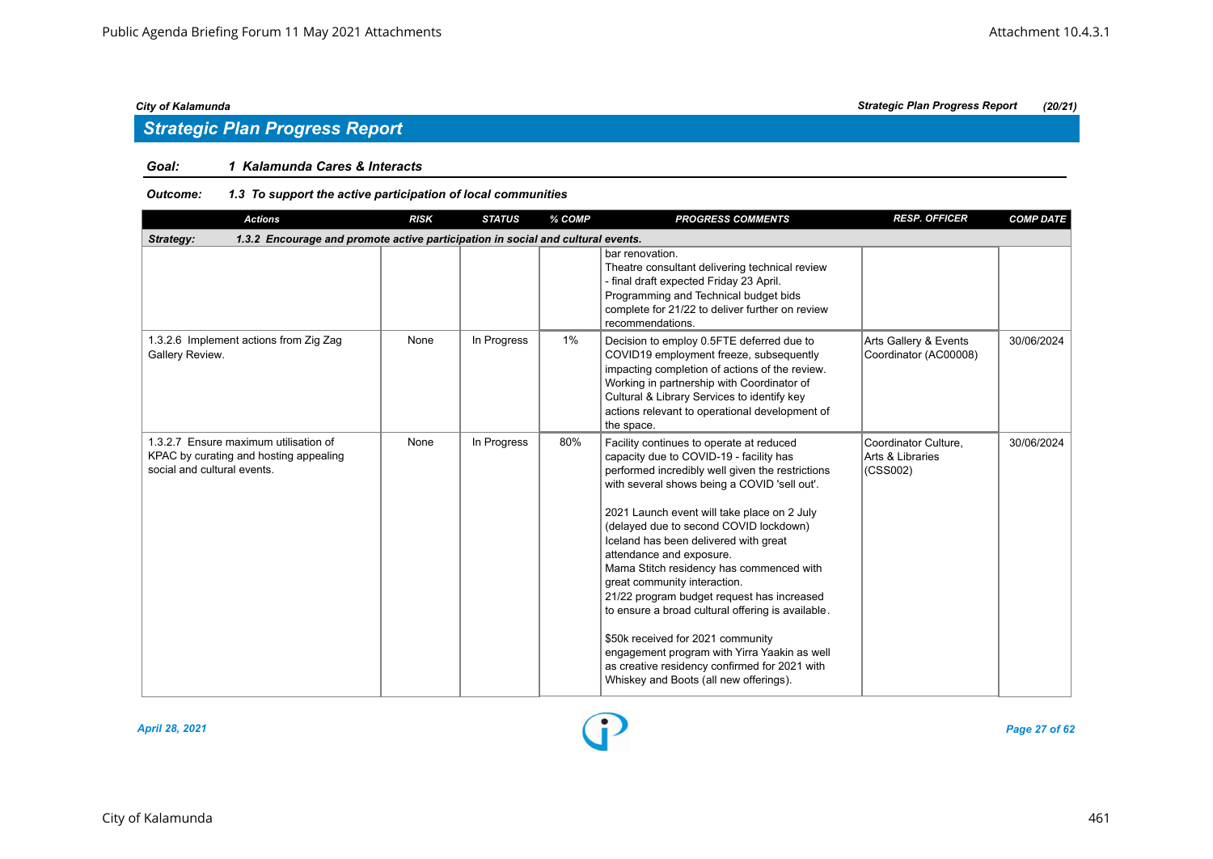## Strategic Plan Progress Report

**Goal:** *1 Kalamunda Cares & Interacts*

**Outcome:** *1.3 To support the active participation of local communities*

| Actions | RISK | STATUS | % COMP | PROGRESS COMMENTS | RESP. OFFICER | COMP DATE |
|---|---|---|---|---|---|---|
| **Strategy: 1.3.2 Encourage and promote active participation in social and cultural events.** | | | | | | |
| | | | | bar renovation. Theatre consultant delivering technical review - final draft expected Friday 23 April. Programming and Technical budget bids complete for 21/22 to deliver further on review recommendations. | | |
| 1.3.2.6 Implement actions from Zig Zag Gallery Review. | None | In Progress | 1% | Decision to employ 0.5FTE deferred due to COVID19 employment freeze, subsequently impacting completion of actions of the review. Working in partnership with Coordinator of Cultural & Library Services to identify key actions relevant to operational development of the space. | Arts Gallery & Events Coordinator (AC00008) | 30/06/2024 |
| 1.3.2.7 Ensure maximum utilisation of KPAC by curating and hosting appealing social and cultural events. | None | In Progress | 80% | Facility continues to operate at reduced capacity due to COVID-19 - facility has performed incredibly well given the restrictions with several shows being a COVID 'sell out'.<br><br>2021 Launch event will take place on 2 July (delayed due to second COVID lockdown) Iceland has been delivered with great attendance and exposure. Mama Stitch residency has commenced with great community interaction. 21/22 program budget request has increased to ensure a broad cultural offering is available.<br><br>$50k received for 2021 community engagement program with Yirra Yaakin as well as creative residency confirmed for 2021 with Whiskey and Boots (all new offerings). | Coordinator Culture, Arts & Libraries (CSS002) | 30/06/2024 |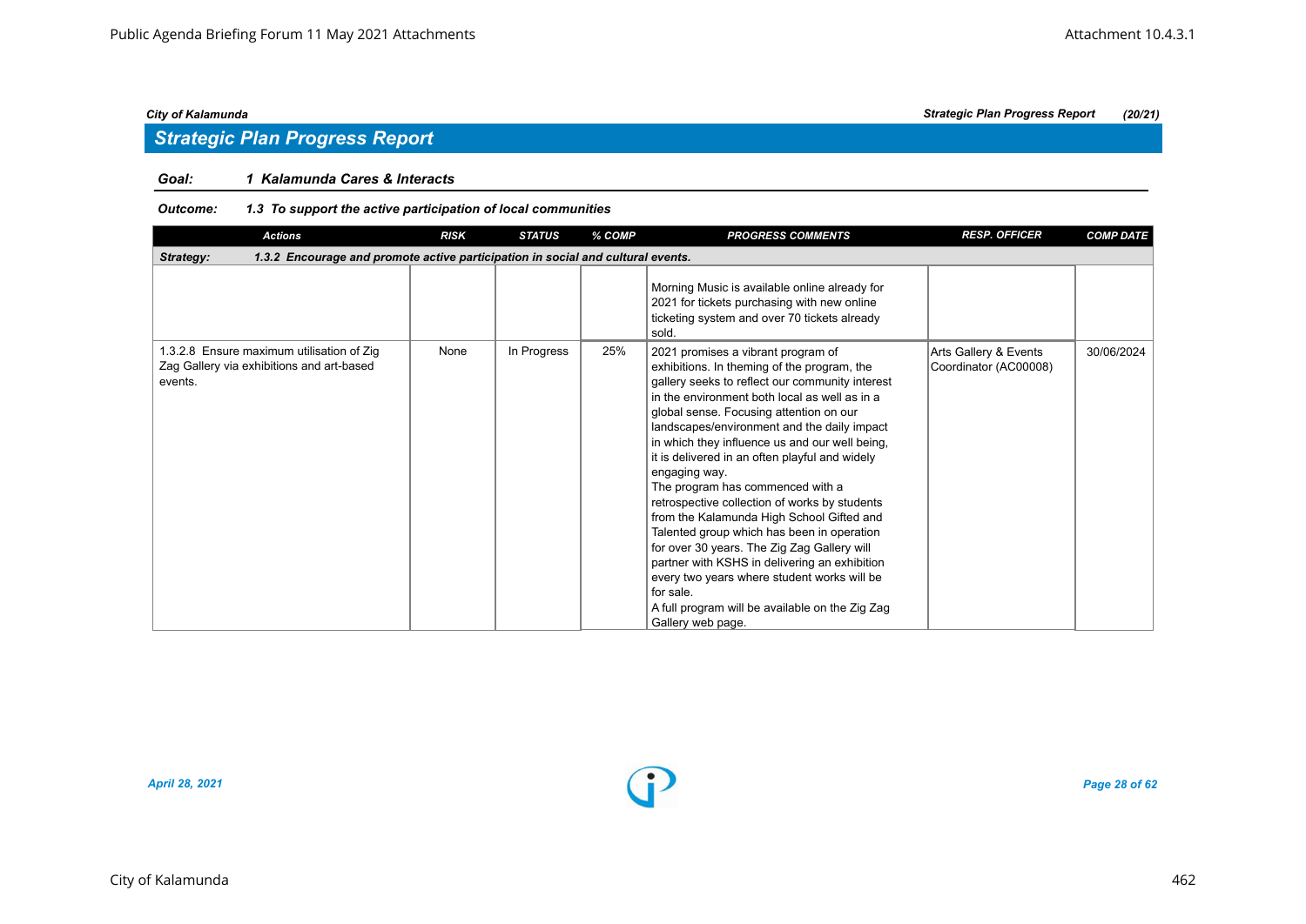## Strategic Plan Progress Report

**Goal:** *1 Kalamunda Cares & Interacts*

**Outcome:** *1.3 To support the active participation of local communities*

| Actions | RISK | STATUS | % COMP | PROGRESS COMMENTS | RESP. OFFICER | COMP DATE |
|---|---|---|---|---|---|---|
| **Strategy: 1.3.2 Encourage and promote active participation in social and cultural events.** | | | | | | |
| | | | | Morning Music is available online already for 2021 for tickets purchasing with new online ticketing system and over 70 tickets already sold. | | |
| 1.3.2.8 Ensure maximum utilisation of Zig Zag Gallery via exhibitions and art-based events. | None | In Progress | 25% | 2021 promises a vibrant program of exhibitions. In theming of the program, the gallery seeks to reflect our community interest in the environment both local as well as in a global sense. Focusing attention on our landscapes/environment and the daily impact in which they influence us and our well being, it is delivered in an often playful and widely engaging way.<br>The program has commenced with a retrospective collection of works by students from the Kalamunda High School Gifted and Talented group which has been in operation for over 30 years. The Zig Zag Gallery will partner with KSHS in delivering an exhibition every two years where student works will be for sale.<br>A full program will be available on the Zig Zag Gallery web page. | Arts Gallery & Events Coordinator (AC00008) | 30/06/2024 |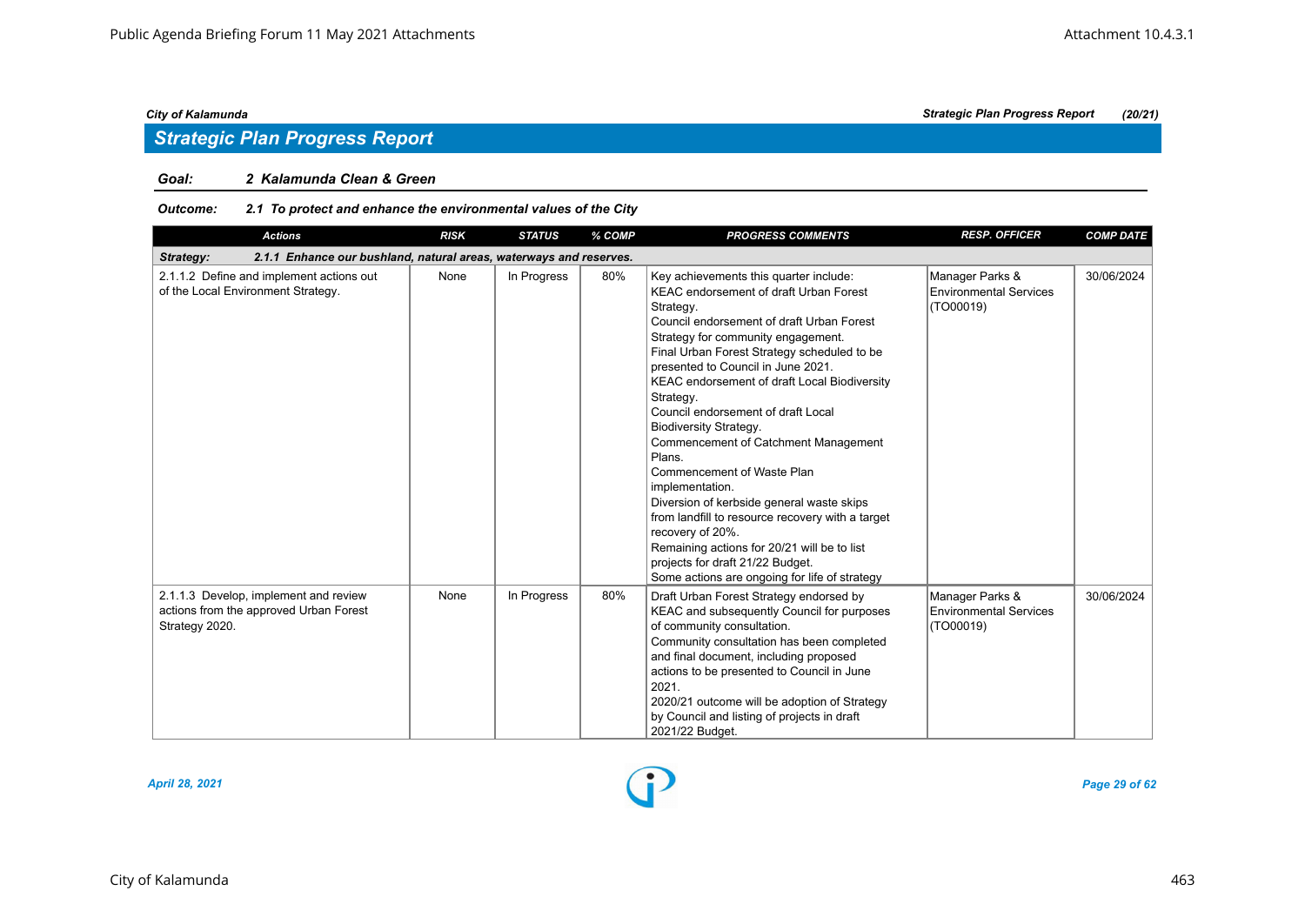## Strategic Plan Progress Report

**Goal:** ***2 Kalamunda Clean & Green***

**Outcome:** ***2.1 To protect and enhance the environmental values of the City***

| Actions | RISK | STATUS | % COMP | PROGRESS COMMENTS | RESP. OFFICER | COMP DATE |
|---|---|---|---|---|---|---|
| **Strategy: 2.1.1 Enhance our bushland, natural areas, waterways and reserves.** | | | | | | |
| 2.1.1.2 Define and implement actions out of the Local Environment Strategy. | None | In Progress | 80% | Key achievements this quarter include:<br>KEAC endorsement of draft Urban Forest Strategy.<br>Council endorsement of draft Urban Forest Strategy for community engagement.<br>Final Urban Forest Strategy scheduled to be presented to Council in June 2021.<br>KEAC endorsement of draft Local Biodiversity Strategy.<br>Council endorsement of draft Local Biodiversity Strategy.<br>Commencement of Catchment Management Plans.<br>Commencement of Waste Plan implementation.<br>Diversion of kerbside general waste skips from landfill to resource recovery with a target recovery of 20%.<br>Remaining actions for 20/21 will be to list projects for draft 21/22 Budget.<br>Some actions are ongoing for life of strategy | Manager Parks & Environmental Services (TO00019) | 30/06/2024 |
| 2.1.1.3 Develop, implement and review actions from the approved Urban Forest Strategy 2020. | None | In Progress | 80% | Draft Urban Forest Strategy endorsed by KEAC and subsequently Council for purposes of community consultation.<br>Community consultation has been completed and final document, including proposed actions to be presented to Council in June 2021.<br>2020/21 outcome will be adoption of Strategy by Council and listing of projects in draft 2021/22 Budget. | Manager Parks & Environmental Services (TO00019) | 30/06/2024 |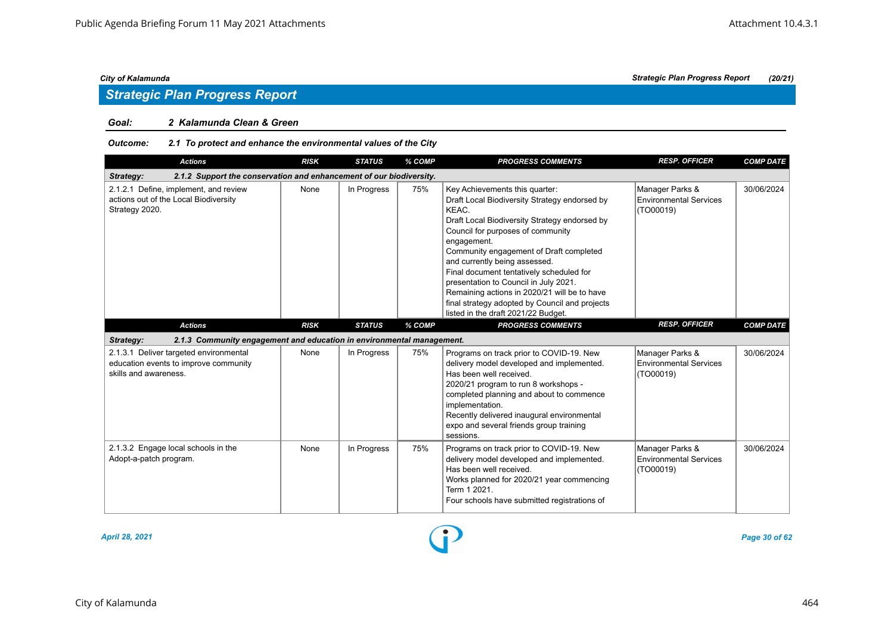## Strategic Plan Progress Report

**Goal:** *2 Kalamunda Clean & Green*

**Outcome:** *2.1 To protect and enhance the environmental values of the City*

| Actions | RISK | STATUS | % COMP | PROGRESS COMMENTS | RESP. OFFICER | COMP DATE |
|---|---|---|---|---|---|---|
| ***Strategy: 2.1.2 Support the conservation and enhancement of our biodiversity.*** | | | | | | |
| 2.1.2.1 Define, implement, and review actions out of the Local Biodiversity Strategy 2020. | None | In Progress | 75% | Key Achievements this quarter:<br>Draft Local Biodiversity Strategy endorsed by KEAC.<br>Draft Local Biodiversity Strategy endorsed by Council for purposes of community engagement.<br>Community engagement of Draft completed and currently being assessed.<br>Final document tentatively scheduled for presentation to Council in July 2021.<br>Remaining actions in 2020/21 will be to have final strategy adopted by Council and projects listed in the draft 2021/22 Budget. | Manager Parks & Environmental Services (TO00019) | 30/06/2024 |
| ***Strategy: 2.1.3 Community engagement and education in environmental management.*** | | | | | | |
| 2.1.3.1 Deliver targeted environmental education events to improve community skills and awareness. | None | In Progress | 75% | Programs on track prior to COVID-19. New delivery model developed and implemented. Has been well received.<br>2020/21 program to run 8 workshops - completed planning and about to commence implementation.<br>Recently delivered inaugural environmental expo and several friends group training sessions. | Manager Parks & Environmental Services (TO00019) | 30/06/2024 |
| 2.1.3.2 Engage local schools in the Adopt-a-patch program. | None | In Progress | 75% | Programs on track prior to COVID-19. New delivery model developed and implemented. Has been well received.<br>Works planned for 2020/21 year commencing Term 1 2021.<br>Four schools have submitted registrations of | Manager Parks & Environmental Services (TO00019) | 30/06/2024 |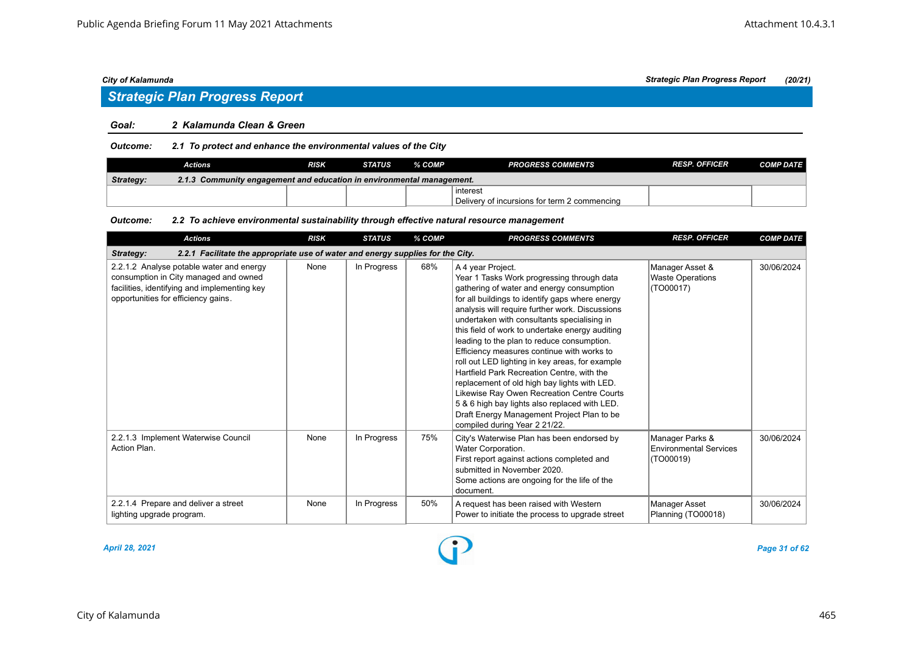## Strategic Plan Progress Report

**Goal: 2 Kalamunda Clean & Green**

**Outcome: 2.1 To protect and enhance the environmental values of the City**

| Actions | RISK | STATUS | % COMP | PROGRESS COMMENTS | RESP. OFFICER | COMP DATE |
|---|---|---|---|---|---|---|
| **Strategy: 2.1.3 Community engagement and education in environmental management.** | | | | | | |
| | | | | interest<br>Delivery of incursions for term 2 commencing | | |

**Outcome: 2.2 To achieve environmental sustainability through effective natural resource management**

| Actions | RISK | STATUS | % COMP | PROGRESS COMMENTS | RESP. OFFICER | COMP DATE |
|---|---|---|---|---|---|---|
| **Strategy: 2.2.1 Facilitate the appropriate use of water and energy supplies for the City.** | | | | | | |
| 2.2.1.2 Analyse potable water and energy consumption in City managed and owned facilities, identifying and implementing key opportunities for efficiency gains. | None | In Progress | 68% | A 4 year Project.<br>Year 1 Tasks Work progressing through data gathering of water and energy consumption for all buildings to identify gaps where energy analysis will require further work. Discussions undertaken with consultants specialising in this field of work to undertake energy auditing leading to the plan to reduce consumption.<br>Efficiency measures continue with works to roll out LED lighting in key areas, for example Hartfield Park Recreation Centre, with the replacement of old high bay lights with LED. Likewise Ray Owen Recreation Centre Courts 5 & 6 high bay lights also replaced with LED.<br>Draft Energy Management Project Plan to be compiled during Year 2 21/22. | Manager Asset & Waste Operations (TO00017) | 30/06/2024 |
| 2.2.1.3 Implement Waterwise Council Action Plan. | None | In Progress | 75% | City's Waterwise Plan has been endorsed by Water Corporation.<br>First report against actions completed and submitted in November 2020.<br>Some actions are ongoing for the life of the document. | Manager Parks & Environmental Services (TO00019) | 30/06/2024 |
| 2.2.1.4 Prepare and deliver a street lighting upgrade program. | None | In Progress | 50% | A request has been raised with Western Power to initiate the process to upgrade street | Manager Asset Planning (TO00018) | 30/06/2024 |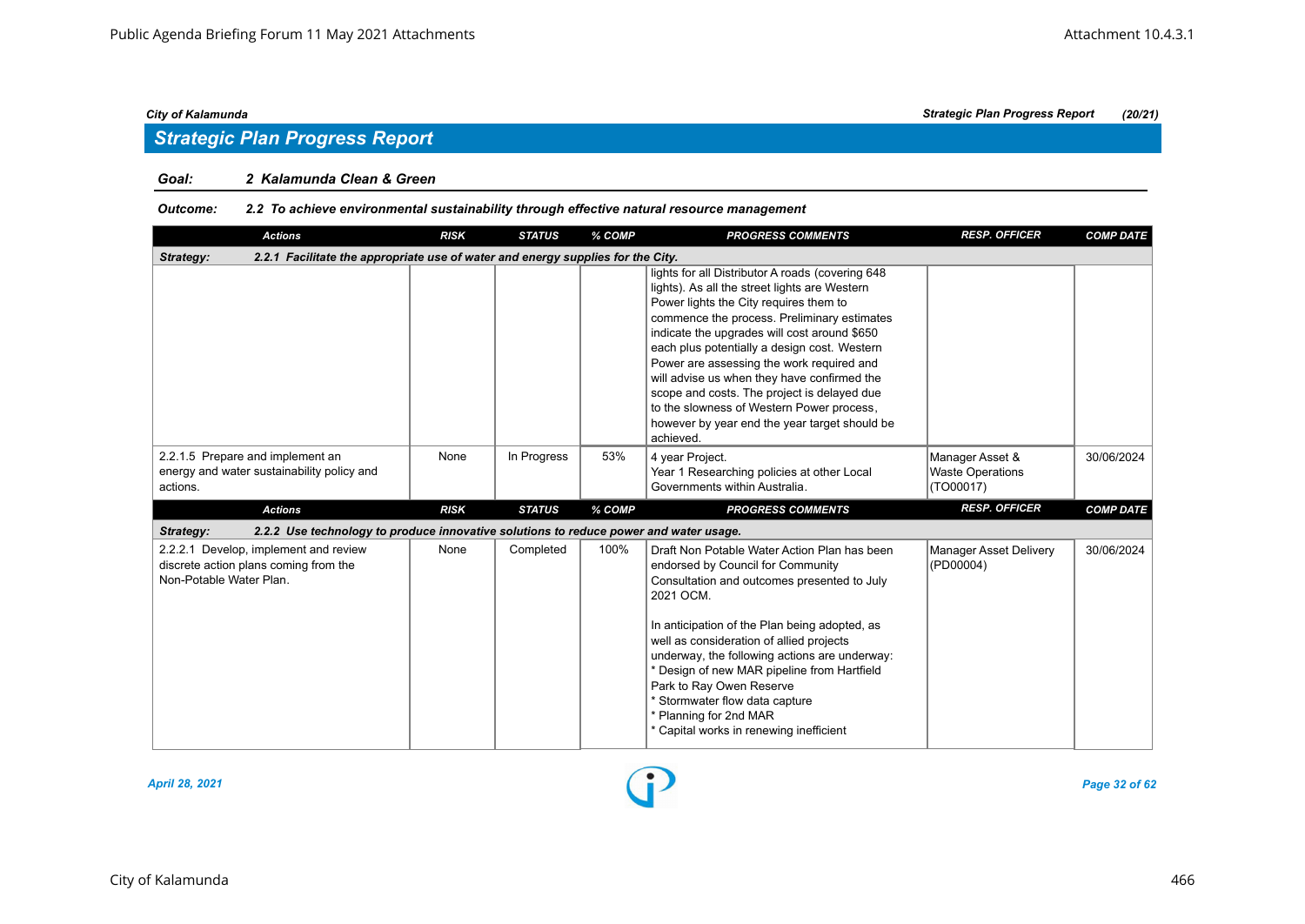## Strategic Plan Progress Report

**Goal:** 2 Kalamunda Clean & Green

**Outcome:** 2.2 To achieve environmental sustainability through effective natural resource management

| Actions | RISK | STATUS | % COMP | PROGRESS COMMENTS | RESP. OFFICER | COMP DATE |
|---|---|---|---|---|---|---|
| **Strategy: 2.2.1 Facilitate the appropriate use of water and energy supplies for the City.** | | | | | | |
| | | | | lights for all Distributor A roads (covering 648 lights). As all the street lights are Western Power lights the City requires them to commence the process. Preliminary estimates indicate the upgrades will cost around $650 each plus potentially a design cost. Western Power are assessing the work required and will advise us when they have confirmed the scope and costs. The project is delayed due to the slowness of Western Power process, however by year end the year target should be achieved. | | |
| 2.2.1.5 Prepare and implement an energy and water sustainability policy and actions. | None | In Progress | 53% | 4 year Project.<br>Year 1 Researching policies at other Local Governments within Australia. | Manager Asset & Waste Operations (TO00017) | 30/06/2024 |
| **Strategy: 2.2.2 Use technology to produce innovative solutions to reduce power and water usage.** | | | | | | |
| 2.2.2.1 Develop, implement and review discrete action plans coming from the Non-Potable Water Plan. | None | Completed | 100% | Draft Non Potable Water Action Plan has been endorsed by Council for Community Consultation and outcomes presented to July 2021 OCM.<br><br>In anticipation of the Plan being adopted, as well as consideration of allied projects underway, the following actions are underway:<br>* Design of new MAR pipeline from Hartfield Park to Ray Owen Reserve<br>* Stormwater flow data capture<br>* Planning for 2nd MAR<br>* Capital works in renewing inefficient | Manager Asset Delivery (PD00004) | 30/06/2024 |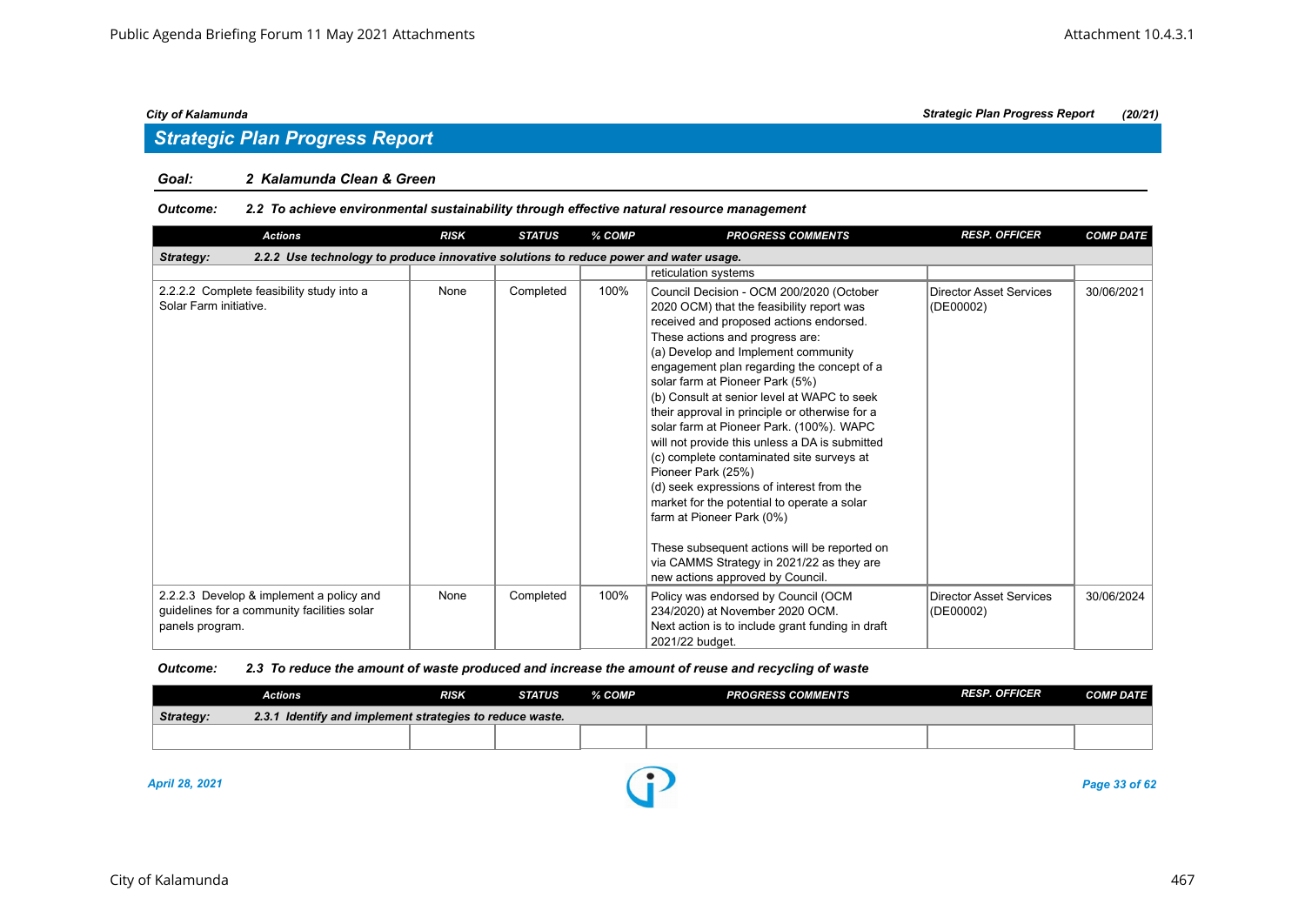## Strategic Plan Progress Report

**Goal:** **2 Kalamunda Clean & Green**

**Outcome:** ***2.2 To achieve environmental sustainability through effective natural resource management***

| Actions | RISK | STATUS | % COMP | PROGRESS COMMENTS | RESP. OFFICER | COMP DATE |
|---|---|---|---|---|---|---|
| ***Strategy: 2.2.2 Use technology to produce innovative solutions to reduce power and water usage.*** | | | | | | |
| | | | | reticulation systems | | |
| 2.2.2.2 Complete feasibility study into a Solar Farm initiative. | None | Completed | 100% | Council Decision - OCM 200/2020 (October 2020 OCM) that the feasibility report was received and proposed actions endorsed. These actions and progress are: (a) Develop and Implement community engagement plan regarding the concept of a solar farm at Pioneer Park (5%) (b) Consult at senior level at WAPC to seek their approval in principle or otherwise for a solar farm at Pioneer Park. (100%). WAPC will not provide this unless a DA is submitted (c) complete contaminated site surveys at Pioneer Park (25%) (d) seek expressions of interest from the market for the potential to operate a solar farm at Pioneer Park (0%)<br><br>These subsequent actions will be reported on via CAMMS Strategy in 2021/22 as they are new actions approved by Council. | Director Asset Services (DE00002) | 30/06/2021 |
| 2.2.2.3 Develop & implement a policy and guidelines for a community facilities solar panels program. | None | Completed | 100% | Policy was endorsed by Council (OCM 234/2020) at November 2020 OCM. Next action is to include grant funding in draft 2021/22 budget. | Director Asset Services (DE00002) | 30/06/2024 |

**Outcome:** ***2.3 To reduce the amount of waste produced and increase the amount of reuse and recycling of waste***

| Actions | RISK | STATUS | % COMP | PROGRESS COMMENTS | RESP. OFFICER | COMP DATE |
|---|---|---|---|---|---|---|
| ***Strategy: 2.3.1 Identify and implement strategies to reduce waste.*** | | | | | | |
| | | | | | | |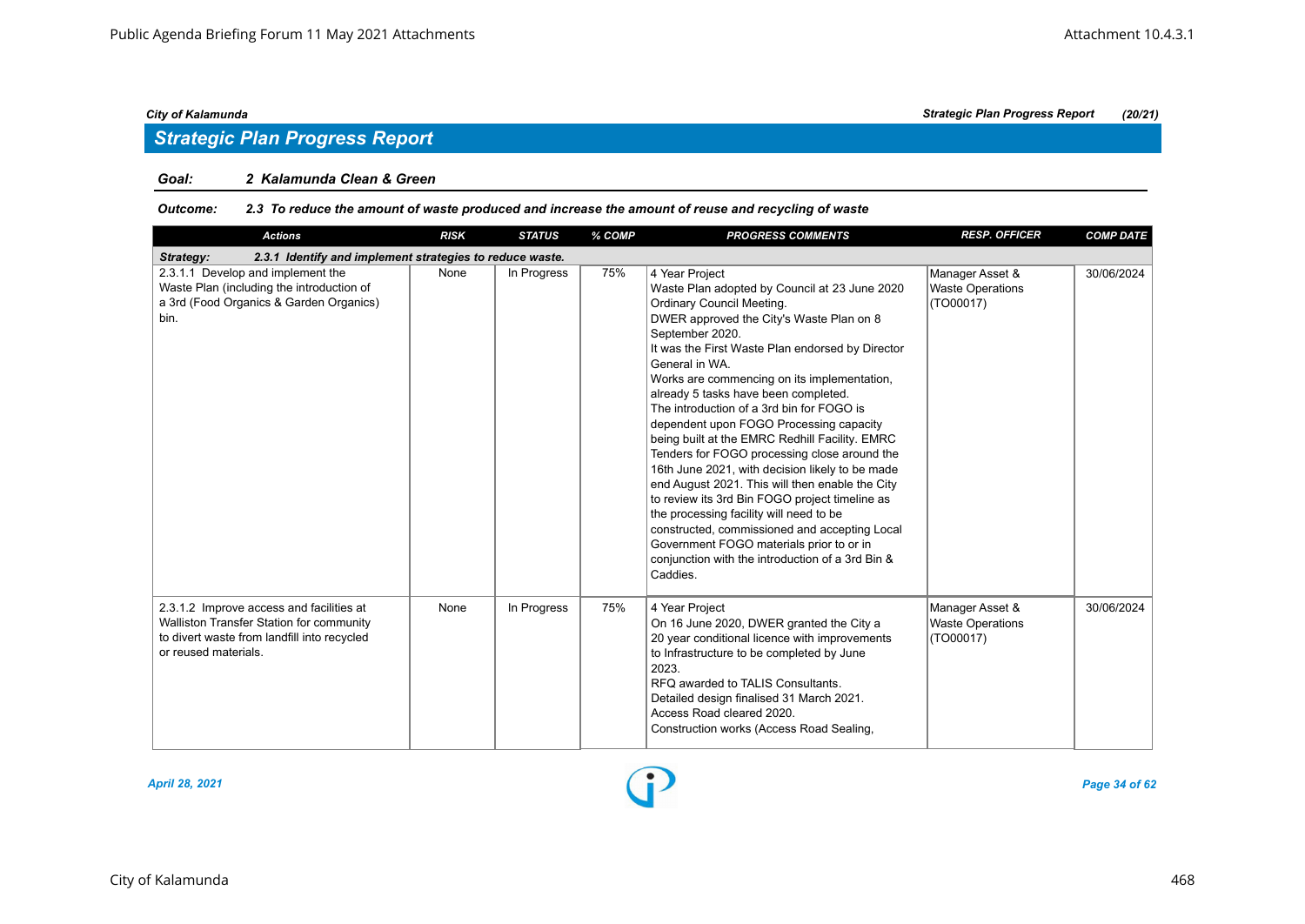## Strategic Plan Progress Report

**Goal:** *2 Kalamunda Clean & Green*

**Outcome:** *2.3 To reduce the amount of waste produced and increase the amount of reuse and recycling of waste*

| Actions | RISK | STATUS | % COMP | PROGRESS COMMENTS | RESP. OFFICER | COMP DATE |
|---|---|---|---|---|---|---|
| ***Strategy: 2.3.1 Identify and implement strategies to reduce waste.*** | | | | | | |
| 2.3.1.1 Develop and implement the Waste Plan (including the introduction of a 3rd (Food Organics & Garden Organics) bin. | None | In Progress | 75% | 4 Year Project<br>Waste Plan adopted by Council at 23 June 2020 Ordinary Council Meeting.<br>DWER approved the City's Waste Plan on 8 September 2020.<br>It was the First Waste Plan endorsed by Director General in WA.<br>Works are commencing on its implementation, already 5 tasks have been completed.<br>The introduction of a 3rd bin for FOGO is dependent upon FOGO Processing capacity being built at the EMRC Redhill Facility. EMRC Tenders for FOGO processing close around the 16th June 2021, with decision likely to be made end August 2021. This will then enable the City to review its 3rd Bin FOGO project timeline as the processing facility will need to be constructed, commissioned and accepting Local Government FOGO materials prior to or in conjunction with the introduction of a 3rd Bin & Caddies. | Manager Asset & Waste Operations (TO00017) | 30/06/2024 |
| 2.3.1.2 Improve access and facilities at Walliston Transfer Station for community to divert waste from landfill into recycled or reused materials. | None | In Progress | 75% | 4 Year Project<br>On 16 June 2020, DWER granted the City a 20 year conditional licence with improvements to Infrastructure to be completed by June 2023.<br>RFQ awarded to TALIS Consultants.<br>Detailed design finalised 31 March 2021.<br>Access Road cleared 2020.<br>Construction works (Access Road Sealing, | Manager Asset & Waste Operations (TO00017) | 30/06/2024 |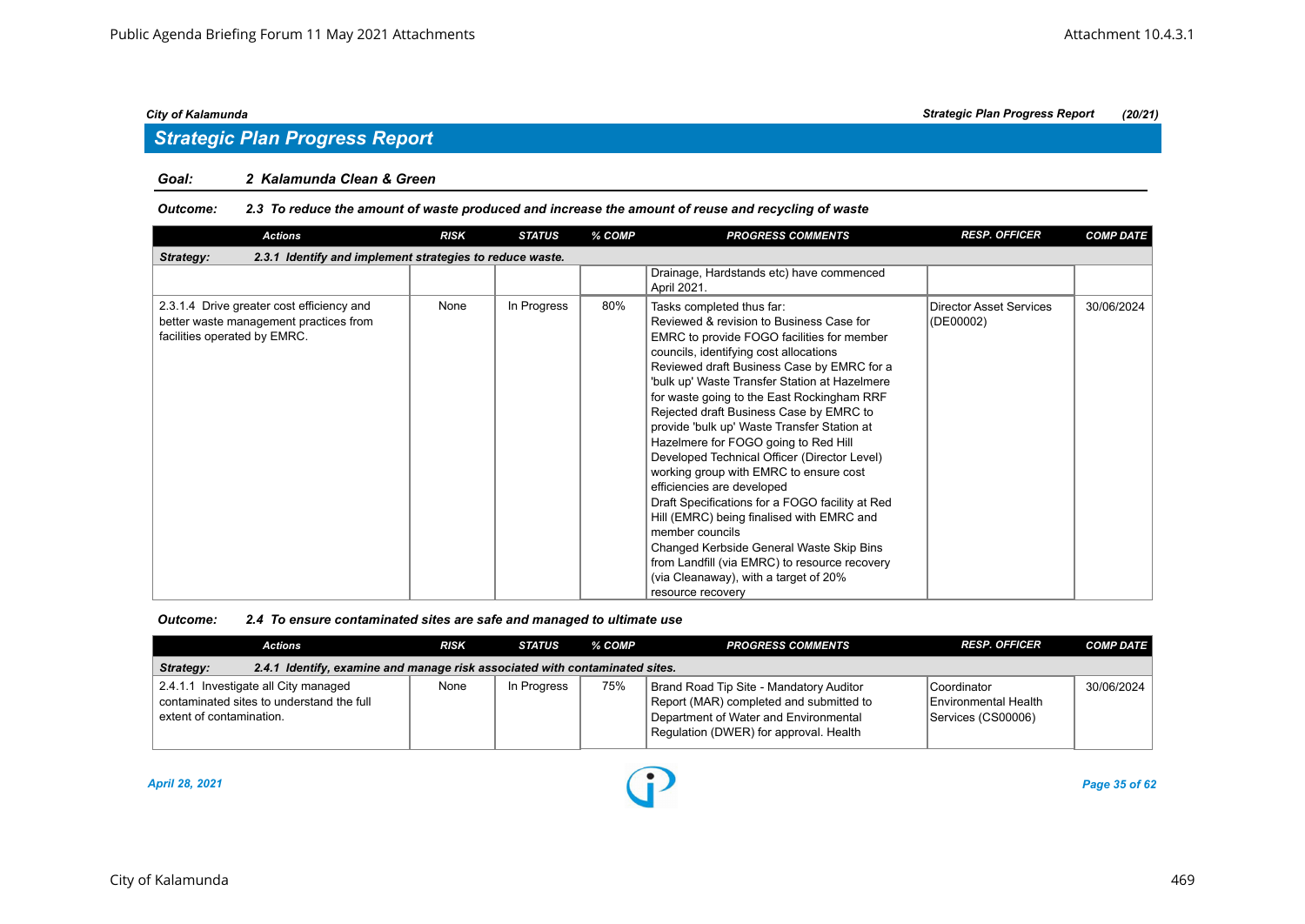## Strategic Plan Progress Report

**Goal: 2 Kalamunda Clean & Green**

***Outcome: 2.3 To reduce the amount of waste produced and increase the amount of reuse and recycling of waste***

| Actions | RISK | STATUS | % COMP | PROGRESS COMMENTS | RESP. OFFICER | COMP DATE |
|---|---|---|---|---|---|---|
| ***Strategy: 2.3.1 Identify and implement strategies to reduce waste.*** | | | | | | |
| | | | | Drainage, Hardstands etc) have commenced April 2021. | | |
| 2.3.1.4 Drive greater cost efficiency and better waste management practices from facilities operated by EMRC. | None | In Progress | 80% | Tasks completed thus far:<br>Reviewed & revision to Business Case for EMRC to provide FOGO facilities for member councils, identifying cost allocations<br>Reviewed draft Business Case by EMRC for a 'bulk up' Waste Transfer Station at Hazelmere for waste going to the East Rockingham RRF<br>Rejected draft Business Case by EMRC to provide 'bulk up' Waste Transfer Station at Hazelmere for FOGO going to Red Hill<br>Developed Technical Officer (Director Level) working group with EMRC to ensure cost efficiencies are developed<br>Draft Specifications for a FOGO facility at Red Hill (EMRC) being finalised with EMRC and member councils<br>Changed Kerbside General Waste Skip Bins from Landfill (via EMRC) to resource recovery (via Cleanaway), with a target of 20% resource recovery | Director Asset Services (DE00002) | 30/06/2024 |

***Outcome: 2.4 To ensure contaminated sites are safe and managed to ultimate use***

| Actions | RISK | STATUS | % COMP | PROGRESS COMMENTS | RESP. OFFICER | COMP DATE |
|---|---|---|---|---|---|---|
| ***Strategy: 2.4.1 Identify, examine and manage risk associated with contaminated sites.*** | | | | | | |
| 2.4.1.1 Investigate all City managed contaminated sites to understand the full extent of contamination. | None | In Progress | 75% | Brand Road Tip Site - Mandatory Auditor Report (MAR) completed and submitted to Department of Water and Environmental Regulation (DWER) for approval. Health | Coordinator Environmental Health Services (CS00006) | 30/06/2024 |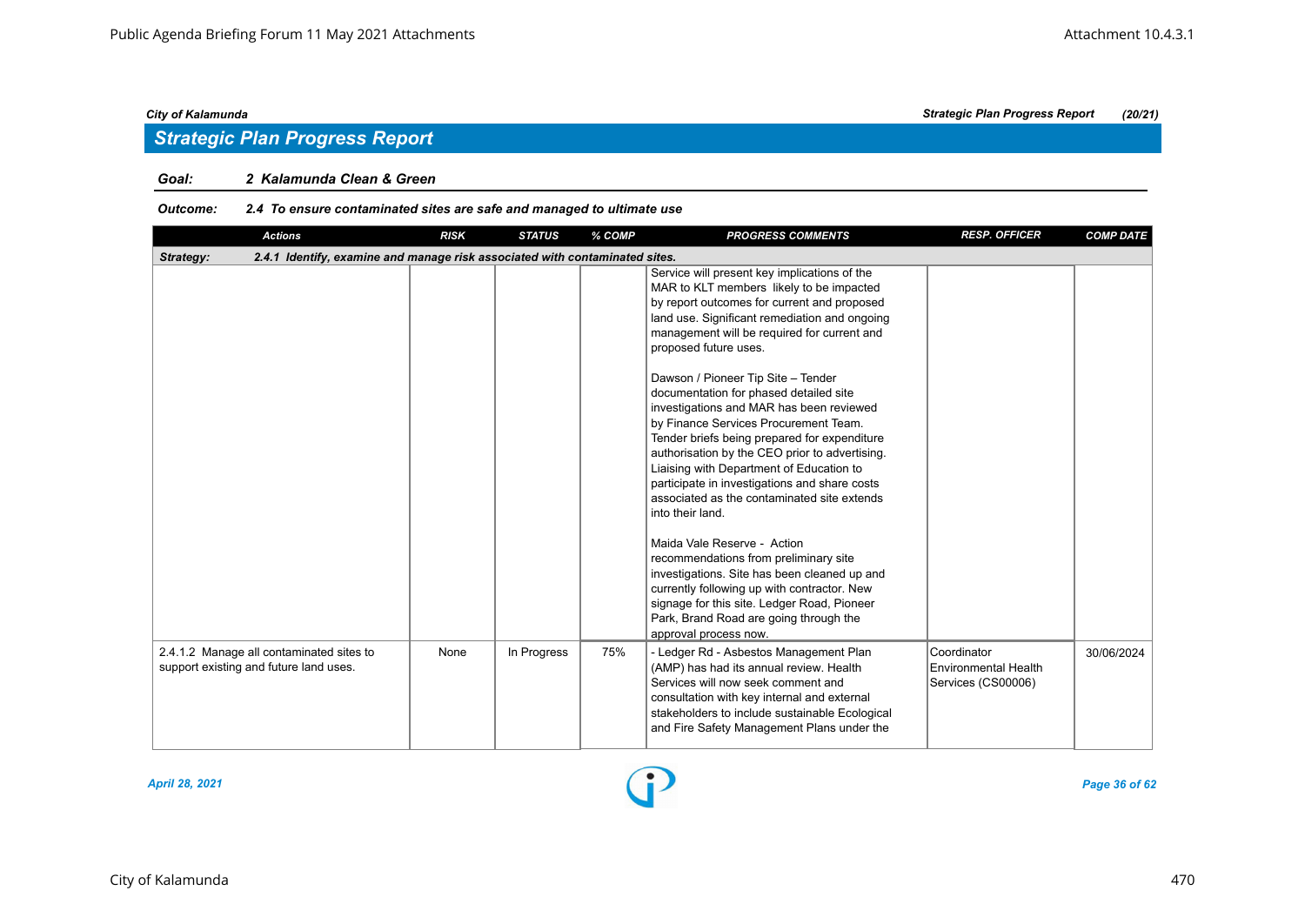## Strategic Plan Progress Report

**Goal:** **2 Kalamunda Clean & Green**

**Outcome:** **2.4 To ensure contaminated sites are safe and managed to ultimate use**

| Actions | RISK | STATUS | % COMP | PROGRESS COMMENTS | RESP. OFFICER | COMP DATE |
|---|---|---|---|---|---|---|
| **Strategy: 2.4.1 Identify, examine and manage risk associated with contaminated sites.** | | | | | | |
| | | | | Service will present key implications of the MAR to KLT members likely to be impacted by report outcomes for current and proposed land use. Significant remediation and ongoing management will be required for current and proposed future uses.<br><br>Dawson / Pioneer Tip Site – Tender documentation for phased detailed site investigations and MAR has been reviewed by Finance Services Procurement Team. Tender briefs being prepared for expenditure authorisation by the CEO prior to advertising. Liaising with Department of Education to participate in investigations and share costs associated as the contaminated site extends into their land.<br><br>Maida Vale Reserve - Action recommendations from preliminary site investigations. Site has been cleaned up and currently following up with contractor. New signage for this site. Ledger Road, Pioneer Park, Brand Road are going through the approval process now. | | |
| 2.4.1.2 Manage all contaminated sites to support existing and future land uses. | None | In Progress | 75% | - Ledger Rd - Asbestos Management Plan (AMP) has had its annual review. Health Services will now seek comment and consultation with key internal and external stakeholders to include sustainable Ecological and Fire Safety Management Plans under the | Coordinator Environmental Health Services (CS00006) | 30/06/2024 |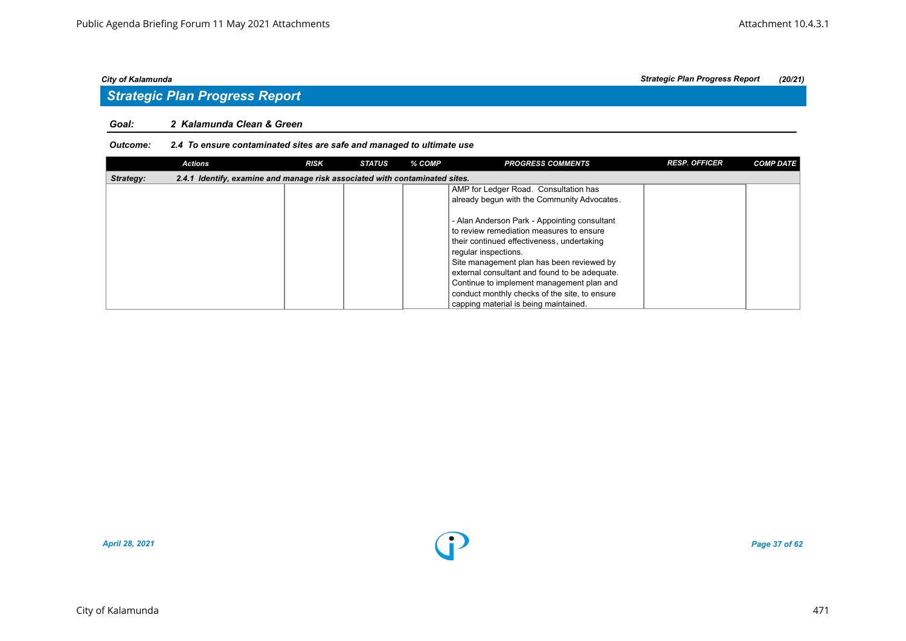*City of Kalamunda* | *Strategic Plan Progress Report* | *(20/21)*

## Strategic Plan Progress Report

**Goal:** ***2 Kalamunda Clean & Green***

**Outcome:** ***2.4 To ensure contaminated sites are safe and managed to ultimate use***

| Actions | RISK | STATUS | % COMP | PROGRESS COMMENTS | RESP. OFFICER | COMP DATE |
|---|---|---|---|---|---|---|
| ***Strategy: 2.4.1 Identify, examine and manage risk associated with contaminated sites.*** | | | | | | |
| | | | | AMP for Ledger Road. Consultation has already begun with the Community Advocates.<br><br>- Alan Anderson Park - Appointing consultant to review remediation measures to ensure their continued effectiveness, undertaking regular inspections.<br>Site management plan has been reviewed by external consultant and found to be adequate. Continue to implement management plan and conduct monthly checks of the site, to ensure capping material is being maintained. | | |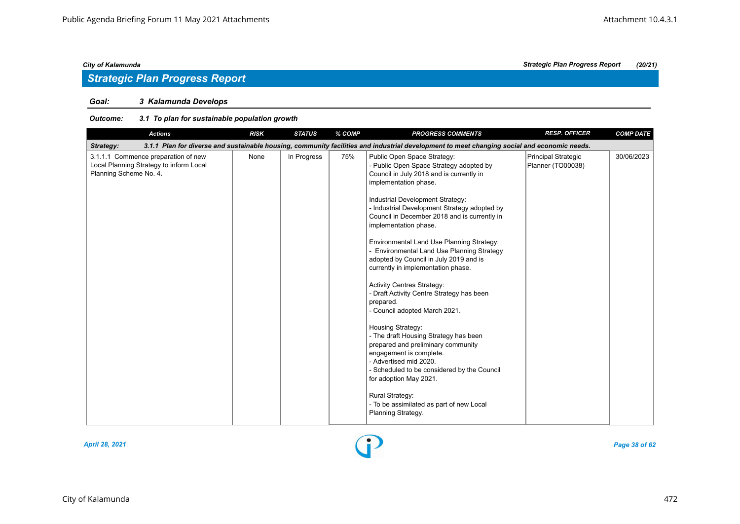## Strategic Plan Progress Report

### Goal: 3 Kalamunda Develops

#### Outcome: 3.1 To plan for sustainable population growth

| Actions | RISK | STATUS | % COMP | PROGRESS COMMENTS | RESP. OFFICER | COMP DATE |
|---|---|---|---|---|---|---|
| **Strategy: 3.1.1 Plan for diverse and sustainable housing, community facilities and industrial development to meet changing social and economic needs.** | | | | | | |
| 3.1.1.1 Commence preparation of new Local Planning Strategy to inform Local Planning Scheme No. 4. | None | In Progress | 75% | Public Open Space Strategy:<br>- Public Open Space Strategy adopted by Council in July 2018 and is currently in implementation phase.<br><br>Industrial Development Strategy:<br>- Industrial Development Strategy adopted by Council in December 2018 and is currently in implementation phase.<br><br>Environmental Land Use Planning Strategy:<br>- Environmental Land Use Planning Strategy adopted by Council in July 2019 and is currently in implementation phase.<br><br>Activity Centres Strategy:<br>- Draft Activity Centre Strategy has been prepared.<br>- Council adopted March 2021.<br><br>Housing Strategy:<br>- The draft Housing Strategy has been prepared and preliminary community engagement is complete.<br>- Advertised mid 2020.<br>- Scheduled to be considered by the Council for adoption May 2021.<br><br>Rural Strategy:<br>- To be assimilated as part of new Local Planning Strategy. | Principal Strategic Planner (TO00038) | 30/06/2023 |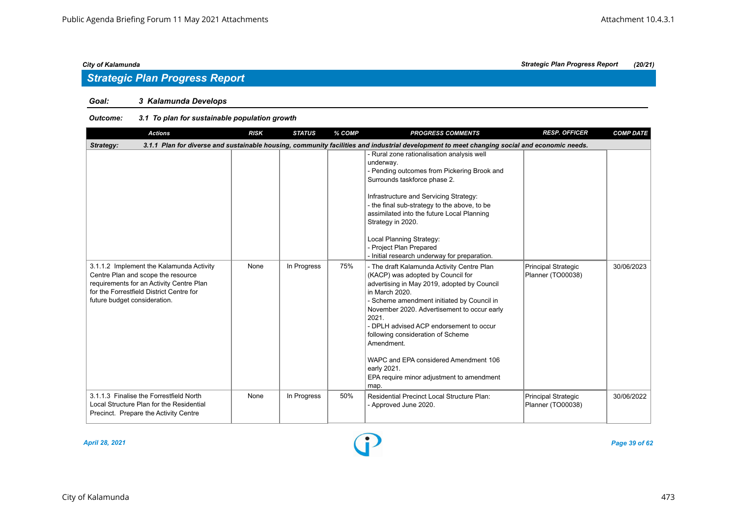City of Kalamunda — Strategic Plan Progress Report (20/21)

## Strategic Plan Progress Report

### Goal: 3 Kalamunda Develops

#### Outcome: 3.1 To plan for sustainable population growth

| Actions | RISK | STATUS | % COMP | PROGRESS COMMENTS | RESP. OFFICER | COMP DATE |
|---|---|---|---|---|---|---|
| **Strategy: 3.1.1 Plan for diverse and sustainable housing, community facilities and industrial development to meet changing social and economic needs.** | | | | | | |
| | | | | - Rural zone rationalisation analysis well underway.<br>- Pending outcomes from Pickering Brook and Surrounds taskforce phase 2.<br><br>Infrastructure and Servicing Strategy:<br>- the final sub-strategy to the above, to be assimilated into the future Local Planning Strategy in 2020.<br><br>Local Planning Strategy:<br>- Project Plan Prepared<br>- Initial research underway for preparation. | | |
| 3.1.1.2 Implement the Kalamunda Activity Centre Plan and scope the resource requirements for an Activity Centre Plan for the Forrestfield District Centre for future budget consideration. | None | In Progress | 75% | - The draft Kalamunda Activity Centre Plan (KACP) was adopted by Council for advertising in May 2019, adopted by Council in March 2020.<br>- Scheme amendment initiated by Council in November 2020. Advertisement to occur early 2021.<br>- DPLH advised ACP endorsement to occur following consideration of Scheme Amendment.<br><br>WAPC and EPA considered Amendment 106 early 2021.<br>EPA require minor adjustment to amendment map. | Principal Strategic Planner (TO00038) | 30/06/2023 |
| 3.1.1.3 Finalise the Forrestfield North Local Structure Plan for the Residential Precinct. Prepare the Activity Centre | None | In Progress | 50% | Residential Precinct Local Structure Plan:<br>- Approved June 2020. | Principal Strategic Planner (TO00038) | 30/06/2022 |

April 28, 2021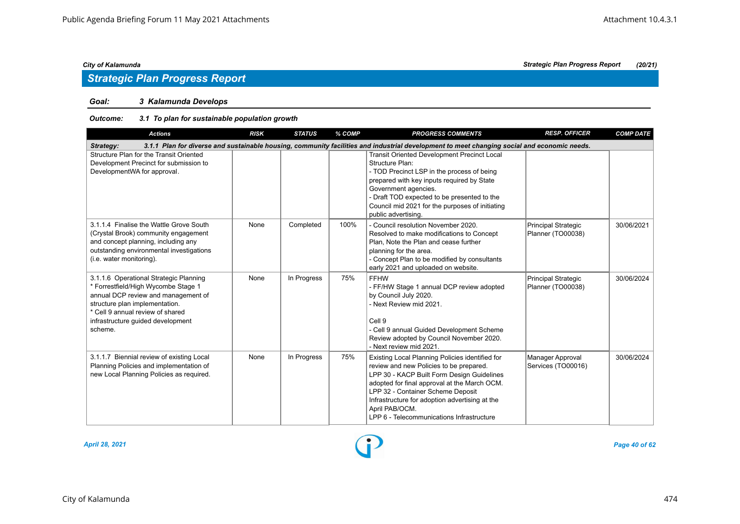City of Kalamunda — Strategic Plan Progress Report (20/21)

## Strategic Plan Progress Report

**Goal:** 3 Kalamunda Develops

**Outcome:** 3.1 To plan for sustainable population growth

| Actions | RISK | STATUS | % COMP | PROGRESS COMMENTS | RESP. OFFICER | COMP DATE |
|---|---|---|---|---|---|---|
| **Strategy: 3.1.1 Plan for diverse and sustainable housing, community facilities and industrial development to meet changing social and economic needs.** | | | | | | |
| Structure Plan for the Transit Oriented Development Precinct for submission to DevelopmentWA for approval. | | | | Transit Oriented Development Precinct Local Structure Plan:<br>- TOD Precinct LSP in the process of being prepared with key inputs required by State Government agencies.<br>- Draft TOD expected to be presented to the Council mid 2021 for the purposes of initiating public advertising. | | |
| 3.1.1.4 Finalise the Wattle Grove South (Crystal Brook) community engagement and concept planning, including any outstanding environmental investigations (i.e. water monitoring). | None | Completed | 100% | - Council resolution November 2020. Resolved to make modifications to Concept Plan, Note the Plan and cease further planning for the area.<br>- Concept Plan to be modified by consultants early 2021 and uploaded on website. | Principal Strategic Planner (TO00038) | 30/06/2021 |
| 3.1.1.6 Operational Strategic Planning<br>* Forrestfield/High Wycombe Stage 1 annual DCP review and management of structure plan implementation.<br>* Cell 9 annual review of shared infrastructure guided development scheme. | None | In Progress | 75% | FFHW<br>- FF/HW Stage 1 annual DCP review adopted by Council July 2020.<br>- Next Review mid 2021.<br><br>Cell 9<br>- Cell 9 annual Guided Development Scheme Review adopted by Council November 2020.<br>- Next review mid 2021. | Principal Strategic Planner (TO00038) | 30/06/2024 |
| 3.1.1.7 Biennial review of existing Local Planning Policies and implementation of new Local Planning Policies as required. | None | In Progress | 75% | Existing Local Planning Policies identified for review and new Policies to be prepared.<br>LPP 30 - KACP Built Form Design Guidelines adopted for final approval at the March OCM.<br>LPP 32 - Container Scheme Deposit Infrastructure for adoption advertising at the April PAB/OCM.<br>LPP 6 - Telecommunications Infrastructure | Manager Approval Services (TO00016) | 30/06/2024 |

April 28, 2021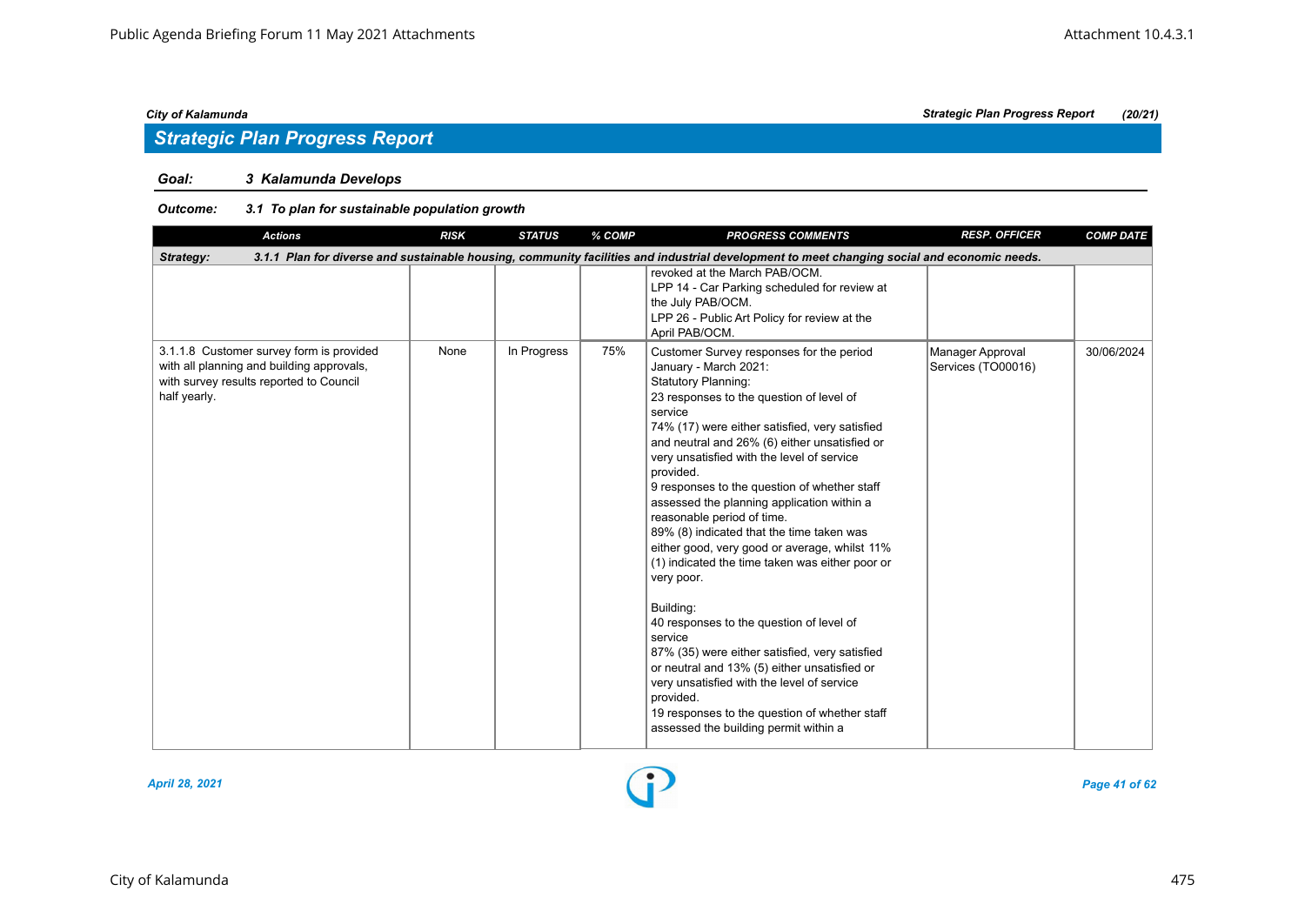## Strategic Plan Progress Report

**Goal:** 3 Kalamunda Develops

**Outcome:** 3.1 To plan for sustainable population growth

| Actions | RISK | STATUS | % COMP | PROGRESS COMMENTS | RESP. OFFICER | COMP DATE |
|---|---|---|---|---|---|---|
| **Strategy:** 3.1.1 Plan for diverse and sustainable housing, community facilities and industrial development to meet changing social and economic needs. | | | | | | |
| | | | | revoked at the March PAB/OCM.<br>LPP 14 - Car Parking scheduled for review at the July PAB/OCM.<br>LPP 26 - Public Art Policy for review at the April PAB/OCM. | | |
| 3.1.1.8 Customer survey form is provided with all planning and building approvals, with survey results reported to Council half yearly. | None | In Progress | 75% | Customer Survey responses for the period January - March 2021:<br>Statutory Planning:<br>23 responses to the question of level of service<br>74% (17) were either satisfied, very satisfied and neutral and 26% (6) either unsatisfied or very unsatisfied with the level of service provided.<br>9 responses to the question of whether staff assessed the planning application within a reasonable period of time.<br>89% (8) indicated that the time taken was either good, very good or average, whilst 11% (1) indicated the time taken was either poor or very poor.<br><br>Building:<br>40 responses to the question of level of service<br>87% (35) were either satisfied, very satisfied or neutral and 13% (5) either unsatisfied or very unsatisfied with the level of service provided.<br>19 responses to the question of whether staff assessed the building permit within a | Manager Approval Services (TO00016) | 30/06/2024 |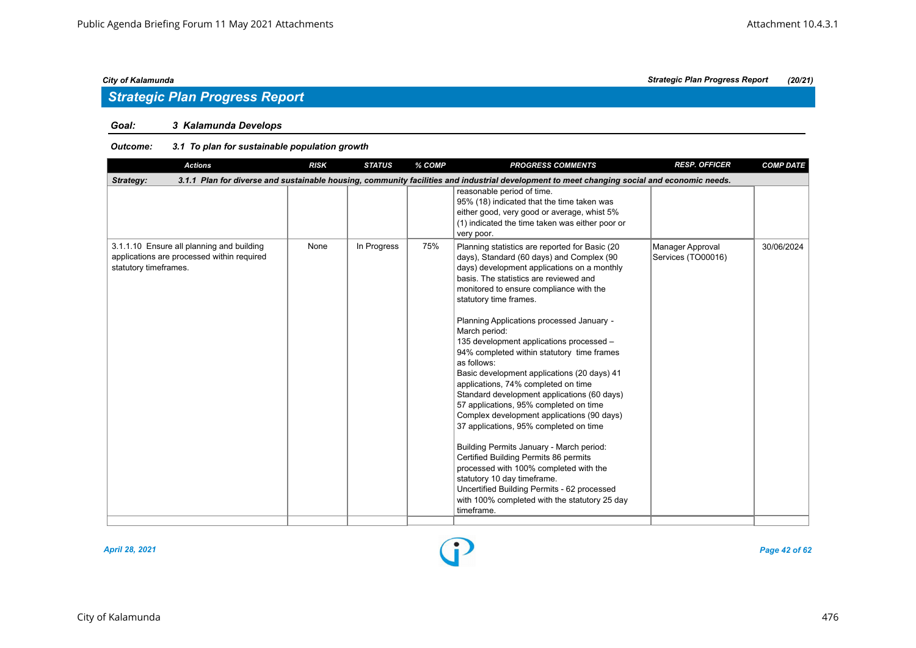City of Kalamunda | Strategic Plan Progress Report (20/21)

## Strategic Plan Progress Report

**Goal:** *3 Kalamunda Develops*

**Outcome:** *3.1 To plan for sustainable population growth*

| Actions | RISK | STATUS | % COMP | PROGRESS COMMENTS | RESP. OFFICER | COMP DATE |
|---|---|---|---|---|---|---|
| **Strategy:** 3.1.1 Plan for diverse and sustainable housing, community facilities and industrial development to meet changing social and economic needs. | | | | | | |
| | | | | reasonable period of time.<br>95% (18) indicated that the time taken was either good, very good or average, whilst 5% (1) indicated the time taken was either poor or very poor. | | |
| 3.1.1.10 Ensure all planning and building applications are processed within required statutory timeframes. | None | In Progress | 75% | Planning statistics are reported for Basic (20 days), Standard (60 days) and Complex (90 days) development applications on a monthly basis. The statistics are reviewed and monitored to ensure compliance with the statutory time frames.<br><br>Planning Applications processed January - March period:<br>135 development applications processed – 94% completed within statutory time frames as follows:<br>Basic development applications (20 days) 41 applications, 74% completed on time<br>Standard development applications (60 days) 57 applications, 95% completed on time<br>Complex development applications (90 days) 37 applications, 95% completed on time<br><br>Building Permits January - March period:<br>Certified Building Permits 86 permits processed with 100% completed with the statutory 10 day timeframe.<br>Uncertified Building Permits - 62 processed with 100% completed with the statutory 25 day timeframe. | Manager Approval Services (TO00016) | 30/06/2024 |

*April 28, 2021*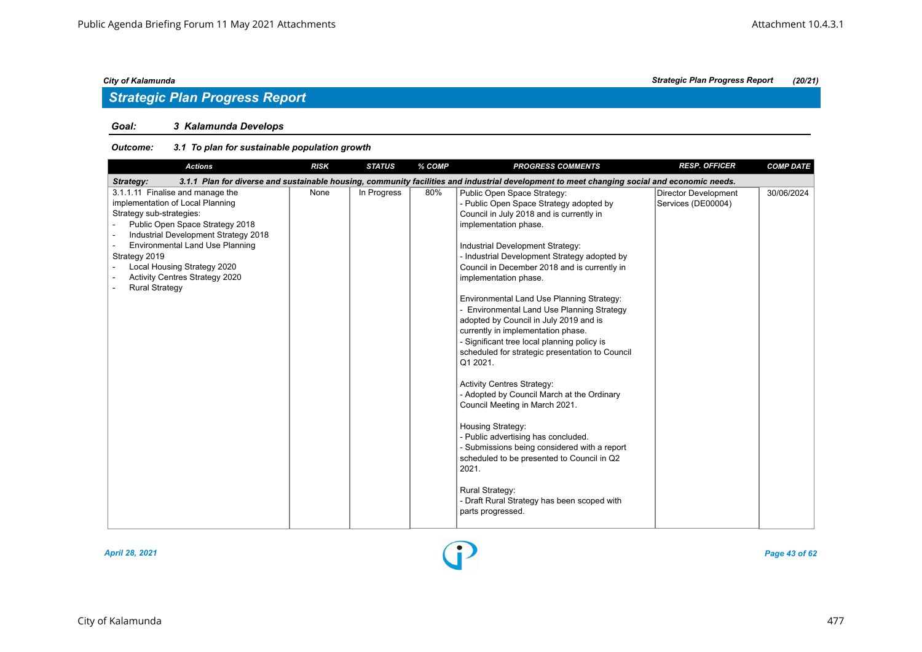## Strategic Plan Progress Report

### Goal: 3 Kalamunda Develops

### Outcome: 3.1 To plan for sustainable population growth

| Actions | RISK | STATUS | % COMP | PROGRESS COMMENTS | RESP. OFFICER | COMP DATE |
|---|---|---|---|---|---|---|
| **Strategy: 3.1.1 Plan for diverse and sustainable housing, community facilities and industrial development to meet changing social and economic needs.** | | | | | | |
| 3.1.1.11 Finalise and manage the implementation of Local Planning Strategy sub-strategies:<br>- Public Open Space Strategy 2018<br>- Industrial Development Strategy 2018<br>- Environmental Land Use Planning Strategy 2019<br>- Local Housing Strategy 2020<br>- Activity Centres Strategy 2020<br>- Rural Strategy | None | In Progress | 80% | Public Open Space Strategy:<br>- Public Open Space Strategy adopted by Council in July 2018 and is currently in implementation phase.<br><br>Industrial Development Strategy:<br>- Industrial Development Strategy adopted by Council in December 2018 and is currently in implementation phase.<br><br>Environmental Land Use Planning Strategy:<br>- Environmental Land Use Planning Strategy adopted by Council in July 2019 and is currently in implementation phase.<br>- Significant tree local planning policy is scheduled for strategic presentation to Council Q1 2021.<br><br>Activity Centres Strategy:<br>- Adopted by Council March at the Ordinary Council Meeting in March 2021.<br><br>Housing Strategy:<br>- Public advertising has concluded.<br>- Submissions being considered with a report scheduled to be presented to Council in Q2 2021.<br><br>Rural Strategy:<br>- Draft Rural Strategy has been scoped with parts progressed. | Director Development Services (DE00004) | 30/06/2024 |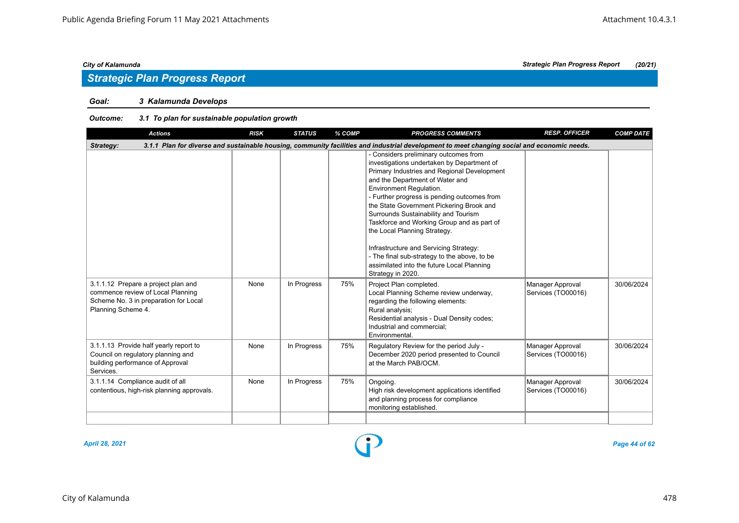## Strategic Plan Progress Report

**Goal:** *3 Kalamunda Develops*

**Outcome:** *3.1 To plan for sustainable population growth*

| Actions | RISK | STATUS | % COMP | PROGRESS COMMENTS | RESP. OFFICER | COMP DATE |
|---|---|---|---|---|---|---|
| **Strategy:** **3.1.1 Plan for diverse and sustainable housing, community facilities and industrial development to meet changing social and economic needs.** | | | | | | |
| | | | | - Considers preliminary outcomes from investigations undertaken by Department of Primary Industries and Regional Development and the Department of Water and Environment Regulation.<br>- Further progress is pending outcomes from the State Government Pickering Brook and Surrounds Sustainability and Tourism Taskforce and Working Group and as part of the Local Planning Strategy.<br><br>Infrastructure and Servicing Strategy:<br>- The final sub-strategy to the above, to be assimilated into the future Local Planning Strategy in 2020. | | |
| 3.1.1.12 Prepare a project plan and commence review of Local Planning Scheme No. 3 in preparation for Local Planning Scheme 4. | None | In Progress | 75% | Project Plan completed.<br>Local Planning Scheme review underway, regarding the following elements:<br>Rural analysis;<br>Residential analysis - Dual Density codes;<br>Industrial and commercial;<br>Environmental. | Manager Approval Services (TO00016) | 30/06/2024 |
| 3.1.1.13 Provide half yearly report to Council on regulatory planning and building performance of Approval Services. | None | In Progress | 75% | Regulatory Review for the period July - December 2020 period presented to Council at the March PAB/OCM. | Manager Approval Services (TO00016) | 30/06/2024 |
| 3.1.1.14 Compliance audit of all contentious, high-risk planning approvals. | None | In Progress | 75% | Ongoing.<br>High risk development applications identified and planning process for compliance monitoring established. | Manager Approval Services (TO00016) | 30/06/2024 |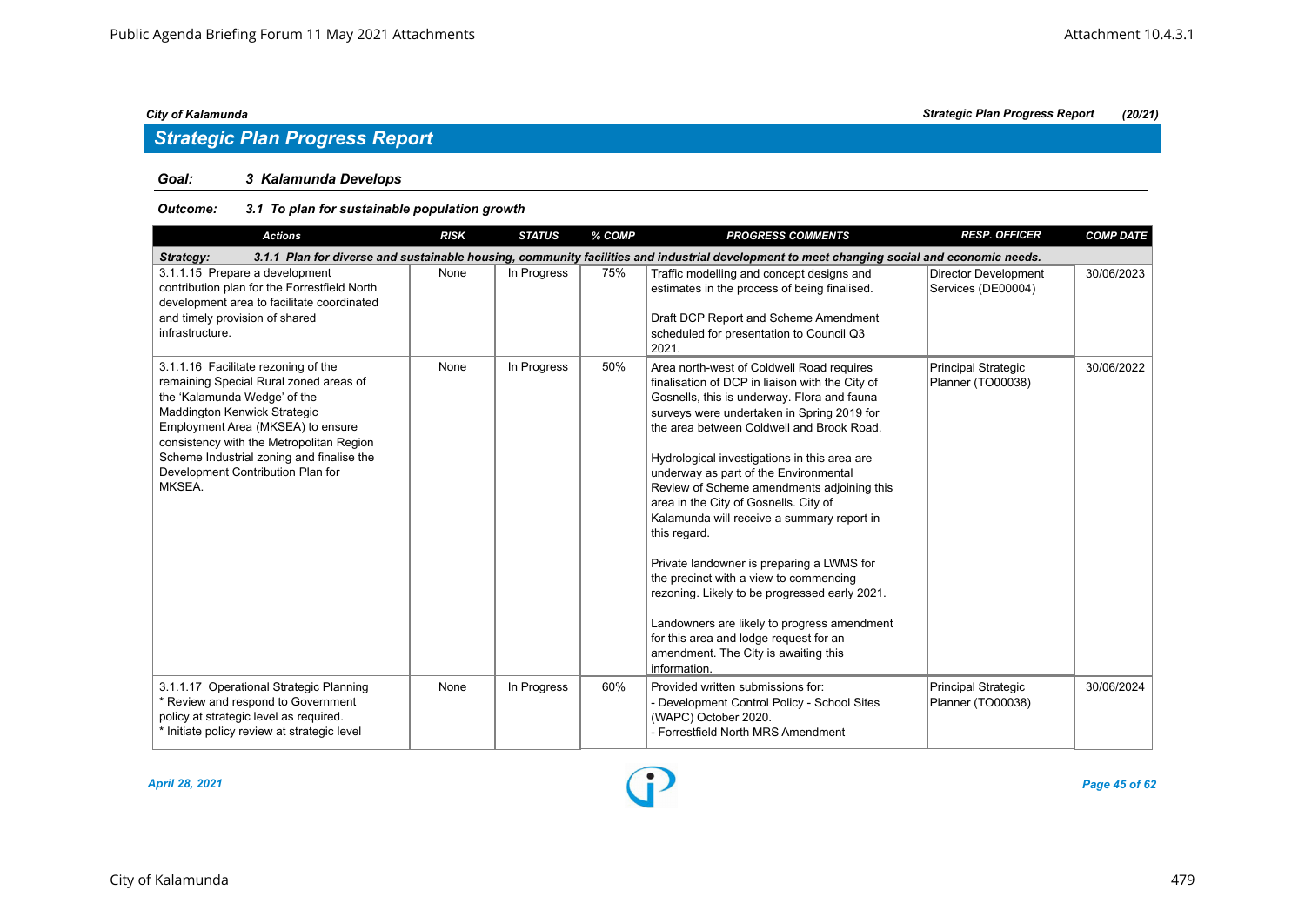## Strategic Plan Progress Report

**Goal: 3 Kalamunda Develops**

**Outcome: 3.1 To plan for sustainable population growth**

| Actions | RISK | STATUS | % COMP | PROGRESS COMMENTS | RESP. OFFICER | COMP DATE |
|---|---|---|---|---|---|---|
| **Strategy: 3.1.1 Plan for diverse and sustainable housing, community facilities and industrial development to meet changing social and economic needs.** | | | | | | |
| 3.1.1.15 Prepare a development contribution plan for the Forrestfield North development area to facilitate coordinated and timely provision of shared infrastructure. | None | In Progress | 75% | Traffic modelling and concept designs and estimates in the process of being finalised.<br><br>Draft DCP Report and Scheme Amendment scheduled for presentation to Council Q3 2021. | Director Development Services (DE00004) | 30/06/2023 |
| 3.1.1.16 Facilitate rezoning of the remaining Special Rural zoned areas of the 'Kalamunda Wedge' of the Maddington Kenwick Strategic Employment Area (MKSEA) to ensure consistency with the Metropolitan Region Scheme Industrial zoning and finalise the Development Contribution Plan for MKSEA. | None | In Progress | 50% | Area north-west of Coldwell Road requires finalisation of DCP in liaison with the City of Gosnells, this is underway. Flora and fauna surveys were undertaken in Spring 2019 for the area between Coldwell and Brook Road.<br><br>Hydrological investigations in this area are underway as part of the Environmental Review of Scheme amendments adjoining this area in the City of Gosnells. City of Kalamunda will receive a summary report in this regard.<br><br>Private landowner is preparing a LWMS for the precinct with a view to commencing rezoning. Likely to be progressed early 2021.<br><br>Landowners are likely to progress amendment for this area and lodge request for an amendment. The City is awaiting this information. | Principal Strategic Planner (TO00038) | 30/06/2022 |
| 3.1.1.17 Operational Strategic Planning<br>* Review and respond to Government policy at strategic level as required.<br>* Initiate policy review at strategic level | None | In Progress | 60% | Provided written submissions for:<br>- Development Control Policy - School Sites (WAPC) October 2020.<br>- Forrestfield North MRS Amendment | Principal Strategic Planner (TO00038) | 30/06/2024 |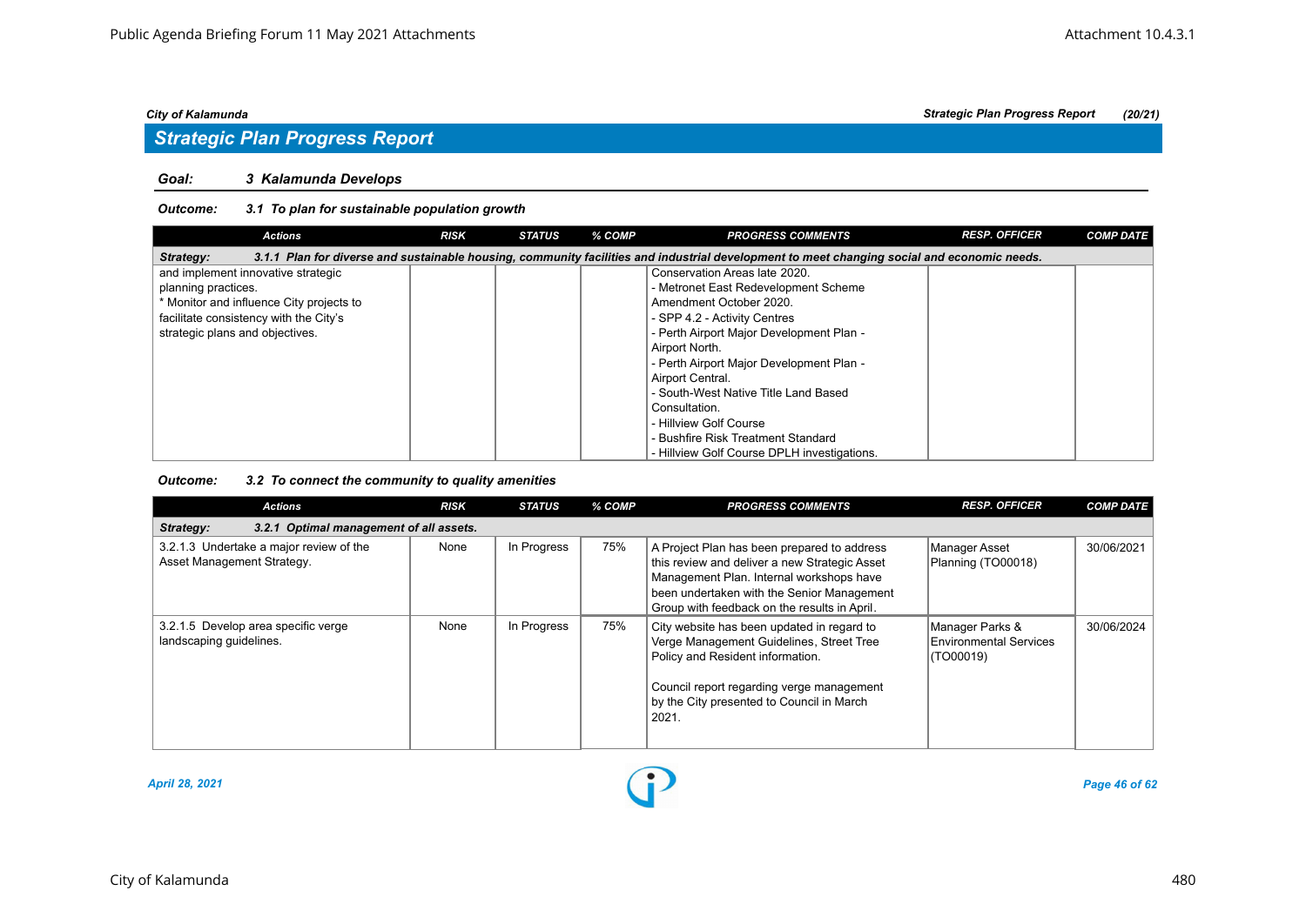## Strategic Plan Progress Report

**Goal: 3 Kalamunda Develops**

*Outcome: 3.1 To plan for sustainable population growth*

| Actions | RISK | STATUS | % COMP | PROGRESS COMMENTS | RESP. OFFICER | COMP DATE |
|---|---|---|---|---|---|---|
| **Strategy: 3.1.1 Plan for diverse and sustainable housing, community facilities and industrial development to meet changing social and economic needs.** | | | | | | |
| and implement innovative strategic planning practices. * Monitor and influence City projects to facilitate consistency with the City's strategic plans and objectives. | | | | Conservation Areas late 2020. - Metronet East Redevelopment Scheme Amendment October 2020. - SPP 4.2 - Activity Centres - Perth Airport Major Development Plan - Airport North. - Perth Airport Major Development Plan - Airport Central. - South-West Native Title Land Based Consultation. - Hillview Golf Course - Bushfire Risk Treatment Standard - Hillview Golf Course DPLH investigations. | | |

*Outcome: 3.2 To connect the community to quality amenities*

| Actions | RISK | STATUS | % COMP | PROGRESS COMMENTS | RESP. OFFICER | COMP DATE |
|---|---|---|---|---|---|---|
| **Strategy: 3.2.1 Optimal management of all assets.** | | | | | | |
| 3.2.1.3 Undertake a major review of the Asset Management Strategy. | None | In Progress | 75% | A Project Plan has been prepared to address this review and deliver a new Strategic Asset Management Plan. Internal workshops have been undertaken with the Senior Management Group with feedback on the results in April. | Manager Asset Planning (TO00018) | 30/06/2021 |
| 3.2.1.5 Develop area specific verge landscaping guidelines. | None | In Progress | 75% | City website has been updated in regard to Verge Management Guidelines, Street Tree Policy and Resident information.<br><br>Council report regarding verge management by the City presented to Council in March 2021. | Manager Parks & Environmental Services (TO00019) | 30/06/2024 |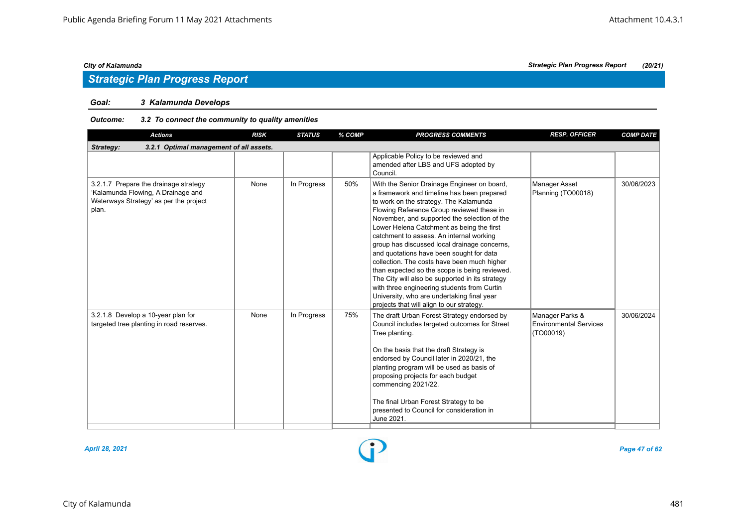## Strategic Plan Progress Report

**Goal:** *3 Kalamunda Develops*

**Outcome:** *3.2 To connect the community to quality amenities*

| Actions | RISK | STATUS | % COMP | PROGRESS COMMENTS | RESP. OFFICER | COMP DATE |
|---|---|---|---|---|---|---|
| **Strategy: 3.2.1 Optimal management of all assets.** | | | | | | |
| | | | | Applicable Policy to be reviewed and amended after LBS and UFS adopted by Council. | | |
| 3.2.1.7 Prepare the drainage strategy 'Kalamunda Flowing, A Drainage and Waterways Strategy' as per the project plan. | None | In Progress | 50% | With the Senior Drainage Engineer on board, a framework and timeline has been prepared to work on the strategy. The Kalamunda Flowing Reference Group reviewed these in November, and supported the selection of the Lower Helena Catchment as being the first catchment to assess. An internal working group has discussed local drainage concerns, and quotations have been sought for data collection. The costs have been much higher than expected so the scope is being reviewed. The City will also be supported in its strategy with three engineering students from Curtin University, who are undertaking final year projects that will align to our strategy. | Manager Asset Planning (TO00018) | 30/06/2023 |
| 3.2.1.8 Develop a 10-year plan for targeted tree planting in road reserves. | None | In Progress | 75% | The draft Urban Forest Strategy endorsed by Council includes targeted outcomes for Street Tree planting.<br><br>On the basis that the draft Strategy is endorsed by Council later in 2020/21, the planting program will be used as basis of proposing projects for each budget commencing 2021/22.<br><br>The final Urban Forest Strategy to be presented to Council for consideration in June 2021. | Manager Parks & Environmental Services (TO00019) | 30/06/2024 |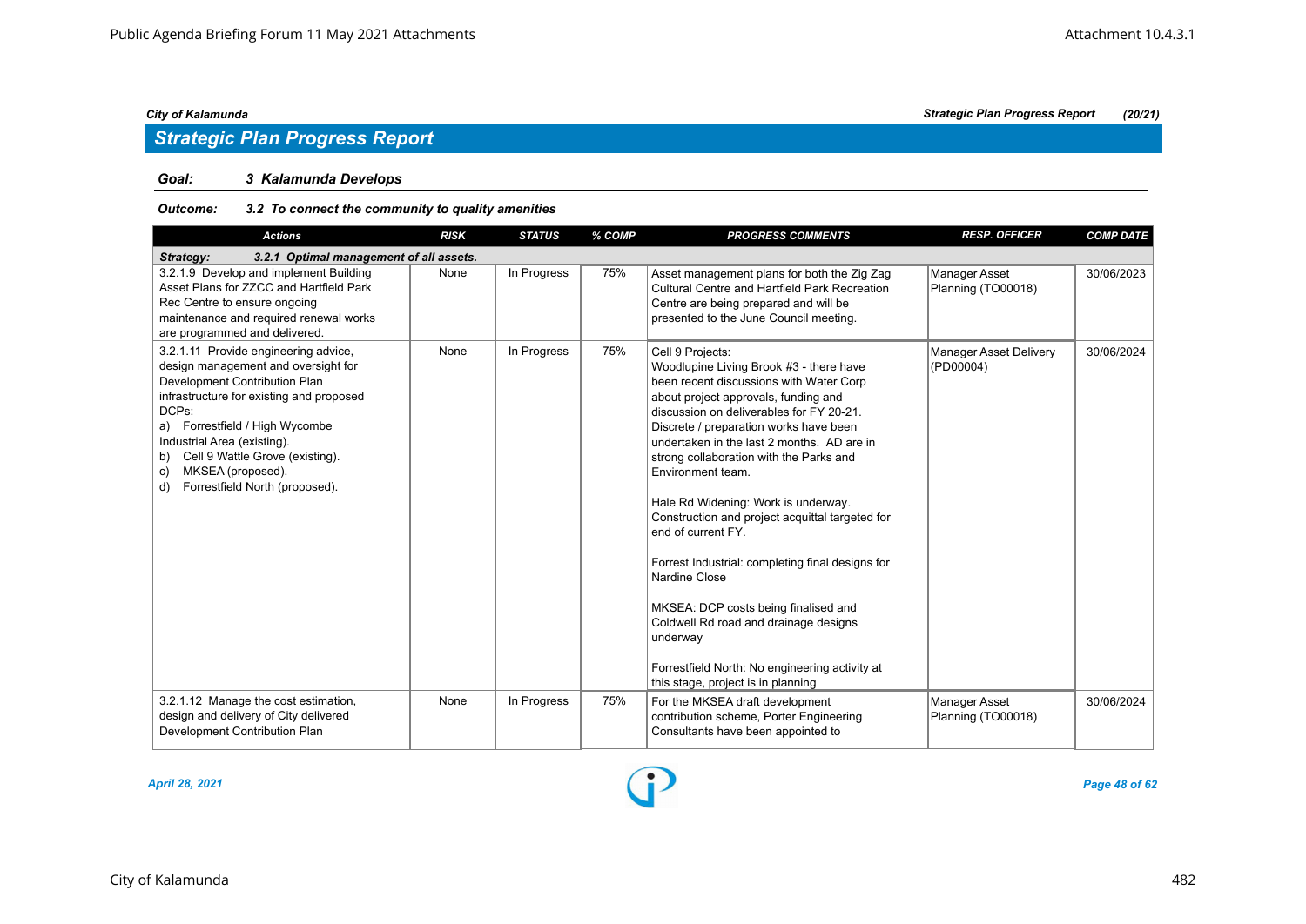## Strategic Plan Progress Report

### Goal: 3 Kalamunda Develops

#### Outcome: 3.2 To connect the community to quality amenities

| Actions | RISK | STATUS | % COMP | PROGRESS COMMENTS | RESP. OFFICER | COMP DATE |
|---|---|---|---|---|---|---|
| **Strategy: 3.2.1 Optimal management of all assets.** | | | | | | |
| 3.2.1.9 Develop and implement Building Asset Plans for ZZCC and Hartfield Park Rec Centre to ensure ongoing maintenance and required renewal works are programmed and delivered. | None | In Progress | 75% | Asset management plans for both the Zig Zag Cultural Centre and Hartfield Park Recreation Centre are being prepared and will be presented to the June Council meeting. | Manager Asset Planning (TO00018) | 30/06/2023 |
| 3.2.1.11 Provide engineering advice, design management and oversight for Development Contribution Plan infrastructure for existing and proposed DCPs:<br>a) Forrestfield / High Wycombe Industrial Area (existing).<br>b) Cell 9 Wattle Grove (existing).<br>c) MKSEA (proposed).<br>d) Forrestfield North (proposed). | None | In Progress | 75% | Cell 9 Projects:<br>Woodlupine Living Brook #3 - there have been recent discussions with Water Corp about project approvals, funding and discussion on deliverables for FY 20-21. Discrete / preparation works have been undertaken in the last 2 months. AD are in strong collaboration with the Parks and Environment team.<br><br>Hale Rd Widening: Work is underway. Construction and project acquittal targeted for end of current FY.<br><br>Forrest Industrial: completing final designs for Nardine Close<br><br>MKSEA: DCP costs being finalised and Coldwell Rd road and drainage designs underway<br><br>Forrestfield North: No engineering activity at this stage, project is in planning | Manager Asset Delivery (PD00004) | 30/06/2024 |
| 3.2.1.12 Manage the cost estimation, design and delivery of City delivered Development Contribution Plan | None | In Progress | 75% | For the MKSEA draft development contribution scheme, Porter Engineering Consultants have been appointed to | Manager Asset Planning (TO00018) | 30/06/2024 |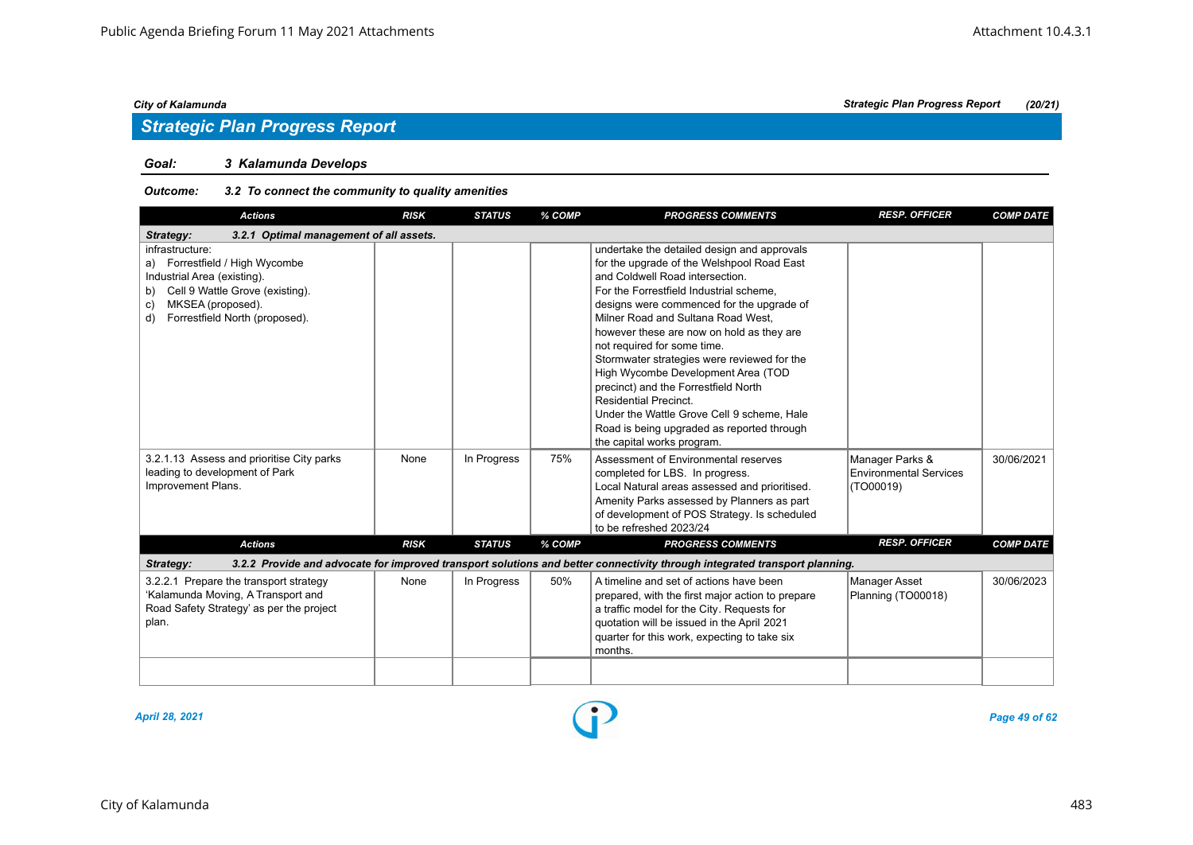## Strategic Plan Progress Report

### Goal: 3 Kalamunda Develops

**Outcome: 3.2 To connect the community to quality amenities**

| Actions | RISK | STATUS | % COMP | PROGRESS COMMENTS | RESP. OFFICER | COMP DATE |
|---|---|---|---|---|---|---|
| **Strategy: 3.2.1 Optimal management of all assets.** | | | | | | |
| infrastructure:<br>a) Forrestfield / High Wycombe Industrial Area (existing).<br>b) Cell 9 Wattle Grove (existing).<br>c) MKSEA (proposed).<br>d) Forrestfield North (proposed). | | | | undertake the detailed design and approvals for the upgrade of the Welshpool Road East and Coldwell Road intersection.<br>For the Forrestfield Industrial scheme, designs were commenced for the upgrade of Milner Road and Sultana Road West, however these are now on hold as they are not required for some time.<br>Stormwater strategies were reviewed for the High Wycombe Development Area (TOD precinct) and the Forrestfield North Residential Precinct.<br>Under the Wattle Grove Cell 9 scheme, Hale Road is being upgraded as reported through the capital works program. | | |
| 3.2.1.13 Assess and prioritise City parks leading to development of Park Improvement Plans. | None | In Progress | 75% | Assessment of Environmental reserves completed for LBS. In progress.<br>Local Natural areas assessed and prioritised.<br>Amenity Parks assessed by Planners as part of development of POS Strategy. Is scheduled to be refreshed 2023/24 | Manager Parks & Environmental Services (TO00019) | 30/06/2021 |

| Actions | RISK | STATUS | % COMP | PROGRESS COMMENTS | RESP. OFFICER | COMP DATE |
|---|---|---|---|---|---|---|
| **Strategy: 3.2.2 Provide and advocate for improved transport solutions and better connectivity through integrated transport planning.** | | | | | | |
| 3.2.2.1 Prepare the transport strategy 'Kalamunda Moving, A Transport and Road Safety Strategy' as per the project plan. | None | In Progress | 50% | A timeline and set of actions have been prepared, with the first major action to prepare a traffic model for the City. Requests for quotation will be issued in the April 2021 quarter for this work, expecting to take six months. | Manager Asset Planning (TO00018) | 30/06/2023 |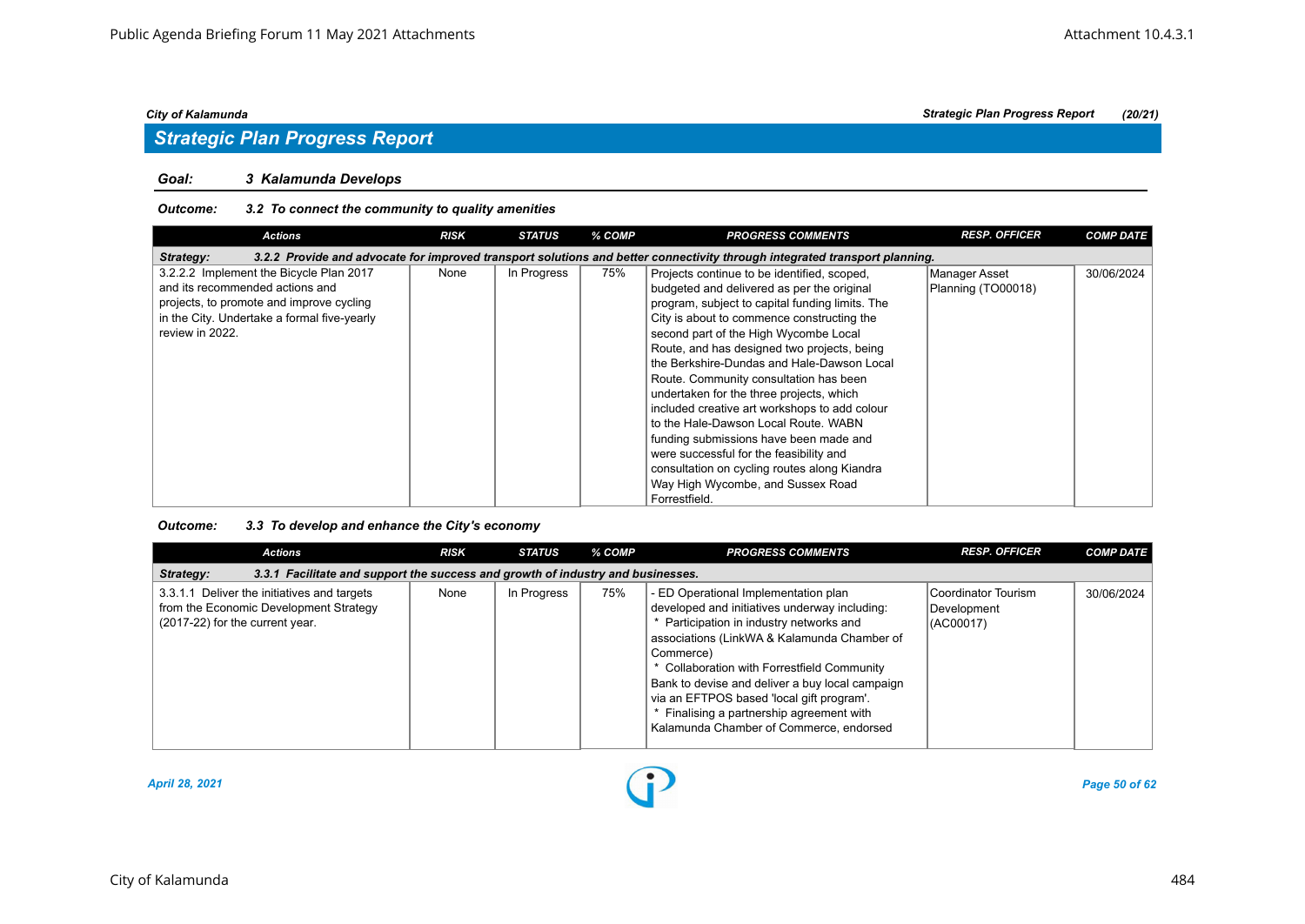## Strategic Plan Progress Report

### Goal: 3 Kalamunda Develops

**Outcome: 3.2 To connect the community to quality amenities**

| Actions | RISK | STATUS | % COMP | PROGRESS COMMENTS | RESP. OFFICER | COMP DATE |
|---|---|---|---|---|---|---|
| **Strategy: 3.2.2 Provide and advocate for improved transport solutions and better connectivity through integrated transport planning.** | | | | | | |
| 3.2.2.2 Implement the Bicycle Plan 2017 and its recommended actions and projects, to promote and improve cycling in the City. Undertake a formal five-yearly review in 2022. | None | In Progress | 75% | Projects continue to be identified, scoped, budgeted and delivered as per the original program, subject to capital funding limits. The City is about to commence constructing the second part of the High Wycombe Local Route, and has designed two projects, being the Berkshire-Dundas and Hale-Dawson Local Route. Community consultation has been undertaken for the three projects, which included creative art workshops to add colour to the Hale-Dawson Local Route. WABN funding submissions have been made and were successful for the feasibility and consultation on cycling routes along Kiandra Way High Wycombe, and Sussex Road Forrestfield. | Manager Asset Planning (TO00018) | 30/06/2024 |

**Outcome: 3.3 To develop and enhance the City's economy**

| Actions | RISK | STATUS | % COMP | PROGRESS COMMENTS | RESP. OFFICER | COMP DATE |
|---|---|---|---|---|---|---|
| **Strategy: 3.3.1 Facilitate and support the success and growth of industry and businesses.** | | | | | | |
| 3.3.1.1 Deliver the initiatives and targets from the Economic Development Strategy (2017-22) for the current year. | None | In Progress | 75% | - ED Operational Implementation plan developed and initiatives underway including: * Participation in industry networks and associations (LinkWA & Kalamunda Chamber of Commerce) * Collaboration with Forrestfield Community Bank to devise and deliver a buy local campaign via an EFTPOS based 'local gift program'. * Finalising a partnership agreement with Kalamunda Chamber of Commerce, endorsed | Coordinator Tourism Development (AC00017) | 30/06/2024 |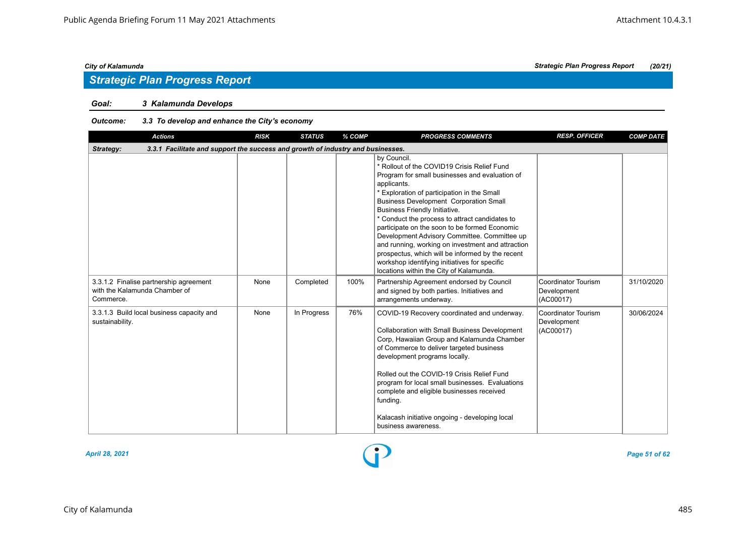## Strategic Plan Progress Report

*City of Kalamunda* — *Strategic Plan Progress Report (20/21)*

**Goal:** 3 Kalamunda Develops

**Outcome:** 3.3 To develop and enhance the City's economy

| Actions | RISK | STATUS | % COMP | PROGRESS COMMENTS | RESP. OFFICER | COMP DATE |
|---|---|---|---|---|---|---|
| **Strategy: 3.3.1 Facilitate and support the success and growth of industry and businesses.** | | | | | | |
| | | | | by Council.<br>* Rollout of the COVID19 Crisis Relief Fund Program for small businesses and evaluation of applicants.<br>* Exploration of participation in the Small Business Development Corporation Small Business Friendly Initiative.<br>* Conduct the process to attract candidates to participate on the soon to be formed Economic Development Advisory Committee. Committee up and running, working on investment and attraction prospectus, which will be informed by the recent workshop identifying initiatives for specific locations within the City of Kalamunda. | | |
| 3.3.1.2 Finalise partnership agreement with the Kalamunda Chamber of Commerce. | None | Completed | 100% | Partnership Agreement endorsed by Council and signed by both parties. Initiatives and arrangements underway. | Coordinator Tourism Development (AC00017) | 31/10/2020 |
| 3.3.1.3 Build local business capacity and sustainability. | None | In Progress | 76% | COVID-19 Recovery coordinated and underway.<br><br>Collaboration with Small Business Development Corp, Hawaiian Group and Kalamunda Chamber of Commerce to deliver targeted business development programs locally.<br><br>Rolled out the COVID-19 Crisis Relief Fund program for local small businesses. Evaluations complete and eligible businesses received funding.<br><br>Kalacash initiative ongoing - developing local business awareness. | Coordinator Tourism Development (AC00017) | 30/06/2024 |

*April 28, 2021*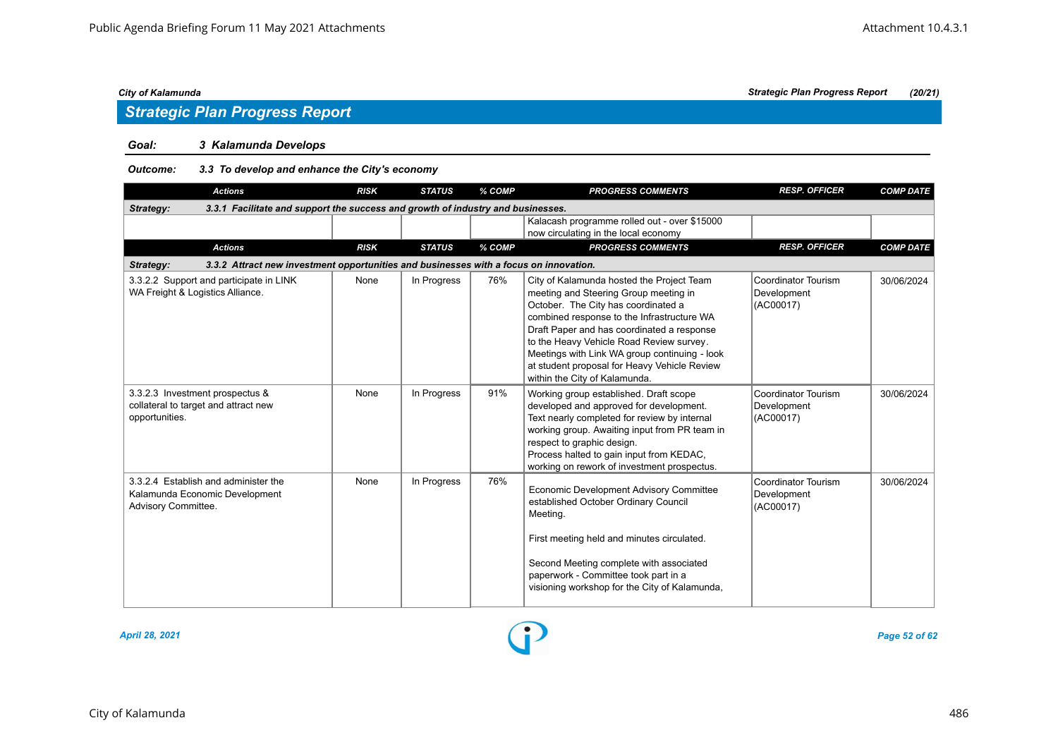## Strategic Plan Progress Report

**Goal:** 3 Kalamunda Develops

**Outcome:** 3.3 To develop and enhance the City's economy

| Actions | RISK | STATUS | % COMP | PROGRESS COMMENTS | RESP. OFFICER | COMP DATE |
|---|---|---|---|---|---|---|
| **Strategy: 3.3.1 Facilitate and support the success and growth of industry and businesses.** | | | | | | |
| | | | | Kalacash programme rolled out - over $15000 now circulating in the local economy | | |

| Actions | RISK | STATUS | % COMP | PROGRESS COMMENTS | RESP. OFFICER | COMP DATE |
|---|---|---|---|---|---|---|
| **Strategy: 3.3.2 Attract new investment opportunities and businesses with a focus on innovation.** | | | | | | |
| 3.3.2.2 Support and participate in LINK WA Freight & Logistics Alliance. | None | In Progress | 76% | City of Kalamunda hosted the Project Team meeting and Steering Group meeting in October. The City has coordinated a combined response to the Infrastructure WA Draft Paper and has coordinated a response to the Heavy Vehicle Road Review survey. Meetings with Link WA group continuing - look at student proposal for Heavy Vehicle Review within the City of Kalamunda. | Coordinator Tourism Development (AC00017) | 30/06/2024 |
| 3.3.2.3 Investment prospectus & collateral to target and attract new opportunities. | None | In Progress | 91% | Working group established. Draft scope developed and approved for development. Text nearly completed for review by internal working group. Awaiting input from PR team in respect to graphic design. Process halted to gain input from KEDAC, working on rework of investment prospectus. | Coordinator Tourism Development (AC00017) | 30/06/2024 |
| 3.3.2.4 Establish and administer the Kalamunda Economic Development Advisory Committee. | None | In Progress | 76% | Economic Development Advisory Committee established October Ordinary Council Meeting.<br><br>First meeting held and minutes circulated.<br><br>Second Meeting complete with associated paperwork - Committee took part in a visioning workshop for the City of Kalamunda, | Coordinator Tourism Development (AC00017) | 30/06/2024 |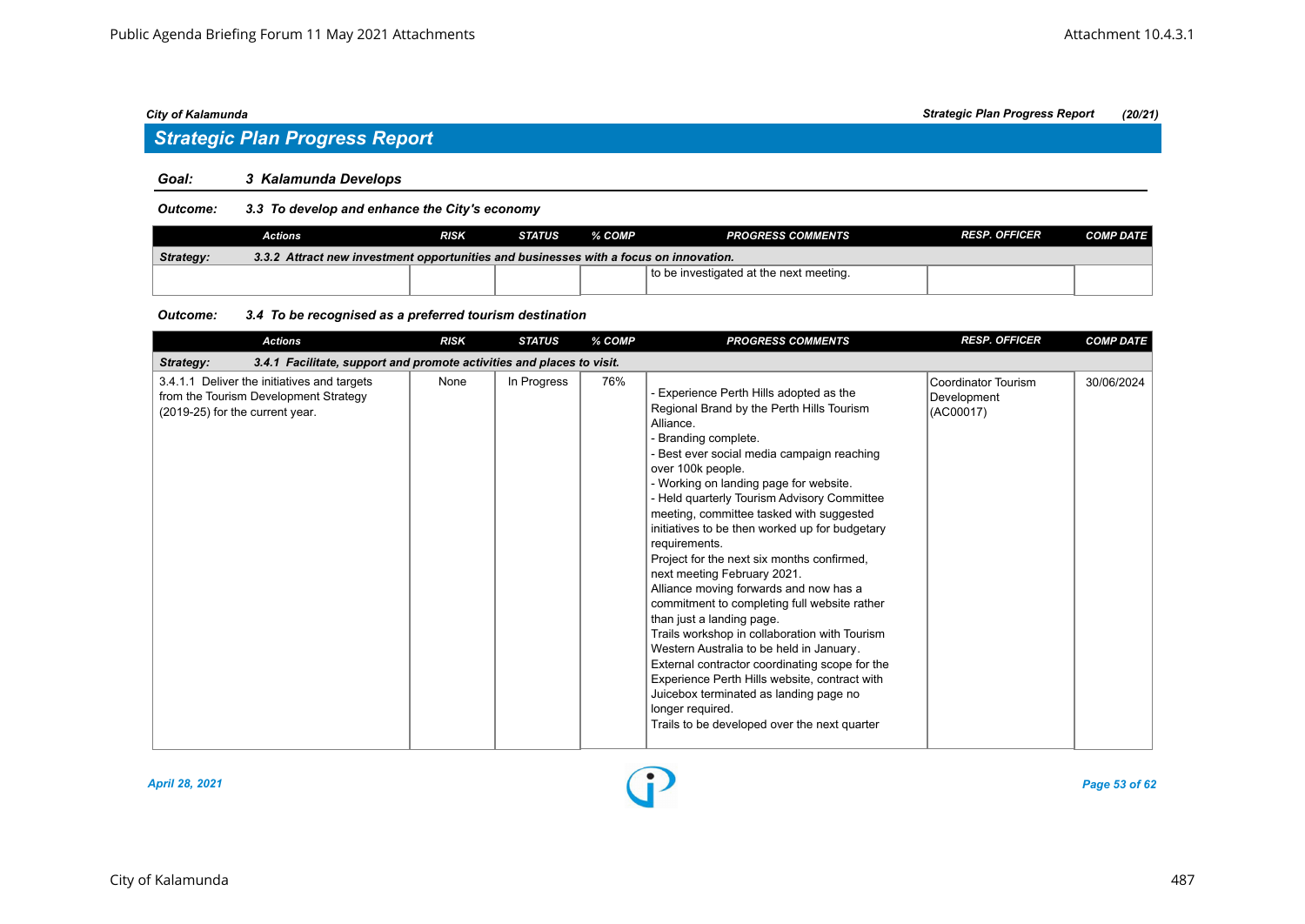City of Kalamunda — Strategic Plan Progress Report (20/21)

## Strategic Plan Progress Report

**Goal:** 3 Kalamunda Develops

**Outcome:** 3.3 To develop and enhance the City's economy

| Actions | RISK | STATUS | % COMP | PROGRESS COMMENTS | RESP. OFFICER | COMP DATE |
|---|---|---|---|---|---|---|
| **Strategy:** 3.3.2 Attract new investment opportunities and businesses with a focus on innovation. | | | | | | |
| | | | | to be investigated at the next meeting. | | |

**Outcome:** 3.4 To be recognised as a preferred tourism destination

| Actions | RISK | STATUS | % COMP | PROGRESS COMMENTS | RESP. OFFICER | COMP DATE |
|---|---|---|---|---|---|---|
| **Strategy:** 3.4.1 Facilitate, support and promote activities and places to visit. | | | | | | |
| 3.4.1.1 Deliver the initiatives and targets from the Tourism Development Strategy (2019-25) for the current year. | None | In Progress | 76% | - Experience Perth Hills adopted as the Regional Brand by the Perth Hills Tourism Alliance.<br>- Branding complete.<br>- Best ever social media campaign reaching over 100k people.<br>- Working on landing page for website.<br>- Held quarterly Tourism Advisory Committee meeting, committee tasked with suggested initiatives to be then worked up for budgetary requirements.<br>Project for the next six months confirmed, next meeting February 2021.<br>Alliance moving forwards and now has a commitment to completing full website rather than just a landing page.<br>Trails workshop in collaboration with Tourism Western Australia to be held in January.<br>External contractor coordinating scope for the Experience Perth Hills website, contract with Juicebox terminated as landing page no longer required.<br>Trails to be developed over the next quarter | Coordinator Tourism Development (AC00017) | 30/06/2024 |

April 28, 2021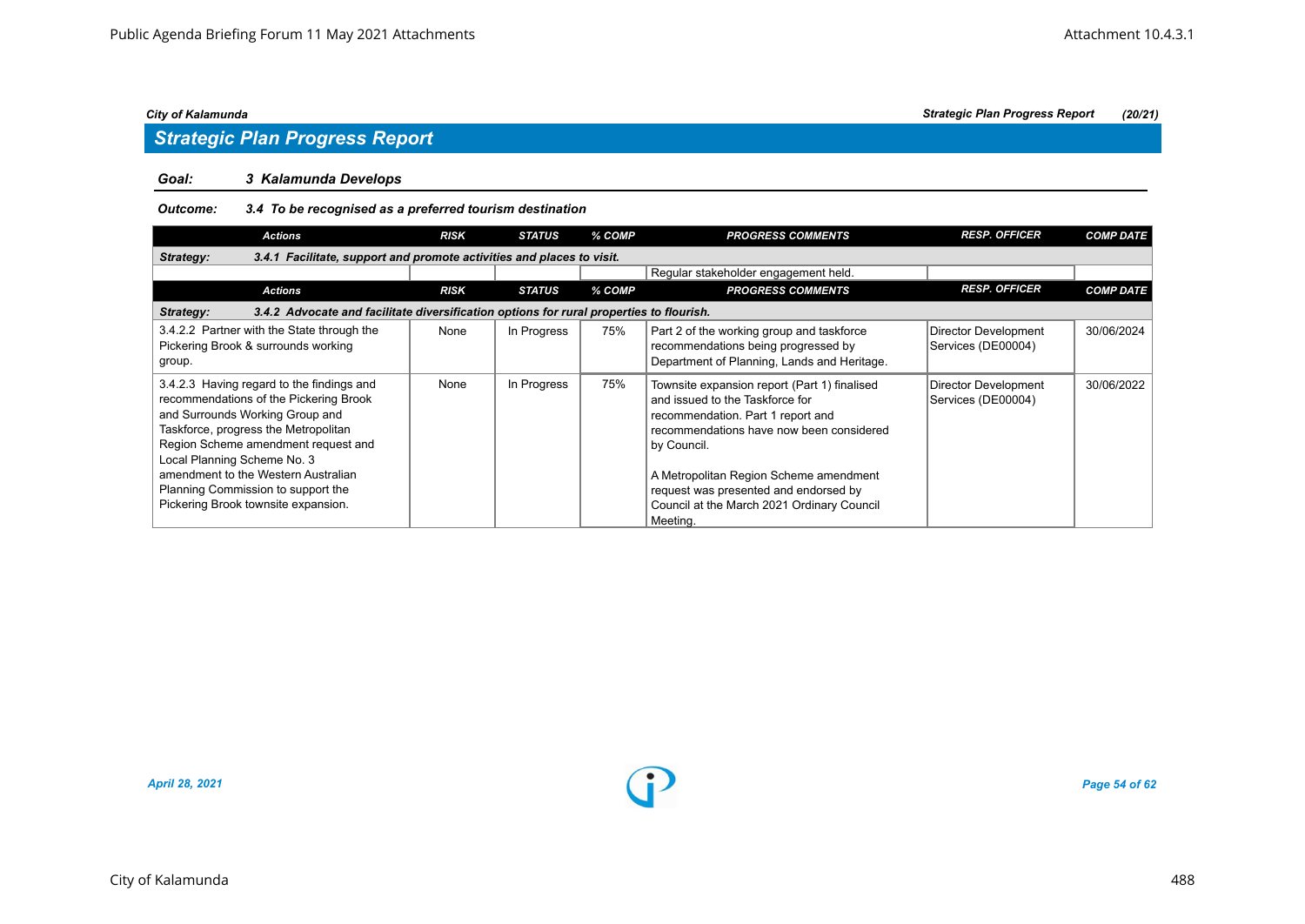## Strategic Plan Progress Report

**City of Kalamunda** — *Strategic Plan Progress Report (20/21)*

**Goal:** *3 Kalamunda Develops*

**Outcome:** *3.4 To be recognised as a preferred tourism destination*

| Actions | RISK | STATUS | % COMP | PROGRESS COMMENTS | RESP. OFFICER | COMP DATE |
|---|---|---|---|---|---|---|
| **Strategy: 3.4.1 Facilitate, support and promote activities and places to visit.** | | | | | | |
| | | | | Regular stakeholder engagement held. | | |

| Actions | RISK | STATUS | % COMP | PROGRESS COMMENTS | RESP. OFFICER | COMP DATE |
|---|---|---|---|---|---|---|
| **Strategy: 3.4.2 Advocate and facilitate diversification options for rural properties to flourish.** | | | | | | |
| 3.4.2.2 Partner with the State through the Pickering Brook & surrounds working group. | None | In Progress | 75% | Part 2 of the working group and taskforce recommendations being progressed by Department of Planning, Lands and Heritage. | Director Development Services (DE00004) | 30/06/2024 |
| 3.4.2.3 Having regard to the findings and recommendations of the Pickering Brook and Surrounds Working Group and Taskforce, progress the Metropolitan Region Scheme amendment request and Local Planning Scheme No. 3 amendment to the Western Australian Planning Commission to support the Pickering Brook townsite expansion. | None | In Progress | 75% | Townsite expansion report (Part 1) finalised and issued to the Taskforce for recommendation. Part 1 report and recommendations have now been considered by Council.<br><br>A Metropolitan Region Scheme amendment request was presented and endorsed by Council at the March 2021 Ordinary Council Meeting. | Director Development Services (DE00004) | 30/06/2022 |

*April 28, 2021*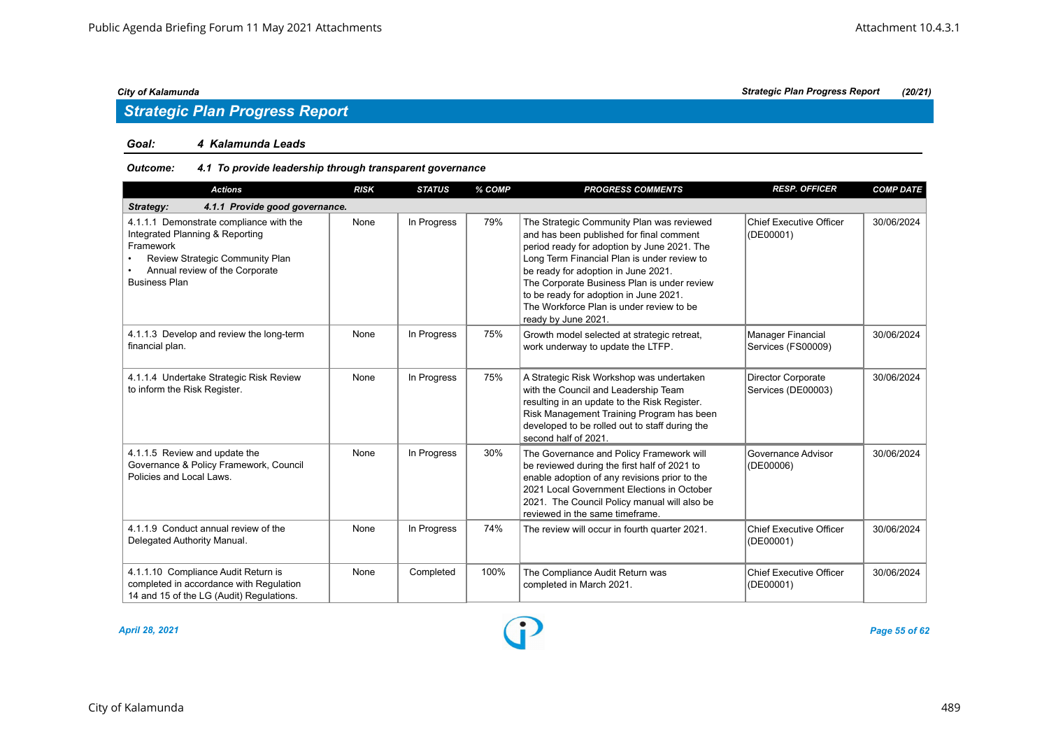## Strategic Plan Progress Report

**Goal:** *4 Kalamunda Leads*

**Outcome:** *4.1 To provide leadership through transparent governance*

| Actions | RISK | STATUS | % COMP | PROGRESS COMMENTS | RESP. OFFICER | COMP DATE |
|---|---|---|---|---|---|---|
| **Strategy: 4.1.1 Provide good governance.** | | | | | | |
| 4.1.1.1 Demonstrate compliance with the Integrated Planning & Reporting Framework<br>• Review Strategic Community Plan<br>• Annual review of the Corporate Business Plan | None | In Progress | 79% | The Strategic Community Plan was reviewed and has been published for final comment period ready for adoption by June 2021. The Long Term Financial Plan is under review to be ready for adoption in June 2021.<br>The Corporate Business Plan is under review to be ready for adoption in June 2021.<br>The Workforce Plan is under review to be ready by June 2021. | Chief Executive Officer (DE00001) | 30/06/2024 |
| 4.1.1.3 Develop and review the long-term financial plan. | None | In Progress | 75% | Growth model selected at strategic retreat, work underway to update the LTFP. | Manager Financial Services (FS00009) | 30/06/2024 |
| 4.1.1.4 Undertake Strategic Risk Review to inform the Risk Register. | None | In Progress | 75% | A Strategic Risk Workshop was undertaken with the Council and Leadership Team resulting in an update to the Risk Register. Risk Management Training Program has been developed to be rolled out to staff during the second half of 2021. | Director Corporate Services (DE00003) | 30/06/2024 |
| 4.1.1.5 Review and update the Governance & Policy Framework, Council Policies and Local Laws. | None | In Progress | 30% | The Governance and Policy Framework will be reviewed during the first half of 2021 to enable adoption of any revisions prior to the 2021 Local Government Elections in October 2021. The Council Policy manual will also be reviewed in the same timeframe. | Governance Advisor (DE00006) | 30/06/2024 |
| 4.1.1.9 Conduct annual review of the Delegated Authority Manual. | None | In Progress | 74% | The review will occur in fourth quarter 2021. | Chief Executive Officer (DE00001) | 30/06/2024 |
| 4.1.1.10 Compliance Audit Return is completed in accordance with Regulation 14 and 15 of the LG (Audit) Regulations. | None | Completed | 100% | The Compliance Audit Return was completed in March 2021. | Chief Executive Officer (DE00001) | 30/06/2024 |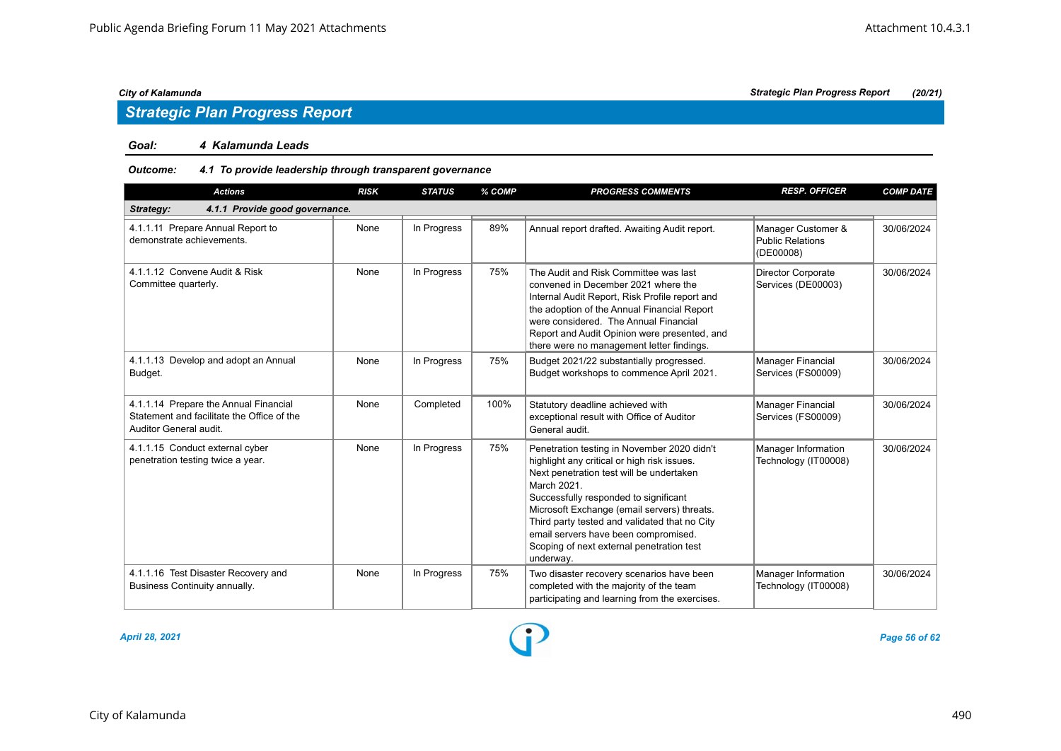## Strategic Plan Progress Report

**City of Kalamunda** — *Strategic Plan Progress Report (20/21)*

### Goal: 4 Kalamunda Leads

#### Outcome: 4.1 To provide leadership through transparent governance

| Actions | RISK | STATUS | % COMP | PROGRESS COMMENTS | RESP. OFFICER | COMP DATE |
|---|---|---|---|---|---|---|
| ***Strategy: 4.1.1 Provide good governance.*** | | | | | | |
| 4.1.1.11 Prepare Annual Report to demonstrate achievements. | None | In Progress | 89% | Annual report drafted. Awaiting Audit report. | Manager Customer & Public Relations (DE00008) | 30/06/2024 |
| 4.1.1.12 Convene Audit & Risk Committee quarterly. | None | In Progress | 75% | The Audit and Risk Committee was last convened in December 2021 where the Internal Audit Report, Risk Profile report and the adoption of the Annual Financial Report were considered. The Annual Financial Report and Audit Opinion were presented, and there were no management letter findings. | Director Corporate Services (DE00003) | 30/06/2024 |
| 4.1.1.13 Develop and adopt an Annual Budget. | None | In Progress | 75% | Budget 2021/22 substantially progressed. Budget workshops to commence April 2021. | Manager Financial Services (FS00009) | 30/06/2024 |
| 4.1.1.14 Prepare the Annual Financial Statement and facilitate the Office of the Auditor General audit. | None | Completed | 100% | Statutory deadline achieved with exceptional result with Office of Auditor General audit. | Manager Financial Services (FS00009) | 30/06/2024 |
| 4.1.1.15 Conduct external cyber penetration testing twice a year. | None | In Progress | 75% | Penetration testing in November 2020 didn't highlight any critical or high risk issues. Next penetration test will be undertaken March 2021. Successfully responded to significant Microsoft Exchange (email servers) threats. Third party tested and validated that no City email servers have been compromised. Scoping of next external penetration test underway. | Manager Information Technology (IT00008) | 30/06/2024 |
| 4.1.1.16 Test Disaster Recovery and Business Continuity annually. | None | In Progress | 75% | Two disaster recovery scenarios have been completed with the majority of the team participating and learning from the exercises. | Manager Information Technology (IT00008) | 30/06/2024 |

*April 28, 2021*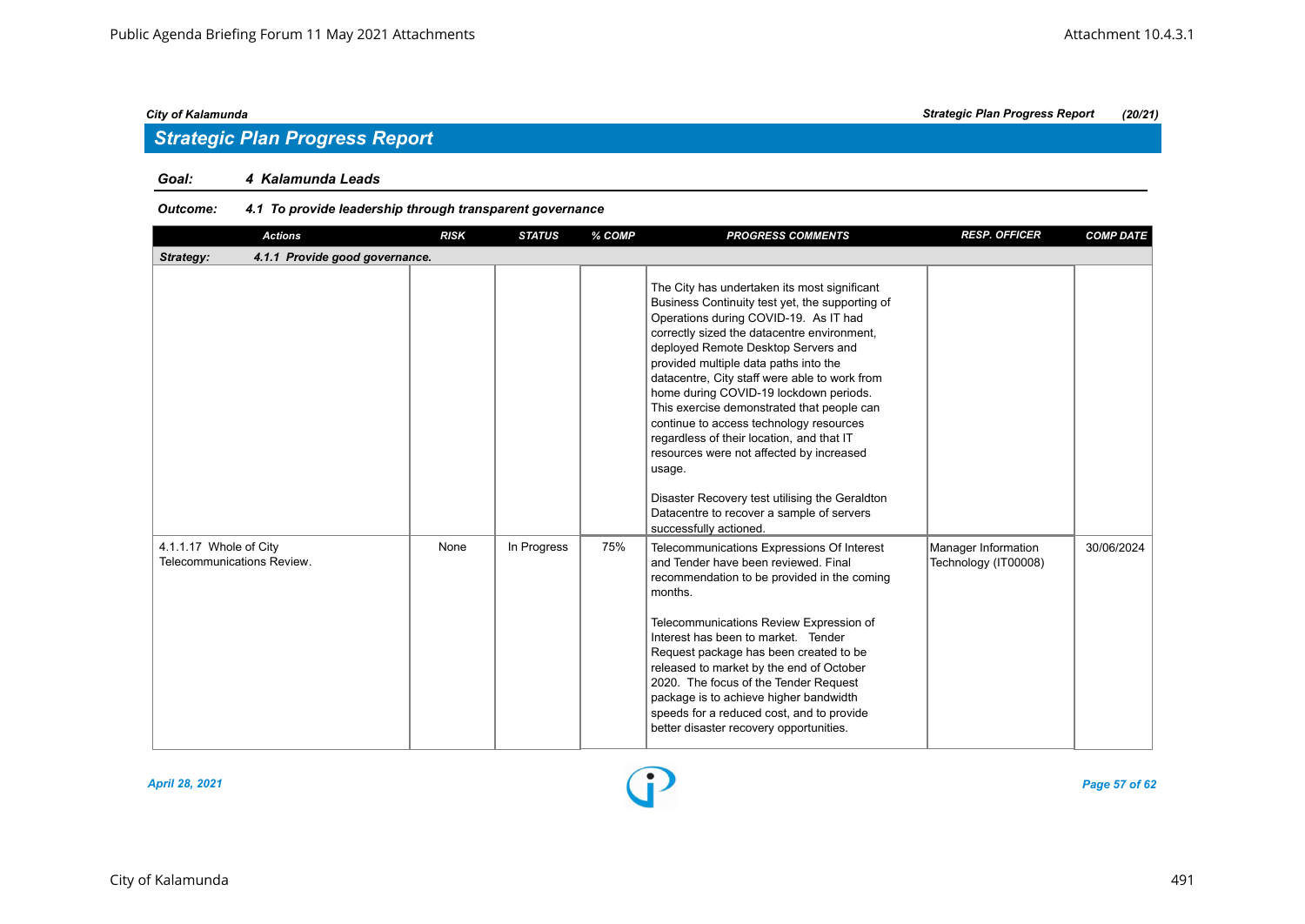## Strategic Plan Progress Report

**Goal:** *4 Kalamunda Leads*

**Outcome:** *4.1 To provide leadership through transparent governance*

| Actions | RISK | STATUS | % COMP | PROGRESS COMMENTS | RESP. OFFICER | COMP DATE |
|---|---|---|---|---|---|---|
| **Strategy: 4.1.1 Provide good governance.** | | | | | | |
| | | | | The City has undertaken its most significant Business Continuity test yet, the supporting of Operations during COVID-19. As IT had correctly sized the datacentre environment, deployed Remote Desktop Servers and provided multiple data paths into the datacentre, City staff were able to work from home during COVID-19 lockdown periods. This exercise demonstrated that people can continue to access technology resources regardless of their location, and that IT resources were not affected by increased usage.<br><br>Disaster Recovery test utilising the Geraldton Datacentre to recover a sample of servers successfully actioned. | | |
| 4.1.1.17 Whole of City Telecommunications Review. | None | In Progress | 75% | Telecommunications Expressions Of Interest and Tender have been reviewed. Final recommendation to be provided in the coming months.<br><br>Telecommunications Review Expression of Interest has been to market. Tender Request package has been created to be released to market by the end of October 2020. The focus of the Tender Request package is to achieve higher bandwidth speeds for a reduced cost, and to provide better disaster recovery opportunities. | Manager Information Technology (IT00008) | 30/06/2024 |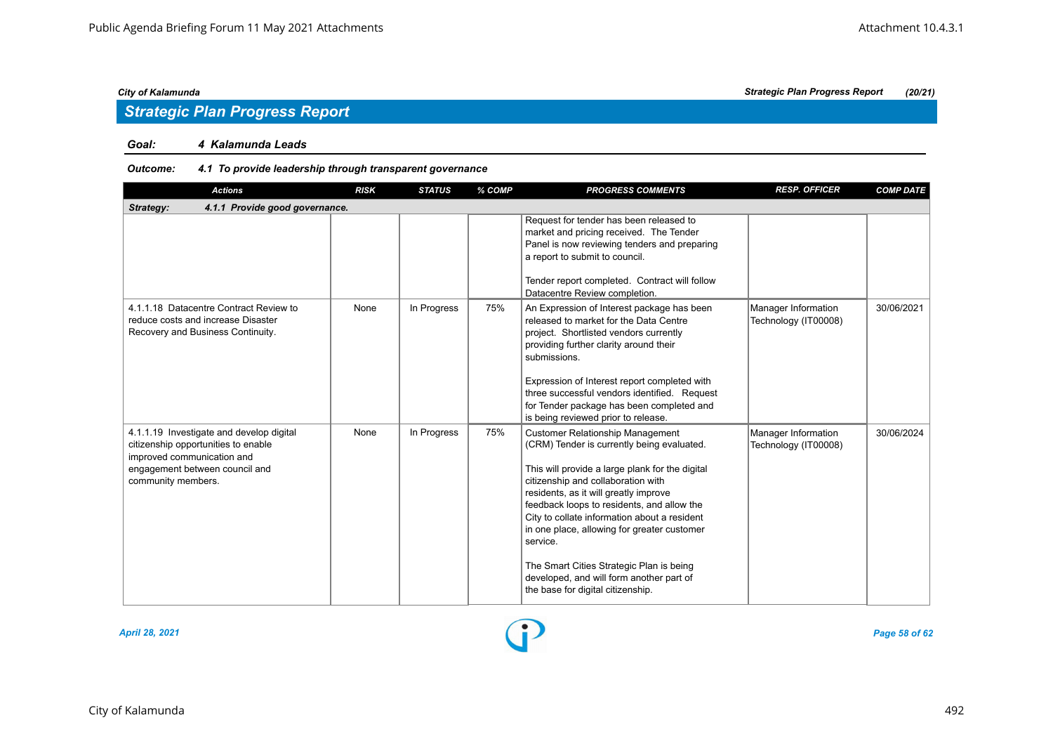## Strategic Plan Progress Report

**Goal:** *4 Kalamunda Leads*

**Outcome:** *4.1 To provide leadership through transparent governance*

| Actions | RISK | STATUS | % COMP | PROGRESS COMMENTS | RESP. OFFICER | COMP DATE |
|---|---|---|---|---|---|---|
| ***Strategy: 4.1.1 Provide good governance.*** | | | | | | |
| | | | | Request for tender has been released to market and pricing received. The Tender Panel is now reviewing tenders and preparing a report to submit to council.<br><br>Tender report completed. Contract will follow Datacentre Review completion. | | |
| 4.1.1.18 Datacentre Contract Review to reduce costs and increase Disaster Recovery and Business Continuity. | None | In Progress | 75% | An Expression of Interest package has been released to market for the Data Centre project. Shortlisted vendors currently providing further clarity around their submissions.<br><br>Expression of Interest report completed with three successful vendors identified. Request for Tender package has been completed and is being reviewed prior to release. | Manager Information Technology (IT00008) | 30/06/2021 |
| 4.1.1.19 Investigate and develop digital citizenship opportunities to enable improved communication and engagement between council and community members. | None | In Progress | 75% | Customer Relationship Management (CRM) Tender is currently being evaluated.<br><br>This will provide a large plank for the digital citizenship and collaboration with residents, as it will greatly improve feedback loops to residents, and allow the City to collate information about a resident in one place, allowing for greater customer service.<br><br>The Smart Cities Strategic Plan is being developed, and will form another part of the base for digital citizenship. | Manager Information Technology (IT00008) | 30/06/2024 |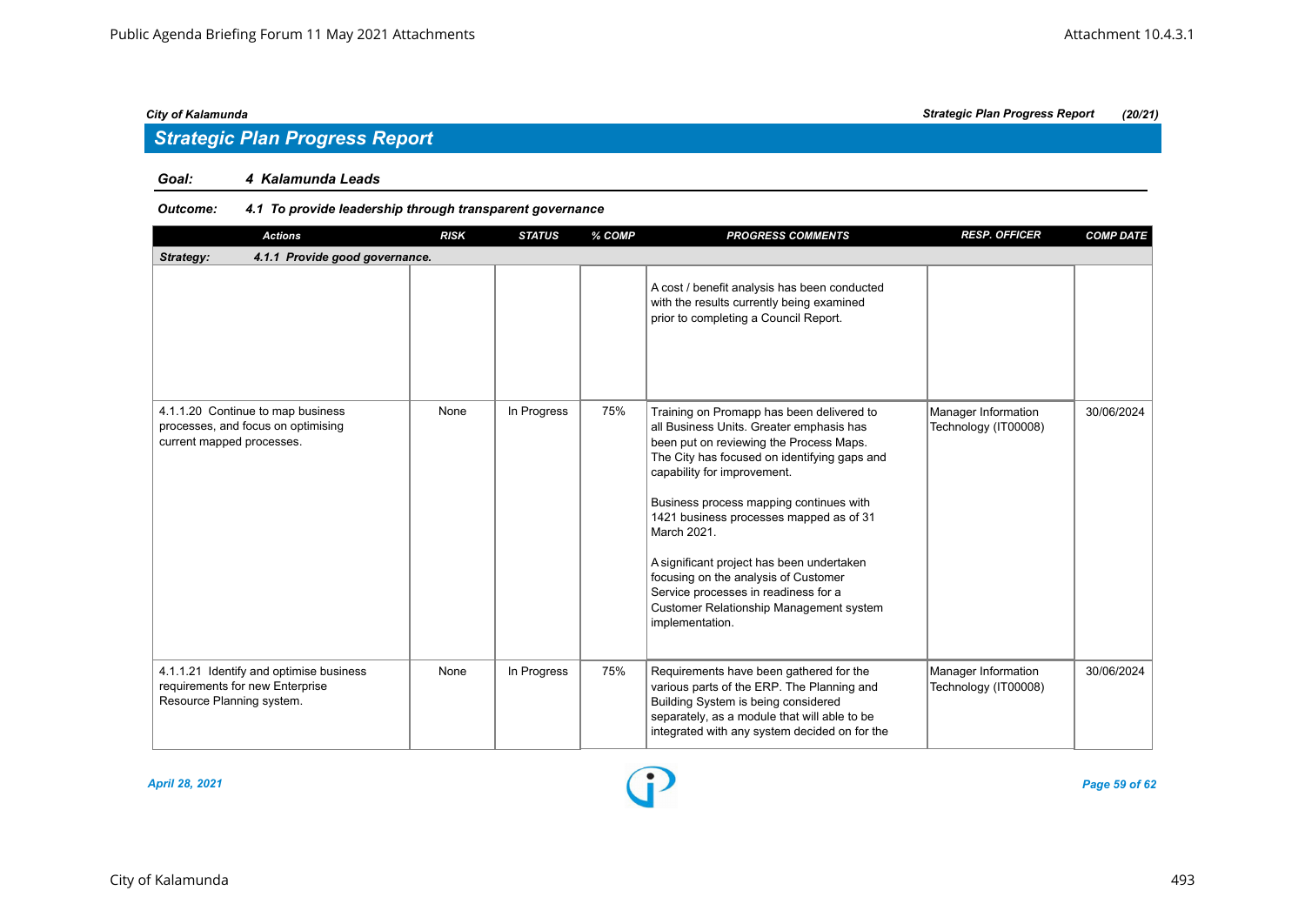## Strategic Plan Progress Report

**Goal:** ***4 Kalamunda Leads***

**Outcome:** ***4.1 To provide leadership through transparent governance***

| Actions | RISK | STATUS | % COMP | PROGRESS COMMENTS | RESP. OFFICER | COMP DATE |
|---|---|---|---|---|---|---|
| **Strategy: 4.1.1 Provide good governance.** | | | | | | |
| | | | | A cost / benefit analysis has been conducted with the results currently being examined prior to completing a Council Report. | | |
| 4.1.1.20 Continue to map business processes, and focus on optimising current mapped processes. | None | In Progress | 75% | Training on Promapp has been delivered to all Business Units. Greater emphasis has been put on reviewing the Process Maps. The City has focused on identifying gaps and capability for improvement.<br><br>Business process mapping continues with 1421 business processes mapped as of 31 March 2021.<br><br>A significant project has been undertaken focusing on the analysis of Customer Service processes in readiness for a Customer Relationship Management system implementation. | Manager Information Technology (IT00008) | 30/06/2024 |
| 4.1.1.21 Identify and optimise business requirements for new Enterprise Resource Planning system. | None | In Progress | 75% | Requirements have been gathered for the various parts of the ERP. The Planning and Building System is being considered separately, as a module that will able to be integrated with any system decided on for the | Manager Information Technology (IT00008) | 30/06/2024 |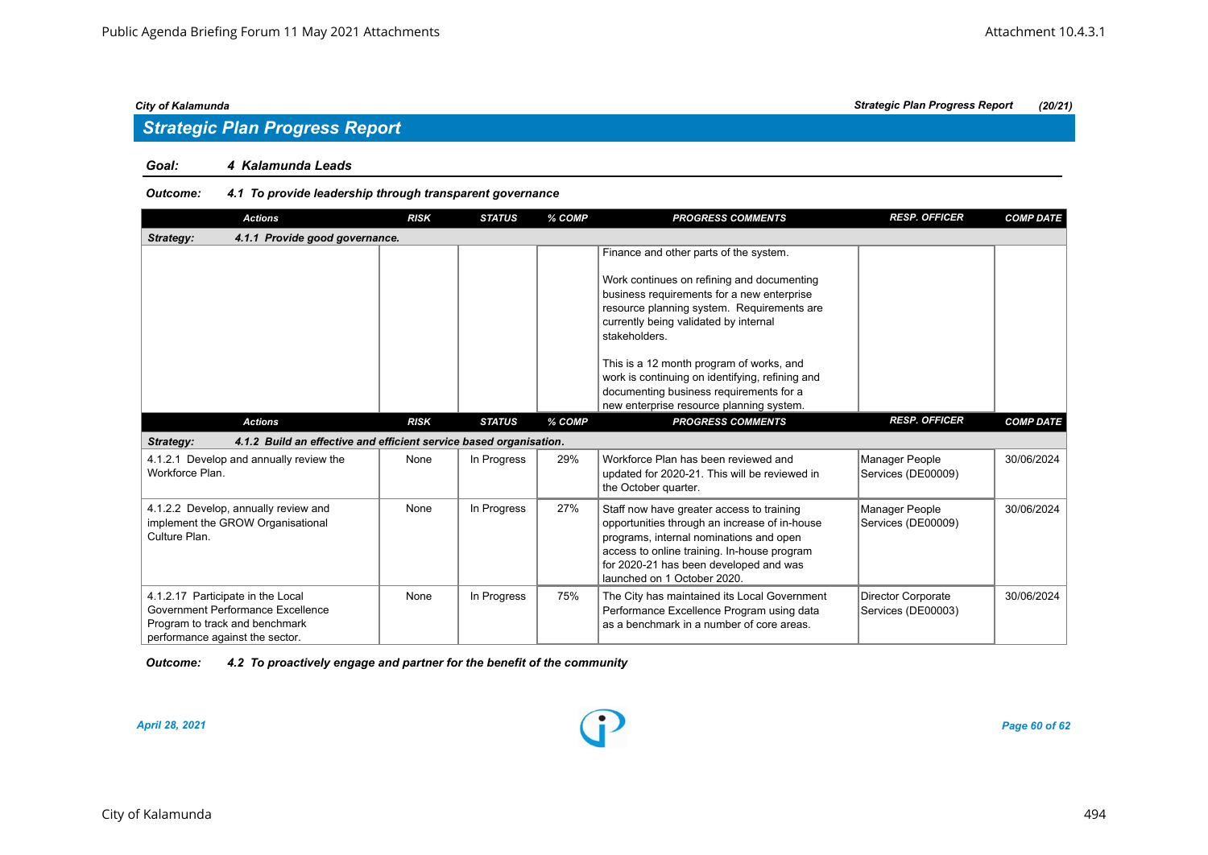City of Kalamunda

## Strategic Plan Progress Report

**Goal: 4 Kalamunda Leads**

**Outcome: 4.1 To provide leadership through transparent governance**

| Actions | RISK | STATUS | % COMP | PROGRESS COMMENTS | RESP. OFFICER | COMP DATE |
|---|---|---|---|---|---|---|
| **Strategy: 4.1.1 Provide good governance.** | | | | | | |
| | | | | Finance and other parts of the system.<br><br>Work continues on refining and documenting business requirements for a new enterprise resource planning system. Requirements are currently being validated by internal stakeholders.<br><br>This is a 12 month program of works, and work is continuing on identifying, refining and documenting business requirements for a new enterprise resource planning system. | | |
| **Strategy: 4.1.2 Build an effective and efficient service based organisation.** | | | | | | |
| 4.1.2.1 Develop and annually review the Workforce Plan. | None | In Progress | 29% | Workforce Plan has been reviewed and updated for 2020-21. This will be reviewed in the October quarter. | Manager People Services (DE00009) | 30/06/2024 |
| 4.1.2.2 Develop, annually review and implement the GROW Organisational Culture Plan. | None | In Progress | 27% | Staff now have greater access to training opportunities through an increase of in-house programs, internal nominations and open access to online training. In-house program for 2020-21 has been developed and was launched on 1 October 2020. | Manager People Services (DE00009) | 30/06/2024 |
| 4.1.2.17 Participate in the Local Government Performance Excellence Program to track and benchmark performance against the sector. | None | In Progress | 75% | The City has maintained its Local Government Performance Excellence Program using data as a benchmark in a number of core areas. | Director Corporate Services (DE00003) | 30/06/2024 |

**Outcome: 4.2 To proactively engage and partner for the benefit of the community**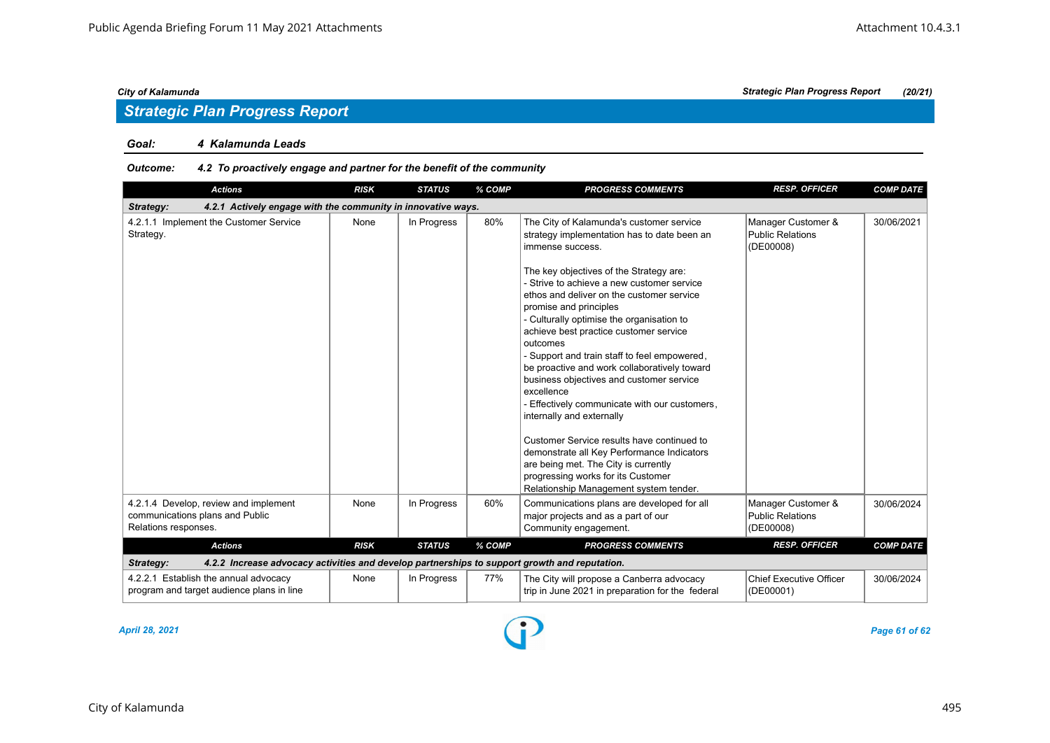## Strategic Plan Progress Report

**Goal:** ***4 Kalamunda Leads***

**Outcome:** ***4.2 To proactively engage and partner for the benefit of the community***

| Actions | RISK | STATUS | % COMP | PROGRESS COMMENTS | RESP. OFFICER | COMP DATE |
|---|---|---|---|---|---|---|
| ***Strategy: 4.2.1 Actively engage with the community in innovative ways.*** | | | | | | |
| 4.2.1.1 Implement the Customer Service Strategy. | None | In Progress | 80% | The City of Kalamunda's customer service strategy implementation has to date been an immense success.<br><br>The key objectives of the Strategy are:<br>- Strive to achieve a new customer service ethos and deliver on the customer service promise and principles<br>- Culturally optimise the organisation to achieve best practice customer service outcomes<br>- Support and train staff to feel empowered, be proactive and work collaboratively toward business objectives and customer service excellence<br>- Effectively communicate with our customers, internally and externally<br><br>Customer Service results have continued to demonstrate all Key Performance Indicators are being met. The City is currently progressing works for its Customer Relationship Management system tender. | Manager Customer & Public Relations (DE00008) | 30/06/2021 |
| 4.2.1.4 Develop, review and implement communications plans and Public Relations responses. | None | In Progress | 60% | Communications plans are developed for all major projects and as a part of our Community engagement. | Manager Customer & Public Relations (DE00008) | 30/06/2024 |

| Actions | RISK | STATUS | % COMP | PROGRESS COMMENTS | RESP. OFFICER | COMP DATE |
|---|---|---|---|---|---|---|
| ***Strategy: 4.2.2 Increase advocacy activities and develop partnerships to support growth and reputation.*** | | | | | | |
| 4.2.2.1 Establish the annual advocacy program and target audience plans in line | None | In Progress | 77% | The City will propose a Canberra advocacy trip in June 2021 in preparation for the federal | Chief Executive Officer (DE00001) | 30/06/2024 |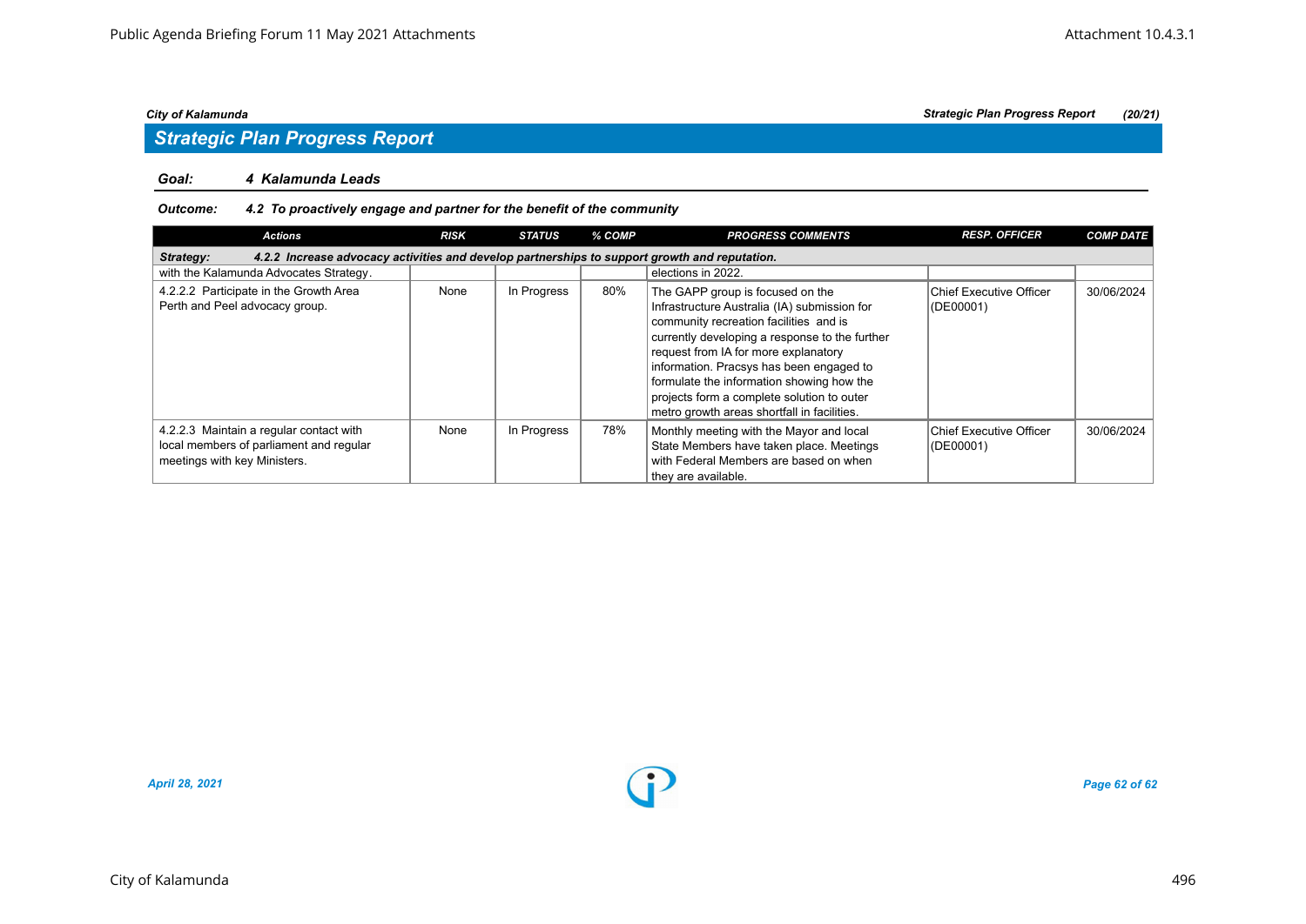## Strategic Plan Progress Report

### Goal: 4 Kalamunda Leads

**Outcome: 4.2 To proactively engage and partner for the benefit of the community**

| Actions | RISK | STATUS | % COMP | PROGRESS COMMENTS | RESP. OFFICER | COMP DATE |
|---|---|---|---|---|---|---|
| **Strategy: 4.2.2 Increase advocacy activities and develop partnerships to support growth and reputation.** | | | | | | |
| with the Kalamunda Advocates Strategy. | | | | elections in 2022. | | |
| 4.2.2.2 Participate in the Growth Area Perth and Peel advocacy group. | None | In Progress | 80% | The GAPP group is focused on the Infrastructure Australia (IA) submission for community recreation facilities and is currently developing a response to the further request from IA for more explanatory information. Pracsys has been engaged to formulate the information showing how the projects form a complete solution to outer metro growth areas shortfall in facilities. | Chief Executive Officer (DE00001) | 30/06/2024 |
| 4.2.2.3 Maintain a regular contact with local members of parliament and regular meetings with key Ministers. | None | In Progress | 78% | Monthly meeting with the Mayor and local State Members have taken place. Meetings with Federal Members are based on when they are available. | Chief Executive Officer (DE00001) | 30/06/2024 |